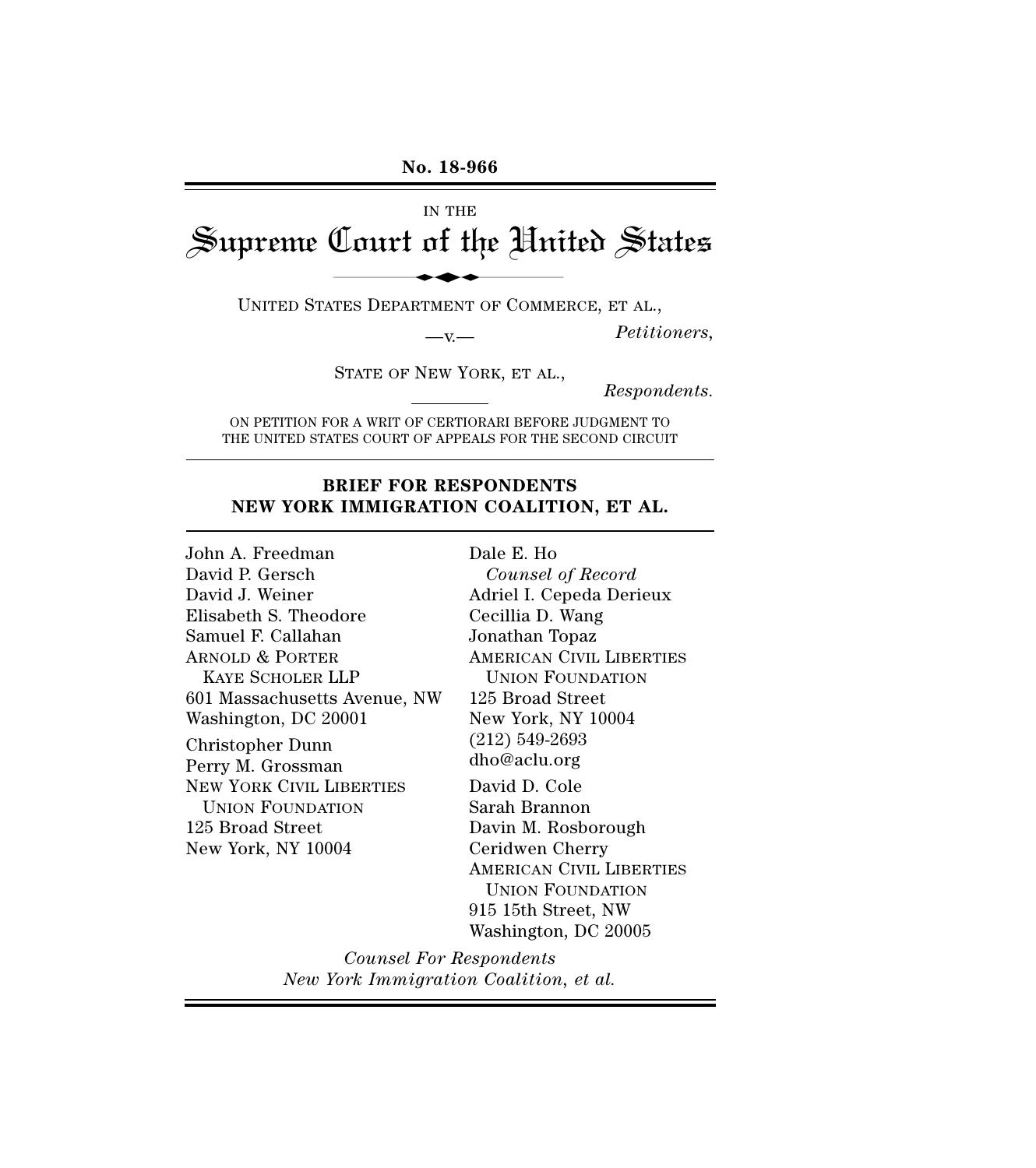**No. 18-966**

IN THE

# Supreme Court of the United States

UNITED STATES DEPARTMENT OF COMMERCE, ET AL.,

*Petitioners*,

—v.—

STATE OF NEW YORK, ET AL.,

*Respondents*.

ON PETITION FOR A WRIT OF CERTIORARI BEFORE JUDGMENT TO THE UNITED STATES COURT OF APPEALS FOR THE SECOND CIRCUIT

## BRIEF FOR RESPONDENTS NEW YORK IMMIGRATION COALITION, ET AL.

John A. Freedman
David P. Gersch
David J. Weiner
Elisabeth S. Theodore
Samuel F. Callahan
ARNOLD & PORTER KAYE SCHOLER LLP
601 Massachusetts Avenue, NW
Washington, DC 20001

Christopher Dunn
Perry M. Grossman
NEW YORK CIVIL LIBERTIES UNION FOUNDATION
125 Broad Street
New York, NY 10004

Dale E. Ho
*Counsel of Record*
Adriel I. Cepeda Derieux
Cecillia D. Wang
Jonathan Topaz
AMERICAN CIVIL LIBERTIES UNION FOUNDATION
125 Broad Street
New York, NY 10004
(212) 549-2693
dho@aclu.org

David D. Cole
Sarah Brannon
Davin M. Rosborough
Ceridwen Cherry
AMERICAN CIVIL LIBERTIES UNION FOUNDATION
915 15th Street, NW
Washington, DC 20005

*Counsel For Respondents New York Immigration Coalition, et al.*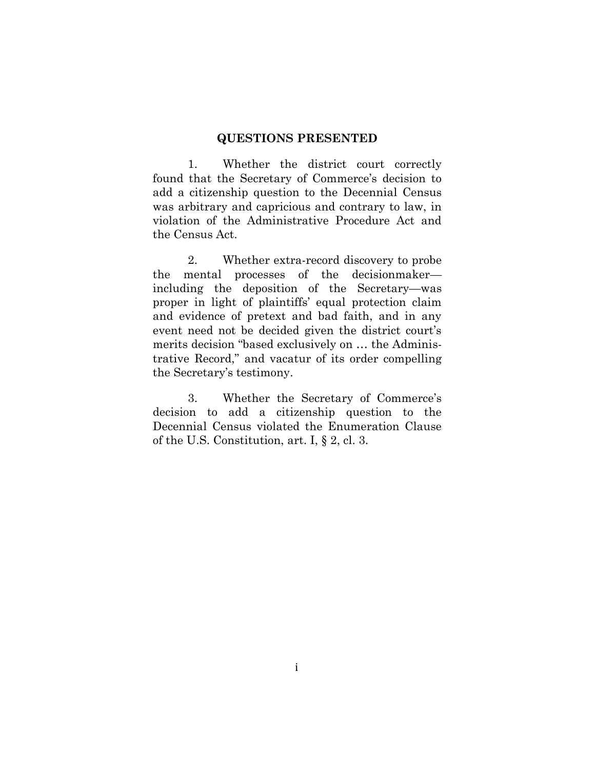# QUESTIONS PRESENTED

1. Whether the district court correctly found that the Secretary of Commerce's decision to add a citizenship question to the Decennial Census was arbitrary and capricious and contrary to law, in violation of the Administrative Procedure Act and the Census Act.

2. Whether extra-record discovery to probe the mental processes of the decisionmaker—including the deposition of the Secretary—was proper in light of plaintiffs' equal protection claim and evidence of pretext and bad faith, and in any event need not be decided given the district court's merits decision "based exclusively on … the Administrative Record," and vacatur of its order compelling the Secretary's testimony.

3. Whether the Secretary of Commerce's decision to add a citizenship question to the Decennial Census violated the Enumeration Clause of the U.S. Constitution, art. I, § 2, cl. 3.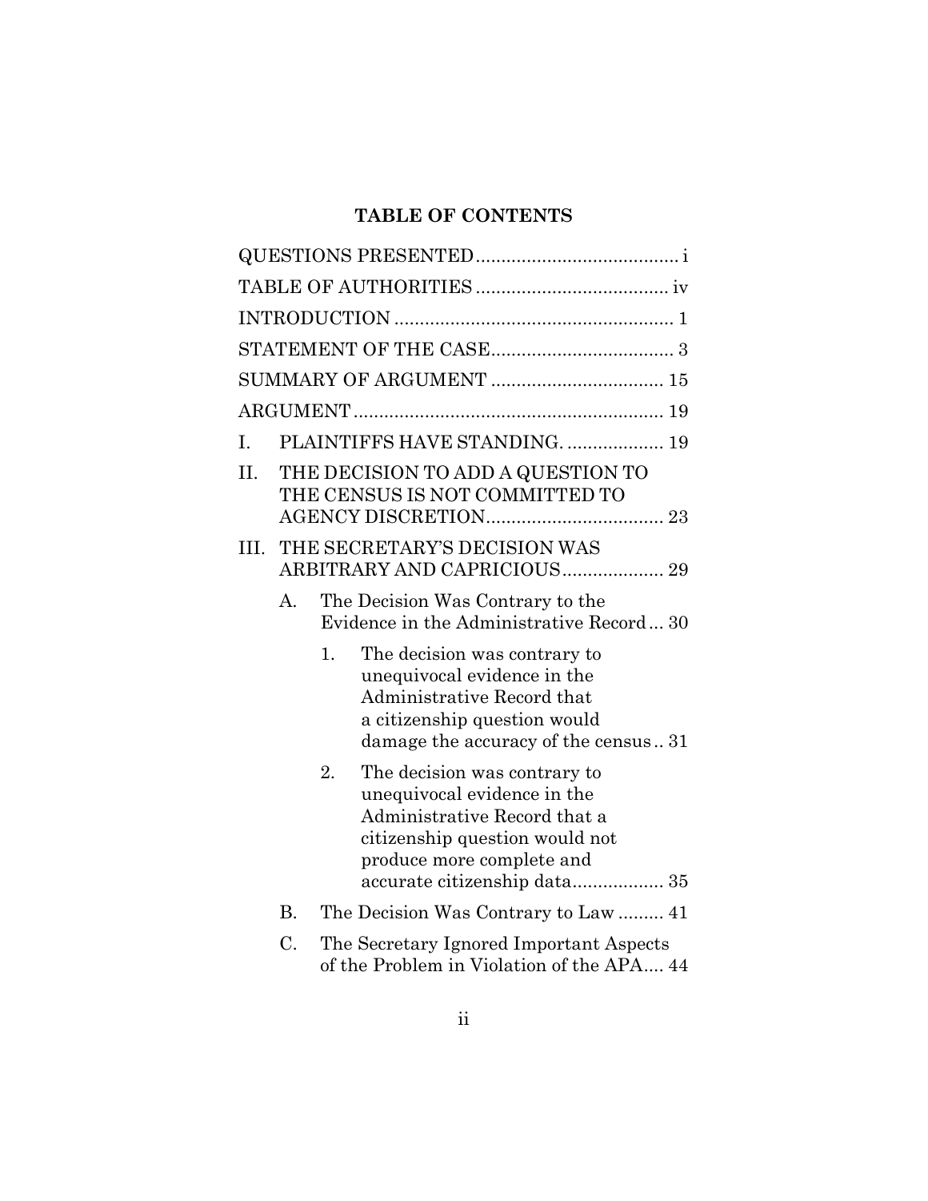## TABLE OF CONTENTS

QUESTIONS PRESENTED ........................................ i

TABLE OF AUTHORITIES ...................................... iv

INTRODUCTION ....................................................... 1

STATEMENT OF THE CASE .................................... 3

SUMMARY OF ARGUMENT .................................. 15

ARGUMENT ............................................................. 19

I. PLAINTIFFS HAVE STANDING. ................... 19

II. THE DECISION TO ADD A QUESTION TO THE CENSUS IS NOT COMMITTED TO AGENCY DISCRETION ................................... 23

III. THE SECRETARY'S DECISION WAS ARBITRARY AND CAPRICIOUS .................... 29

   A. The Decision Was Contrary to the Evidence in the Administrative Record ... 30

      1. The decision was contrary to unequivocal evidence in the Administrative Record that a citizenship question would damage the accuracy of the census .. 31

      2. The decision was contrary to unequivocal evidence in the Administrative Record that a citizenship question would not produce more complete and accurate citizenship data .................. 35

   B. The Decision Was Contrary to Law ......... 41

   C. The Secretary Ignored Important Aspects of the Problem in Violation of the APA .... 44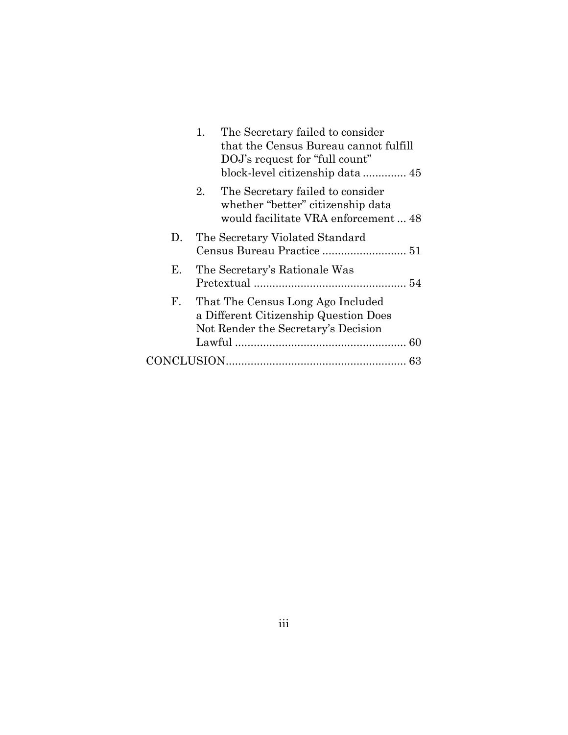1. The Secretary failed to consider that the Census Bureau cannot fulfill DOJ's request for "full count" block-level citizenship data .............. 45

2. The Secretary failed to consider whether "better" citizenship data would facilitate VRA enforcement ... 48

D. The Secretary Violated Standard Census Bureau Practice ........................... 51

E. The Secretary's Rationale Was Pretextual ................................................. 54

F. That The Census Long Ago Included a Different Citizenship Question Does Not Render the Secretary's Decision Lawful ....................................................... 60

CONCLUSION.......................................................... 63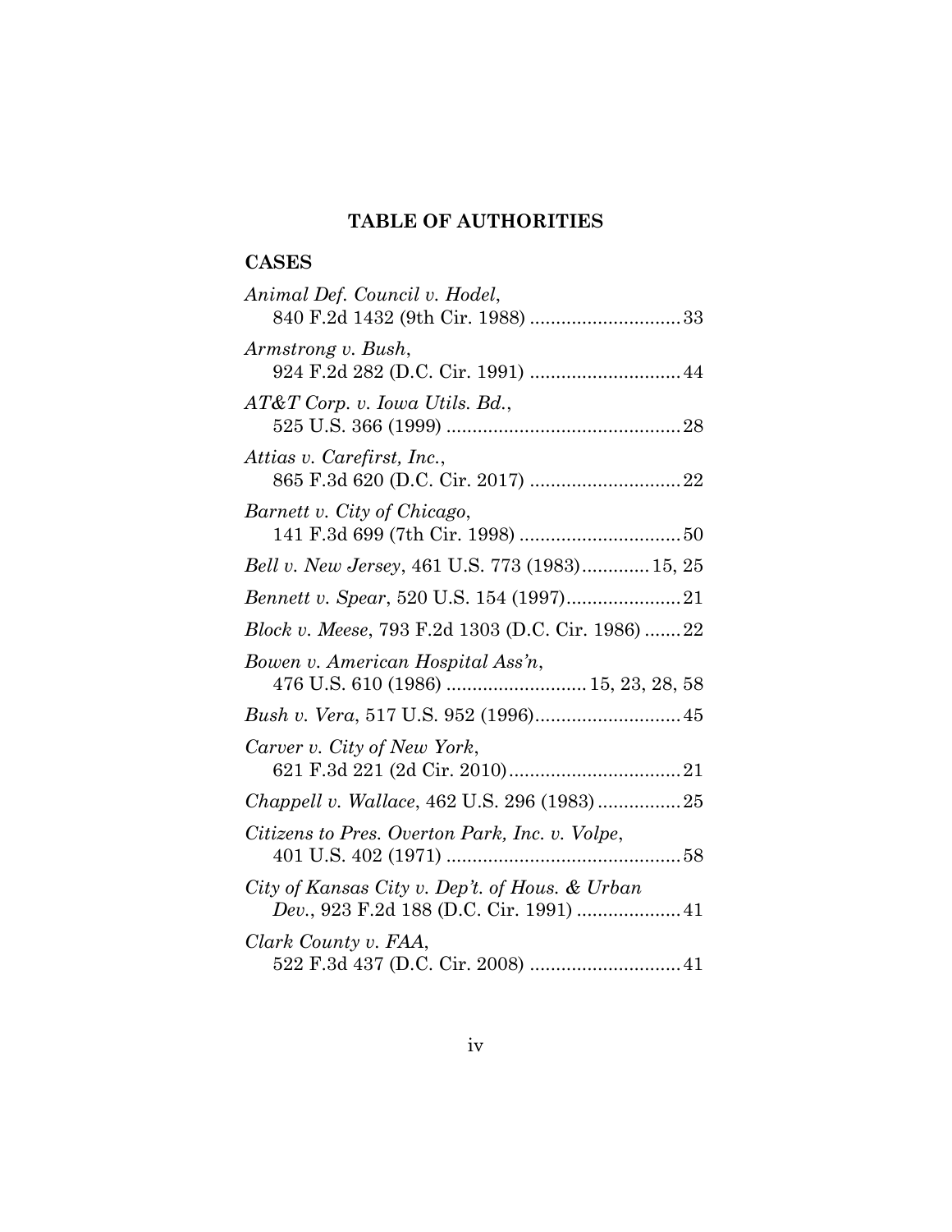## TABLE OF AUTHORITIES

### CASES

*Animal Def. Council v. Hodel*, 840 F.2d 1432 (9th Cir. 1988) .......................... 33

*Armstrong v. Bush*, 924 F.2d 282 (D.C. Cir. 1991) .......................... 44

*AT&T Corp. v. Iowa Utils. Bd.*, 525 U.S. 366 (1999) .......................... 28

*Attias v. Carefirst, Inc.*, 865 F.3d 620 (D.C. Cir. 2017) .......................... 22

*Barnett v. City of Chicago*, 141 F.3d 699 (7th Cir. 1998) .......................... 50

*Bell v. New Jersey*, 461 U.S. 773 (1983) .......... 15, 25

*Bennett v. Spear*, 520 U.S. 154 (1997) .......................... 21

*Block v. Meese*, 793 F.2d 1303 (D.C. Cir. 1986) ....... 22

*Bowen v. American Hospital Ass'n*, 476 U.S. 610 (1986) .......................... 15, 23, 28, 58

*Bush v. Vera*, 517 U.S. 952 (1996) .......................... 45

*Carver v. City of New York*, 621 F.3d 221 (2d Cir. 2010) .......................... 21

*Chappell v. Wallace*, 462 U.S. 296 (1983) .......................... 25

*Citizens to Pres. Overton Park, Inc. v. Volpe*, 401 U.S. 402 (1971) .......................... 58

*City of Kansas City v. Dep't. of Hous. & Urban Dev.*, 923 F.2d 188 (D.C. Cir. 1991) .......................... 41

*Clark County v. FAA*, 522 F.3d 437 (D.C. Cir. 2008) .......................... 41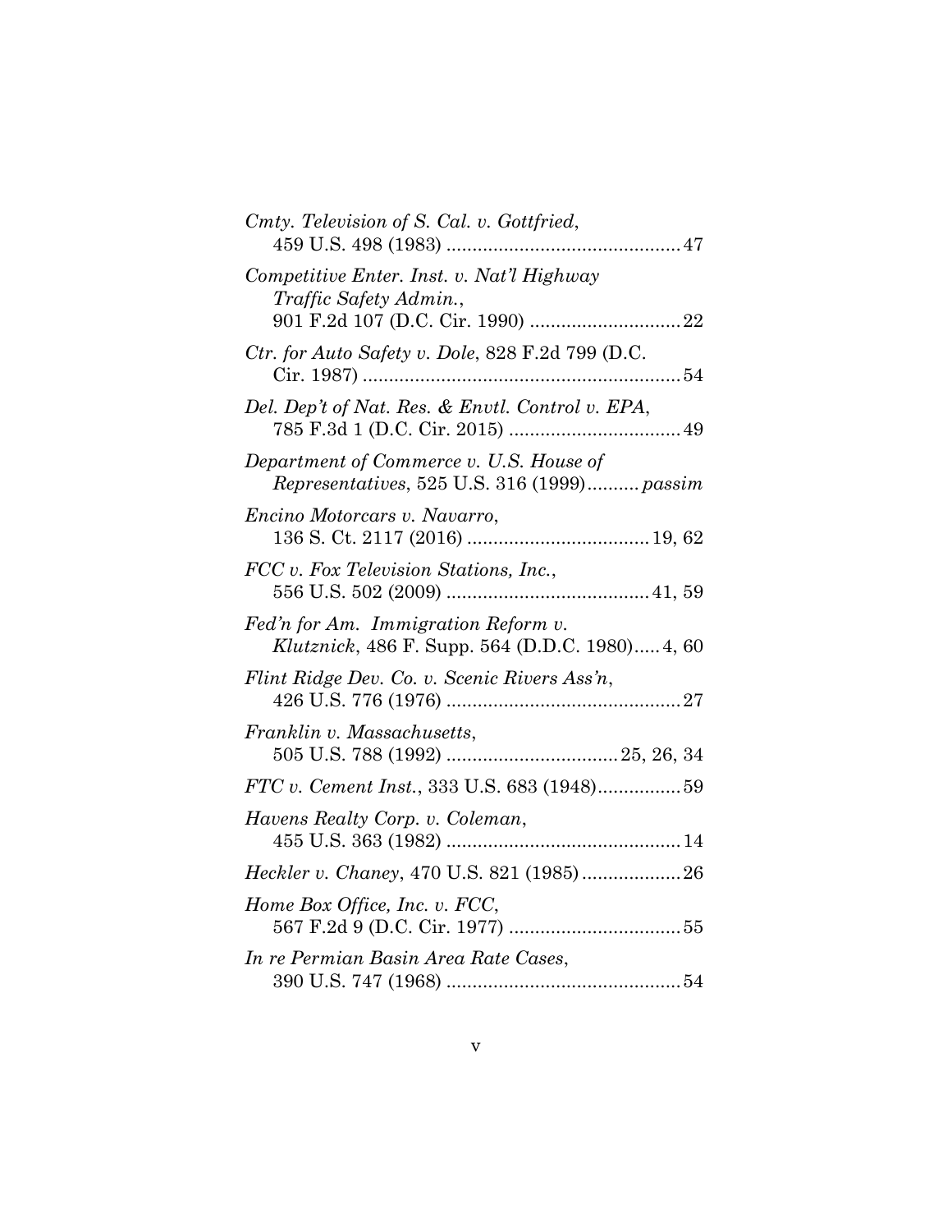*Cmty. Television of S. Cal. v. Gottfried*, 459 U.S. 498 (1983) .............................................47

*Competitive Enter. Inst. v. Nat'l Highway Traffic Safety Admin.*, 901 F.2d 107 (D.C. Cir. 1990) .............................22

*Ctr. for Auto Safety v. Dole*, 828 F.2d 799 (D.C. Cir. 1987) .............................................................54

*Del. Dep't of Nat. Res. & Envtl. Control v. EPA*, 785 F.3d 1 (D.C. Cir. 2015) .................................49

*Department of Commerce v. U.S. House of Representatives*, 525 U.S. 316 (1999).......... *passim*

*Encino Motorcars v. Navarro*, 136 S. Ct. 2117 (2016) ...................................19, 62

*FCC v. Fox Television Stations, Inc.*, 556 U.S. 502 (2009) .......................................41, 59

*Fed'n for Am. Immigration Reform v. Klutznick*, 486 F. Supp. 564 (D.D.C. 1980).....4, 60

*Flint Ridge Dev. Co. v. Scenic Rivers Ass'n*, 426 U.S. 776 (1976) .............................................27

*Franklin v. Massachusetts*, 505 U.S. 788 (1992) .................................25, 26, 34

*FTC v. Cement Inst.*, 333 U.S. 683 (1948)................59

*Havens Realty Corp. v. Coleman*, 455 U.S. 363 (1982) .............................................14

*Heckler v. Chaney*, 470 U.S. 821 (1985) ...................26

*Home Box Office, Inc. v. FCC*, 567 F.2d 9 (D.C. Cir. 1977) .................................55

*In re Permian Basin Area Rate Cases*, 390 U.S. 747 (1968) .............................................54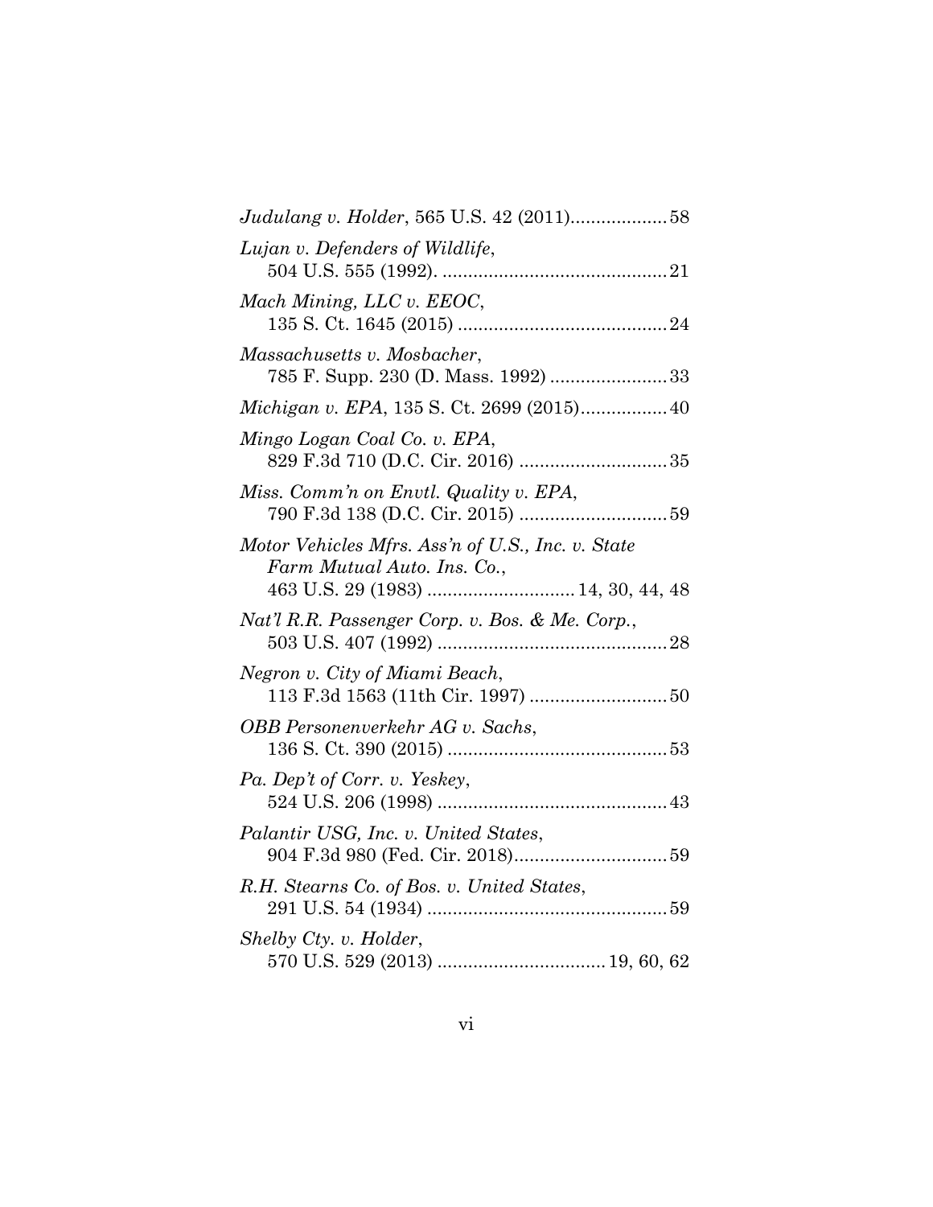*Judulang v. Holder*, 565 U.S. 42 (2011) .................. 58

*Lujan v. Defenders of Wildlife*,
504 U.S. 555 (1992). ............................................ 21

*Mach Mining, LLC v. EEOC*,
135 S. Ct. 1645 (2015) ......................................... 24

*Massachusetts v. Mosbacher*,
785 F. Supp. 230 (D. Mass. 1992) ....................... 33

*Michigan v. EPA*, 135 S. Ct. 2699 (2015) ................. 40

*Mingo Logan Coal Co. v. EPA*,
829 F.3d 710 (D.C. Cir. 2016) ............................. 35

*Miss. Comm'n on Envtl. Quality v. EPA*,
790 F.3d 138 (D.C. Cir. 2015) ............................. 59

*Motor Vehicles Mfrs. Ass'n of U.S., Inc. v. State Farm Mutual Auto. Ins. Co.*,
463 U.S. 29 (1983) ............................ 14, 30, 44, 48

*Nat'l R.R. Passenger Corp. v. Bos. & Me. Corp.*,
503 U.S. 407 (1992) ............................................. 28

*Negron v. City of Miami Beach*,
113 F.3d 1563 (11th Cir. 1997) ........................... 50

*OBB Personenverkehr AG v. Sachs*,
136 S. Ct. 390 (2015) ........................................... 53

*Pa. Dep't of Corr. v. Yeskey*,
524 U.S. 206 (1998) ............................................. 43

*Palantir USG, Inc. v. United States*,
904 F.3d 980 (Fed. Cir. 2018) .............................. 59

*R.H. Stearns Co. of Bos. v. United States*,
291 U.S. 54 (1934) ............................................... 59

*Shelby Cty. v. Holder*,
570 U.S. 529 (2013) ................................ 19, 60, 62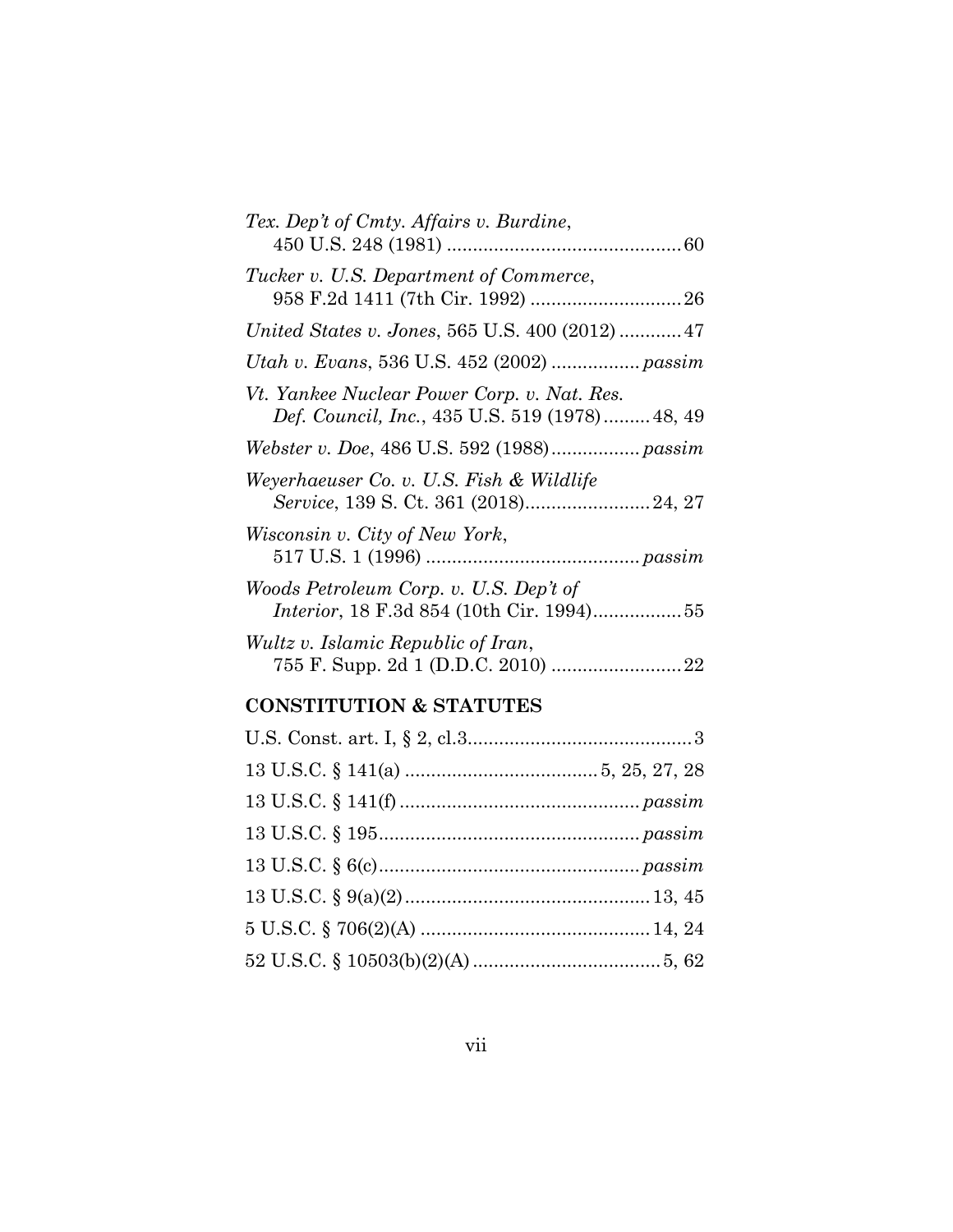*Tex. Dep't of Cmty. Affairs v. Burdine*,
450 U.S. 248 (1981) ............................................ 60

*Tucker v. U.S. Department of Commerce*,
958 F.2d 1411 (7th Cir. 1992) ............................ 26

*United States v. Jones*, 565 U.S. 400 (2012) ............ 47

*Utah v. Evans*, 536 U.S. 452 (2002) ................. *passim*

*Vt. Yankee Nuclear Power Corp. v. Nat. Res. Def. Council, Inc.*, 435 U.S. 519 (1978) ......... 48, 49

*Webster v. Doe*, 486 U.S. 592 (1988)................. *passim*

*Weyerhaeuser Co. v. U.S. Fish & Wildlife Service*, 139 S. Ct. 361 (2018)........................ 24, 27

*Wisconsin v. City of New York*,
517 U.S. 1 (1996) ........................................ *passim*

*Woods Petroleum Corp. v. U.S. Dep't of Interior*, 18 F.3d 854 (10th Cir. 1994)................. 55

*Wultz v. Islamic Republic of Iran*,
755 F. Supp. 2d 1 (D.D.C. 2010) ......................... 22

## CONSTITUTION & STATUTES

U.S. Const. art. I, § 2, cl.3........................................... 3

13 U.S.C. § 141(a) .................................... 5, 25, 27, 28

13 U.S.C. § 141(f) ............................................. *passim*

13 U.S.C. § 195................................................. *passim*

13 U.S.C. § 6(c)................................................. *passim*

13 U.S.C. § 9(a)(2) .............................................. 13, 45

5 U.S.C. § 706(2)(A) ........................................... 14, 24

52 U.S.C. § 10503(b)(2)(A) ................................... 5, 62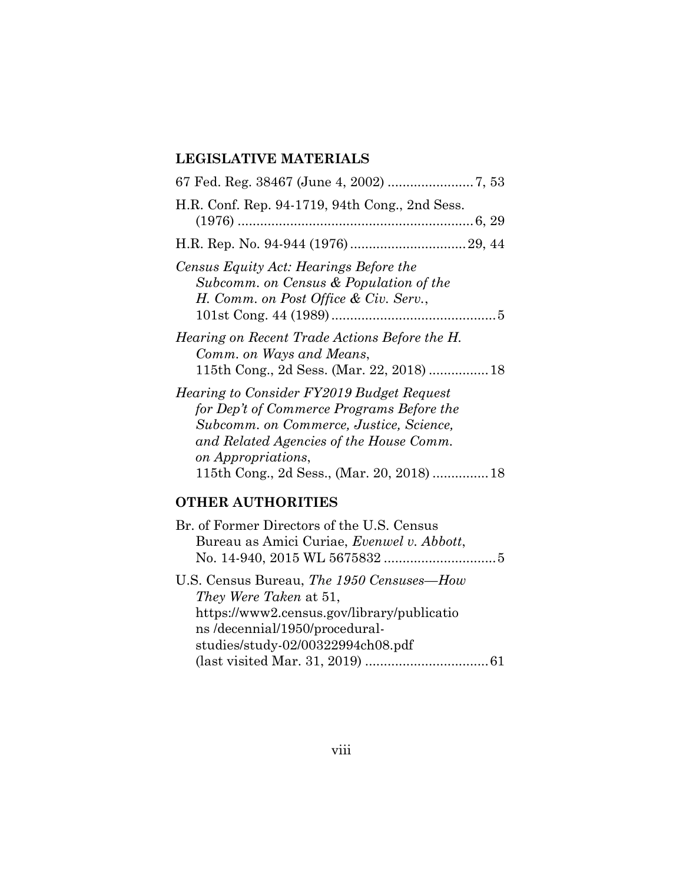## LEGISLATIVE MATERIALS

67 Fed. Reg. 38467 (June 4, 2002) ....................... 7, 53

H.R. Conf. Rep. 94-1719, 94th Cong., 2nd Sess. (1976) ............................................................... 6, 29

H.R. Rep. No. 94-944 (1976) ............................... 29, 44

*Census Equity Act: Hearings Before the Subcomm. on Census & Population of the H. Comm. on Post Office & Civ. Serv.*, 101st Cong. 44 (1989) ............................................ 5

*Hearing on Recent Trade Actions Before the H. Comm. on Ways and Means*, 115th Cong., 2d Sess. (Mar. 22, 2018) ................ 18

*Hearing to Consider FY2019 Budget Request for Dep't of Commerce Programs Before the Subcomm. on Commerce, Justice, Science, and Related Agencies of the House Comm. on Appropriations*, 115th Cong., 2d Sess., (Mar. 20, 2018) ............... 18

## OTHER AUTHORITIES

Br. of Former Directors of the U.S. Census Bureau as Amici Curiae, *Evenwel v. Abbott*, No. 14-940, 2015 WL 5675832 .............................. 5

U.S. Census Bureau, *The 1950 Censuses—How They Were Taken* at 51, https://www2.census.gov/library/publications /decennial/1950/procedural-studies/study-02/00322994ch08.pdf (last visited Mar. 31, 2019) ................................. 61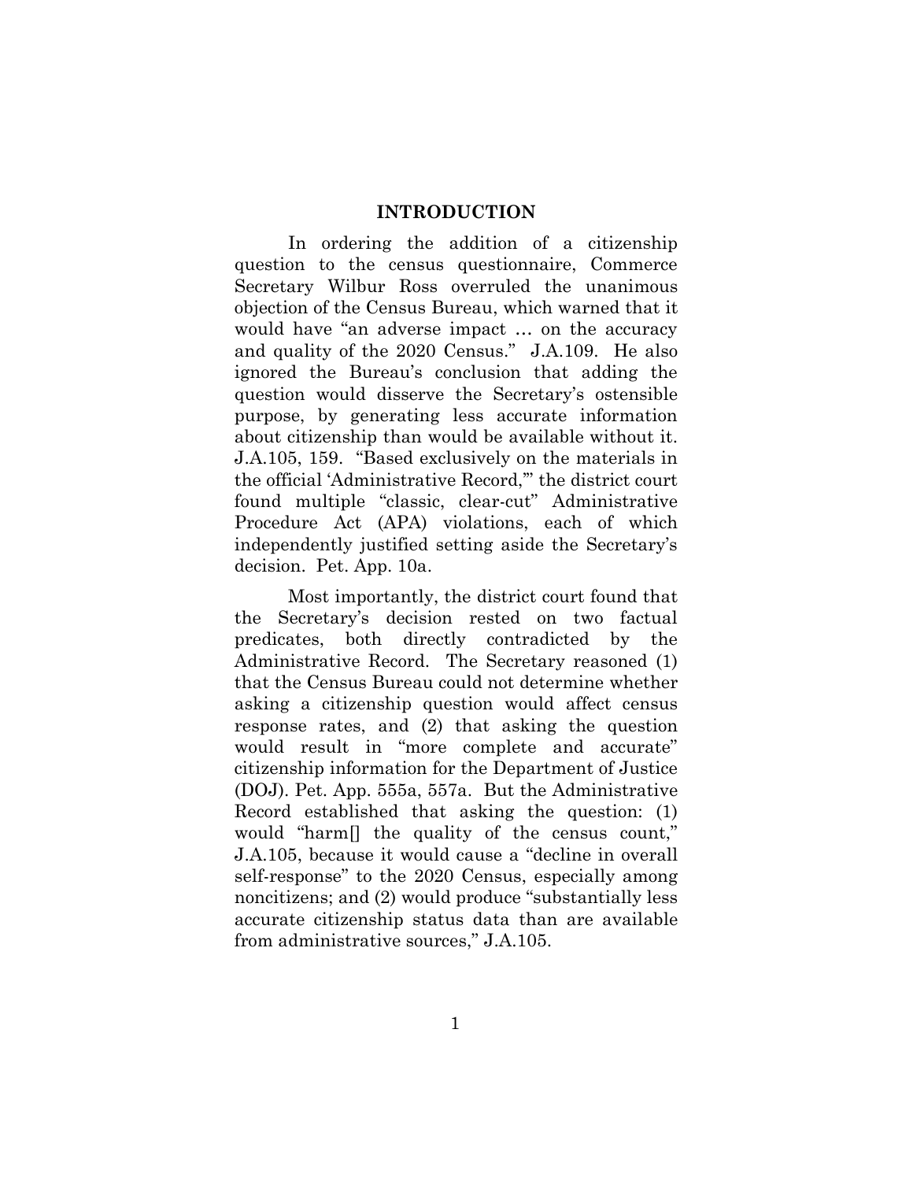# INTRODUCTION

In ordering the addition of a citizenship question to the census questionnaire, Commerce Secretary Wilbur Ross overruled the unanimous objection of the Census Bureau, which warned that it would have "an adverse impact … on the accuracy and quality of the 2020 Census." J.A.109. He also ignored the Bureau's conclusion that adding the question would disserve the Secretary's ostensible purpose, by generating less accurate information about citizenship than would be available without it. J.A.105, 159. "Based exclusively on the materials in the official 'Administrative Record,'" the district court found multiple "classic, clear-cut" Administrative Procedure Act (APA) violations, each of which independently justified setting aside the Secretary's decision. Pet. App. 10a.

Most importantly, the district court found that the Secretary's decision rested on two factual predicates, both directly contradicted by the Administrative Record. The Secretary reasoned (1) that the Census Bureau could not determine whether asking a citizenship question would affect census response rates, and (2) that asking the question would result in "more complete and accurate" citizenship information for the Department of Justice (DOJ). Pet. App. 555a, 557a. But the Administrative Record established that asking the question: (1) would "harm[] the quality of the census count," J.A.105, because it would cause a "decline in overall self-response" to the 2020 Census, especially among noncitizens; and (2) would produce "substantially less accurate citizenship status data than are available from administrative sources," J.A.105.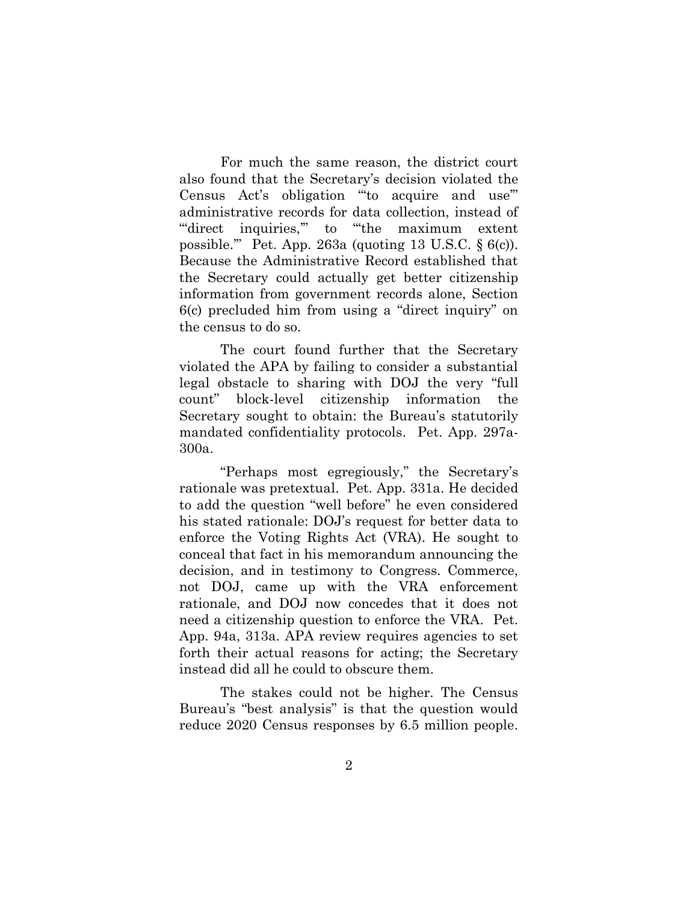For much the same reason, the district court also found that the Secretary's decision violated the Census Act's obligation "'to acquire and use'" administrative records for data collection, instead of "'direct inquiries,'" to "'the maximum extent possible.'" Pet. App. 263a (quoting 13 U.S.C. § 6(c)). Because the Administrative Record established that the Secretary could actually get better citizenship information from government records alone, Section 6(c) precluded him from using a "direct inquiry" on the census to do so.

The court found further that the Secretary violated the APA by failing to consider a substantial legal obstacle to sharing with DOJ the very "full count" block-level citizenship information the Secretary sought to obtain: the Bureau's statutorily mandated confidentiality protocols. Pet. App. 297a-300a.

"Perhaps most egregiously," the Secretary's rationale was pretextual. Pet. App. 331a. He decided to add the question "well before" he even considered his stated rationale: DOJ's request for better data to enforce the Voting Rights Act (VRA). He sought to conceal that fact in his memorandum announcing the decision, and in testimony to Congress. Commerce, not DOJ, came up with the VRA enforcement rationale, and DOJ now concedes that it does not need a citizenship question to enforce the VRA. Pet. App. 94a, 313a. APA review requires agencies to set forth their actual reasons for acting; the Secretary instead did all he could to obscure them.

The stakes could not be higher. The Census Bureau's "best analysis" is that the question would reduce 2020 Census responses by 6.5 million people.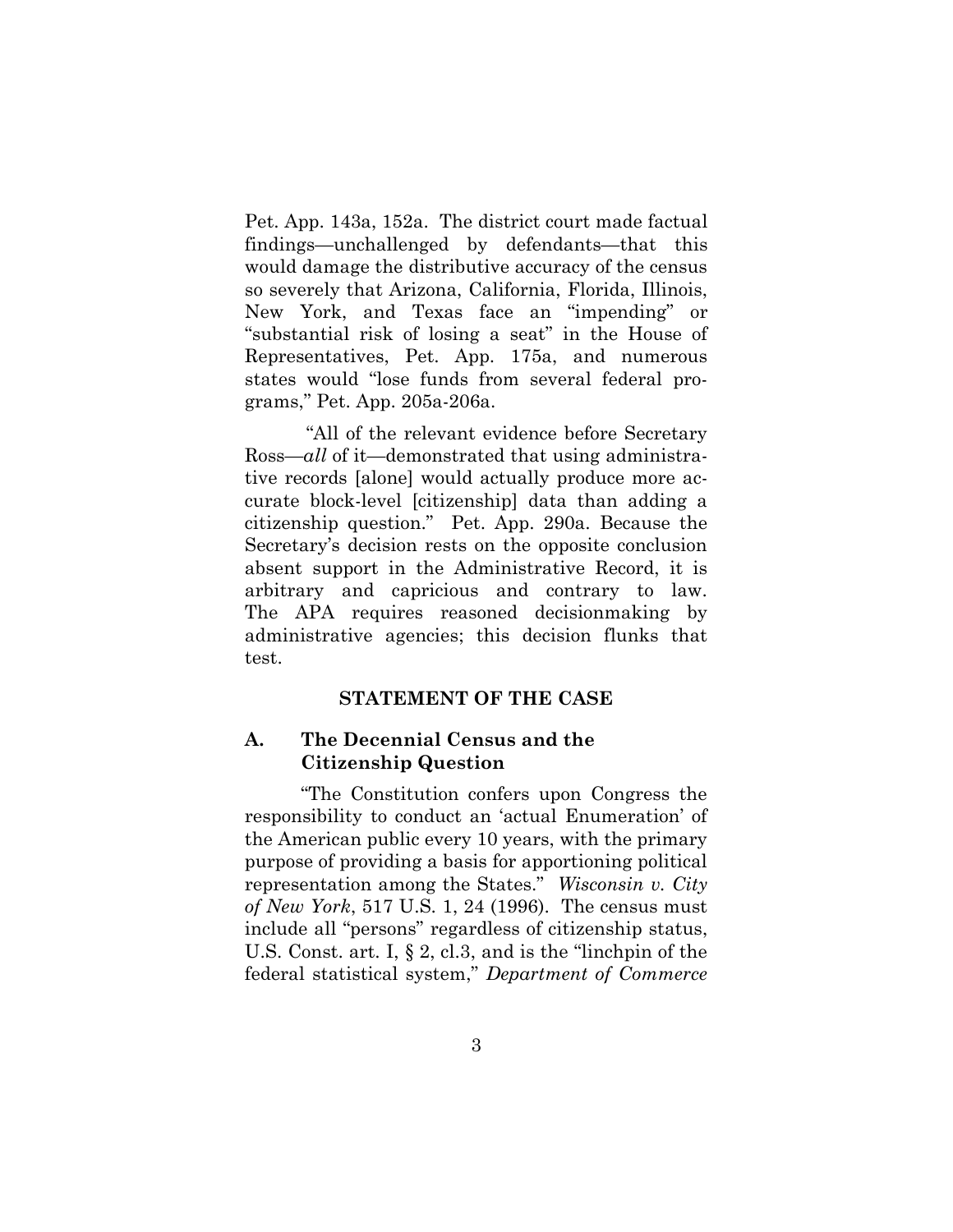Pet. App. 143a, 152a. The district court made factual findings—unchallenged by defendants—that this would damage the distributive accuracy of the census so severely that Arizona, California, Florida, Illinois, New York, and Texas face an "impending" or "substantial risk of losing a seat" in the House of Representatives, Pet. App. 175a, and numerous states would "lose funds from several federal programs," Pet. App. 205a-206a.

"All of the relevant evidence before Secretary Ross—*all* of it—demonstrated that using administrative records [alone] would actually produce more accurate block-level [citizenship] data than adding a citizenship question." Pet. App. 290a. Because the Secretary's decision rests on the opposite conclusion absent support in the Administrative Record, it is arbitrary and capricious and contrary to law. The APA requires reasoned decisionmaking by administrative agencies; this decision flunks that test.

## STATEMENT OF THE CASE

### A. The Decennial Census and the Citizenship Question

"The Constitution confers upon Congress the responsibility to conduct an 'actual Enumeration' of the American public every 10 years, with the primary purpose of providing a basis for apportioning political representation among the States." *Wisconsin v. City of New York*, 517 U.S. 1, 24 (1996). The census must include all "persons" regardless of citizenship status, U.S. Const. art. I, § 2, cl.3, and is the "linchpin of the federal statistical system," *Department of Commerce*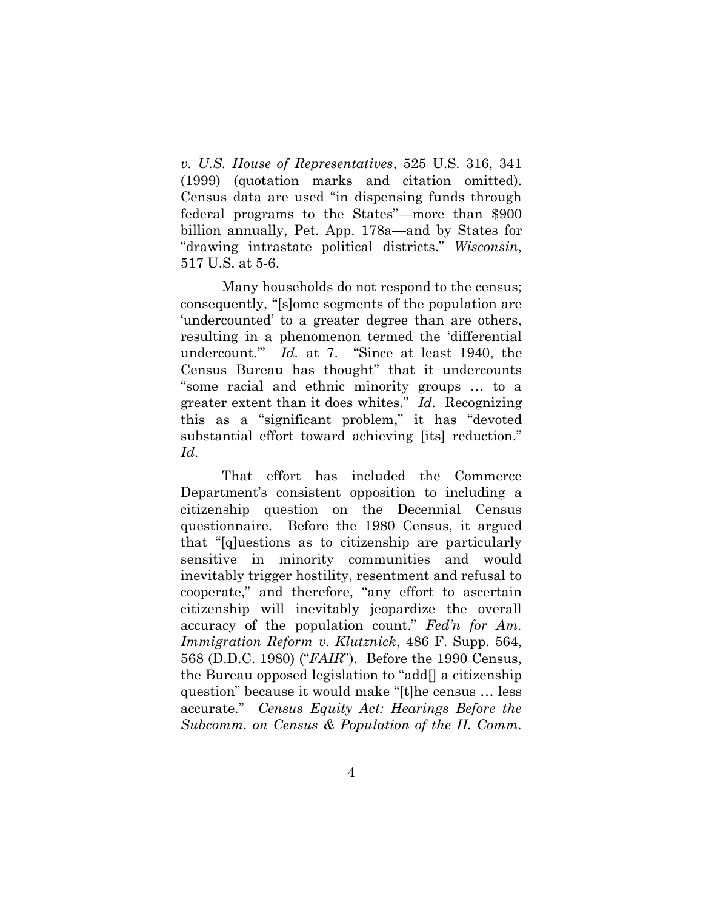*v. U.S. House of Representatives*, 525 U.S. 316, 341 (1999) (quotation marks and citation omitted). Census data are used "in dispensing funds through federal programs to the States"—more than $900 billion annually, Pet. App. 178a—and by States for "drawing intrastate political districts." *Wisconsin*, 517 U.S. at 5-6.

Many households do not respond to the census; consequently, "[s]ome segments of the population are 'undercounted' to a greater degree than are others, resulting in a phenomenon termed the 'differential undercount.'" *Id.* at 7. "Since at least 1940, the Census Bureau has thought" that it undercounts "some racial and ethnic minority groups … to a greater extent than it does whites." *Id.* Recognizing this as a "significant problem," it has "devoted substantial effort toward achieving [its] reduction." *Id*.

That effort has included the Commerce Department's consistent opposition to including a citizenship question on the Decennial Census questionnaire. Before the 1980 Census, it argued that "[q]uestions as to citizenship are particularly sensitive in minority communities and would inevitably trigger hostility, resentment and refusal to cooperate," and therefore, "any effort to ascertain citizenship will inevitably jeopardize the overall accuracy of the population count." *Fed'n for Am. Immigration Reform v. Klutznick*, 486 F. Supp. 564, 568 (D.D.C. 1980) ("*FAIR*"). Before the 1990 Census, the Bureau opposed legislation to "add[] a citizenship question" because it would make "[t]he census … less accurate." *Census Equity Act: Hearings Before the Subcomm. on Census & Population of the H. Comm.*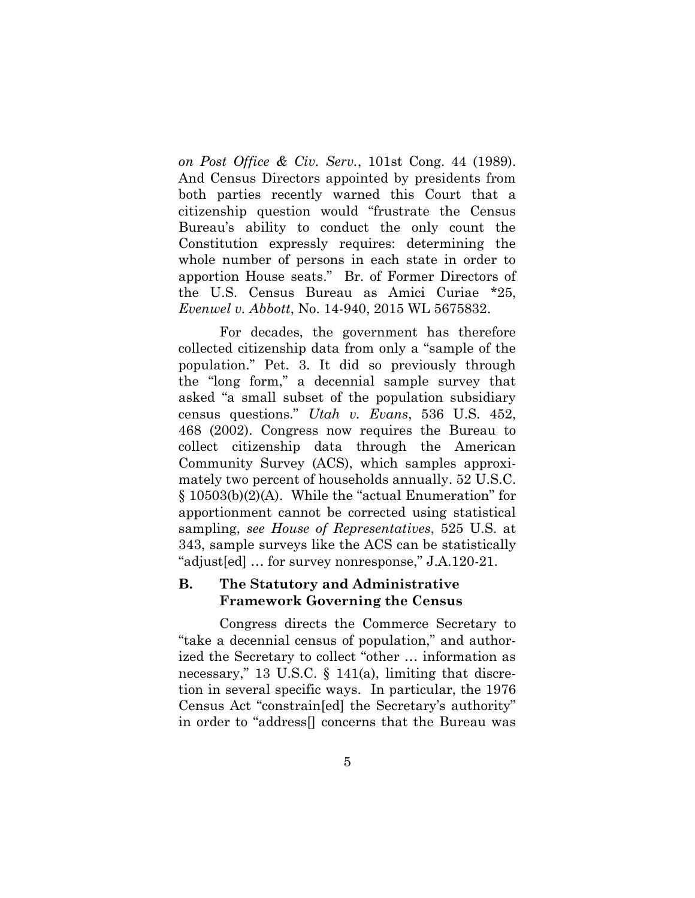*on Post Office & Civ. Serv.*, 101st Cong. 44 (1989). And Census Directors appointed by presidents from both parties recently warned this Court that a citizenship question would "frustrate the Census Bureau's ability to conduct the only count the Constitution expressly requires: determining the whole number of persons in each state in order to apportion House seats." Br. of Former Directors of the U.S. Census Bureau as Amici Curiae *25, *Evenwel v. Abbott*, No. 14-940, 2015 WL 5675832.

For decades, the government has therefore collected citizenship data from only a "sample of the population." Pet. 3. It did so previously through the "long form," a decennial sample survey that asked "a small subset of the population subsidiary census questions." *Utah v. Evans*, 536 U.S. 452, 468 (2002). Congress now requires the Bureau to collect citizenship data through the American Community Survey (ACS), which samples approximately two percent of households annually. 52 U.S.C. § 10503(b)(2)(A). While the "actual Enumeration" for apportionment cannot be corrected using statistical sampling, *see House of Representatives*, 525 U.S. at 343, sample surveys like the ACS can be statistically "adjust[ed] … for survey nonresponse," J.A.120-21.

### B. The Statutory and Administrative Framework Governing the Census

Congress directs the Commerce Secretary to "take a decennial census of population," and authorized the Secretary to collect "other … information as necessary," 13 U.S.C. § 141(a), limiting that discretion in several specific ways. In particular, the 1976 Census Act "constrain[ed] the Secretary's authority" in order to "address[] concerns that the Bureau was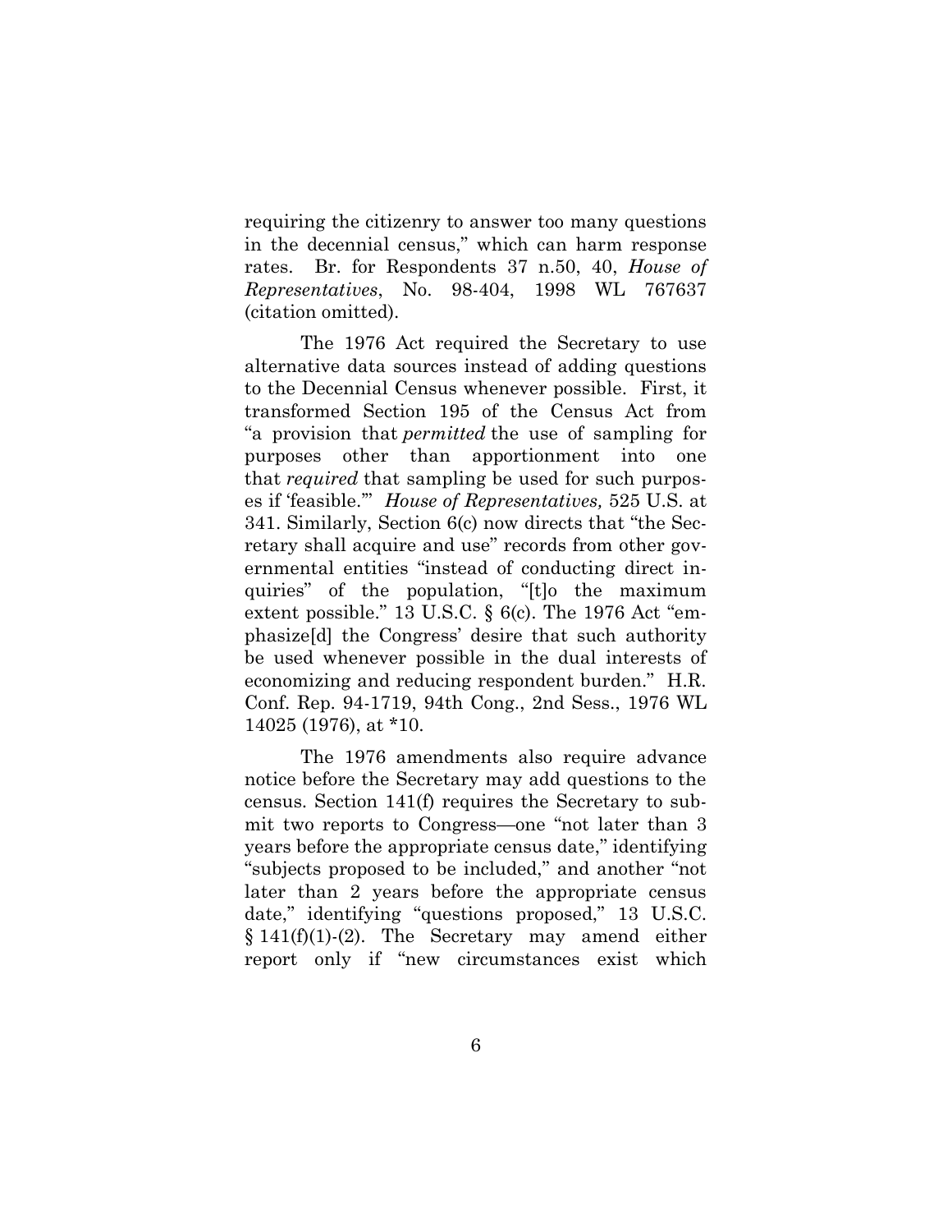requiring the citizenry to answer too many questions in the decennial census," which can harm response rates. Br. for Respondents 37 n.50, 40, *House of Representatives*, No. 98-404, 1998 WL 767637 (citation omitted).

The 1976 Act required the Secretary to use alternative data sources instead of adding questions to the Decennial Census whenever possible. First, it transformed Section 195 of the Census Act from "a provision that *permitted* the use of sampling for purposes other than apportionment into one that *required* that sampling be used for such purposes if 'feasible.'" *House of Representatives,* 525 U.S. at 341. Similarly, Section 6(c) now directs that "the Secretary shall acquire and use" records from other governmental entities "instead of conducting direct inquiries" of the population, "[t]o the maximum extent possible." 13 U.S.C. § 6(c). The 1976 Act "emphasize[d] the Congress' desire that such authority be used whenever possible in the dual interests of economizing and reducing respondent burden." H.R. Conf. Rep. 94-1719, 94th Cong., 2nd Sess., 1976 WL 14025 (1976), at *10.

The 1976 amendments also require advance notice before the Secretary may add questions to the census. Section 141(f) requires the Secretary to submit two reports to Congress—one "not later than 3 years before the appropriate census date," identifying "subjects proposed to be included," and another "not later than 2 years before the appropriate census date," identifying "questions proposed," 13 U.S.C. § 141(f)(1)-(2). The Secretary may amend either report only if "new circumstances exist which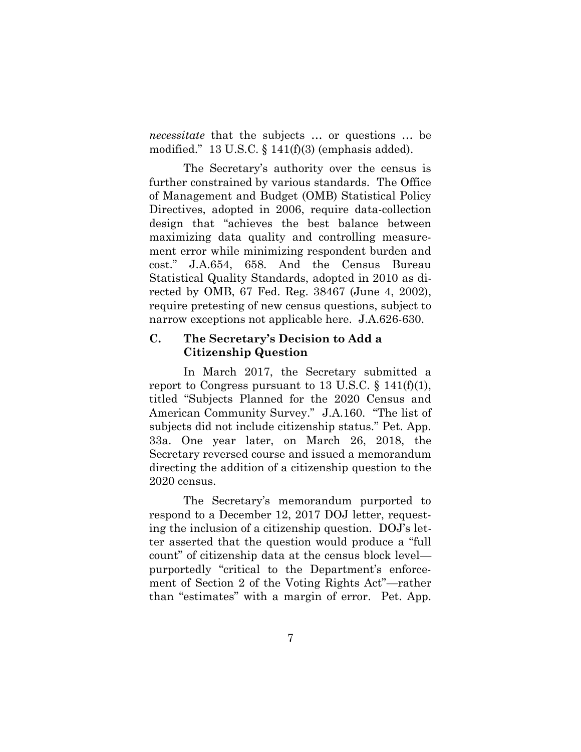*necessitate* that the subjects … or questions … be modified." 13 U.S.C. § 141(f)(3) (emphasis added).

The Secretary's authority over the census is further constrained by various standards. The Office of Management and Budget (OMB) Statistical Policy Directives, adopted in 2006, require data-collection design that "achieves the best balance between maximizing data quality and controlling measurement error while minimizing respondent burden and cost." J.A.654, 658. And the Census Bureau Statistical Quality Standards, adopted in 2010 as directed by OMB, 67 Fed. Reg. 38467 (June 4, 2002), require pretesting of new census questions, subject to narrow exceptions not applicable here. J.A.626-630.

### C. The Secretary's Decision to Add a Citizenship Question

In March 2017, the Secretary submitted a report to Congress pursuant to 13 U.S.C. § 141(f)(1), titled "Subjects Planned for the 2020 Census and American Community Survey." J.A.160. "The list of subjects did not include citizenship status." Pet. App. 33a. One year later, on March 26, 2018, the Secretary reversed course and issued a memorandum directing the addition of a citizenship question to the 2020 census.

The Secretary's memorandum purported to respond to a December 12, 2017 DOJ letter, requesting the inclusion of a citizenship question. DOJ's letter asserted that the question would produce a "full count" of citizenship data at the census block level—purportedly "critical to the Department's enforcement of Section 2 of the Voting Rights Act"—rather than "estimates" with a margin of error. Pet. App.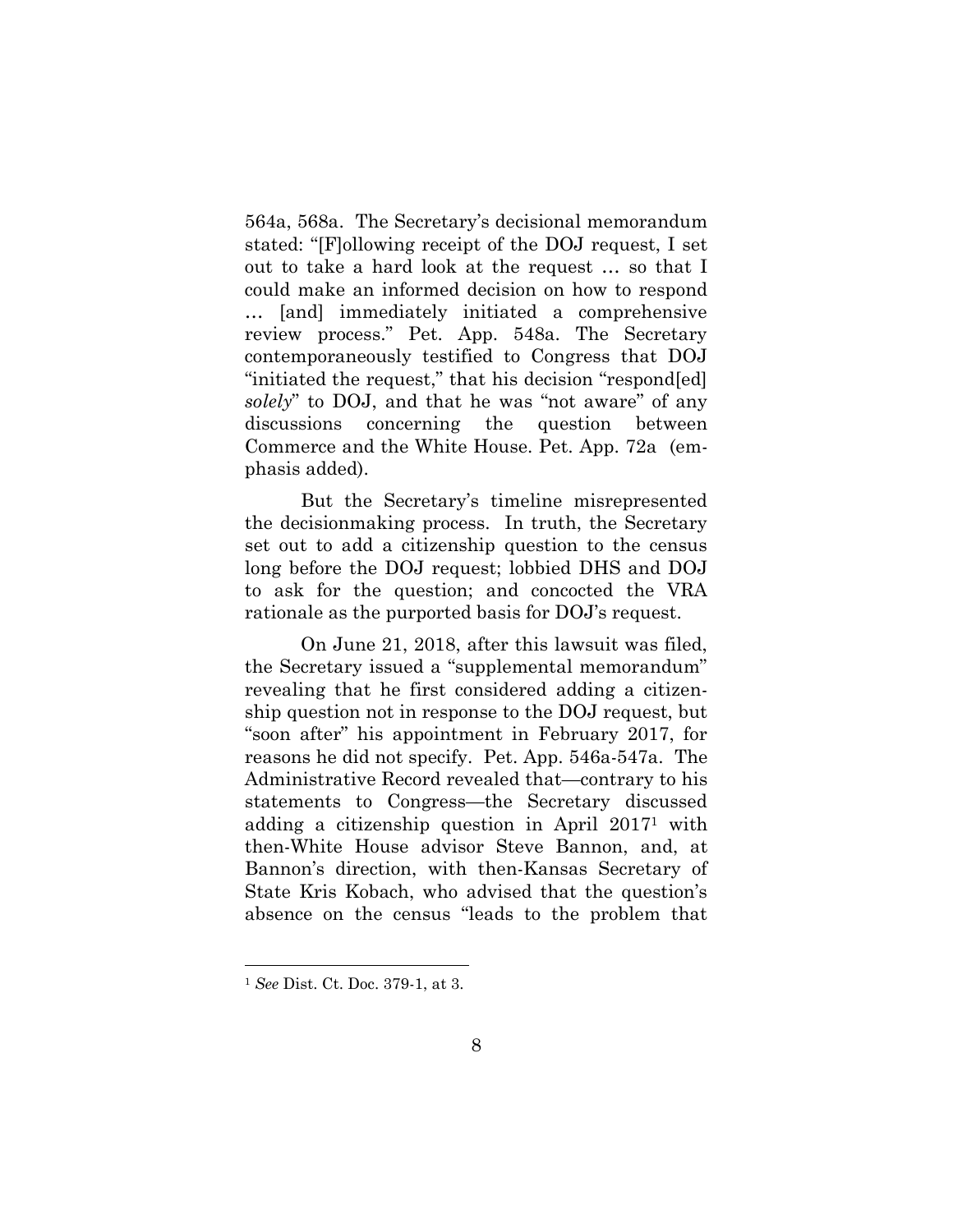564a, 568a. The Secretary's decisional memorandum stated: "[F]ollowing receipt of the DOJ request, I set out to take a hard look at the request … so that I could make an informed decision on how to respond … [and] immediately initiated a comprehensive review process." Pet. App. 548a. The Secretary contemporaneously testified to Congress that DOJ "initiated the request," that his decision "respond[ed] *solely*" to DOJ, and that he was "not aware" of any discussions concerning the question between Commerce and the White House. Pet. App. 72a (emphasis added).

But the Secretary's timeline misrepresented the decisionmaking process. In truth, the Secretary set out to add a citizenship question to the census long before the DOJ request; lobbied DHS and DOJ to ask for the question; and concocted the VRA rationale as the purported basis for DOJ's request.

On June 21, 2018, after this lawsuit was filed, the Secretary issued a "supplemental memorandum" revealing that he first considered adding a citizenship question not in response to the DOJ request, but "soon after" his appointment in February 2017, for reasons he did not specify. Pet. App. 546a-547a. The Administrative Record revealed that—contrary to his statements to Congress—the Secretary discussed adding a citizenship question in April 2017[1] with then-White House advisor Steve Bannon, and, at Bannon's direction, with then-Kansas Secretary of State Kris Kobach, who advised that the question's absence on the census "leads to the problem that

---

[1] *See* Dist. Ct. Doc. 379-1, at 3.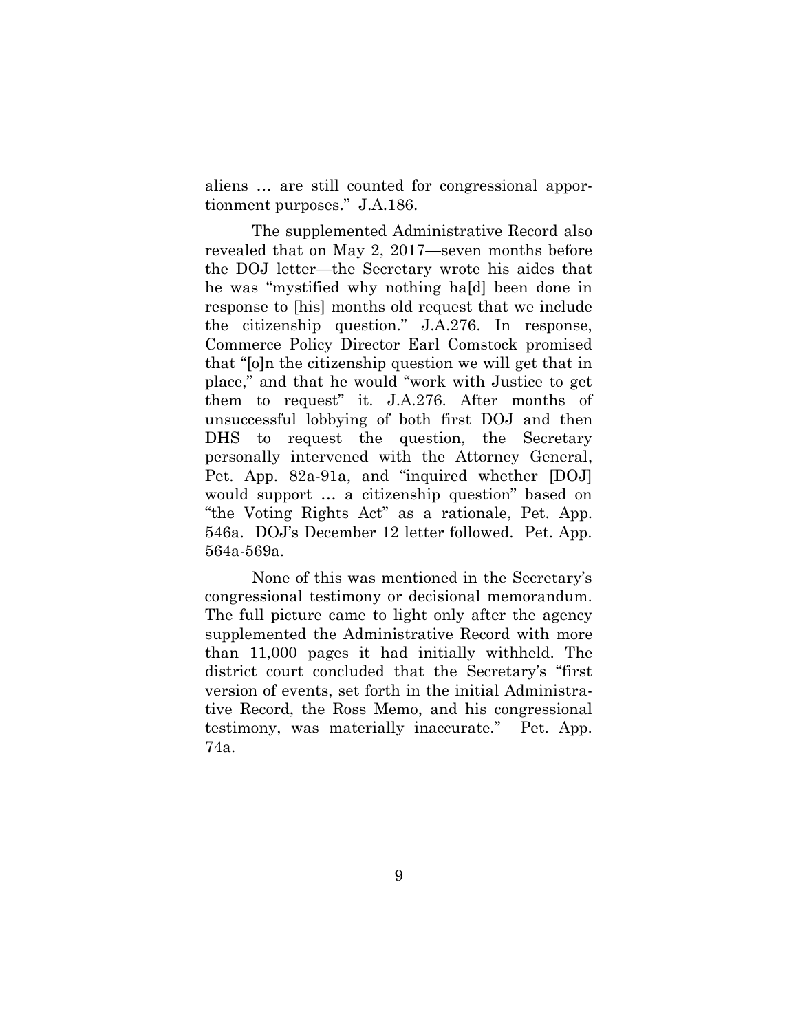aliens … are still counted for congressional apportionment purposes." J.A.186.

The supplemented Administrative Record also revealed that on May 2, 2017—seven months before the DOJ letter—the Secretary wrote his aides that he was "mystified why nothing ha[d] been done in response to [his] months old request that we include the citizenship question." J.A.276. In response, Commerce Policy Director Earl Comstock promised that "[o]n the citizenship question we will get that in place," and that he would "work with Justice to get them to request" it. J.A.276. After months of unsuccessful lobbying of both first DOJ and then DHS to request the question, the Secretary personally intervened with the Attorney General, Pet. App. 82a-91a, and "inquired whether [DOJ] would support … a citizenship question" based on "the Voting Rights Act" as a rationale, Pet. App. 546a. DOJ's December 12 letter followed. Pet. App. 564a-569a.

None of this was mentioned in the Secretary's congressional testimony or decisional memorandum. The full picture came to light only after the agency supplemented the Administrative Record with more than 11,000 pages it had initially withheld. The district court concluded that the Secretary's "first version of events, set forth in the initial Administrative Record, the Ross Memo, and his congressional testimony, was materially inaccurate." Pet. App. 74a.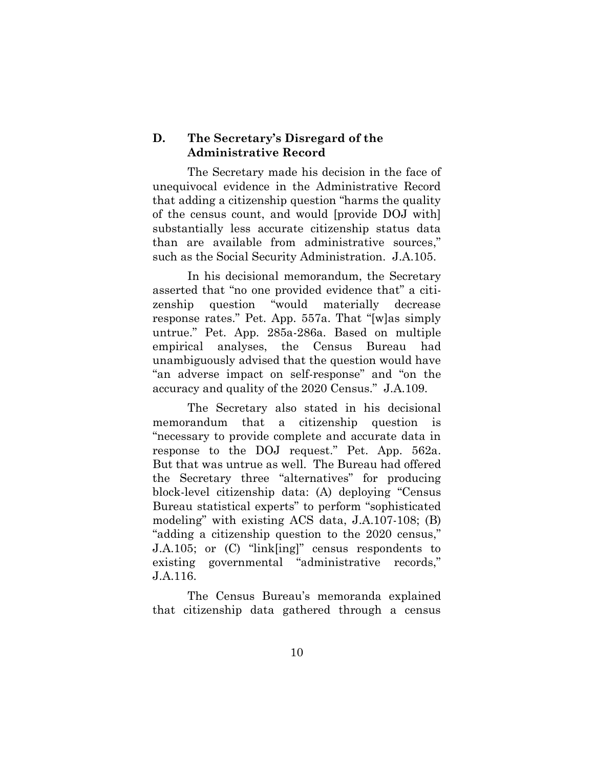### D. The Secretary's Disregard of the Administrative Record

The Secretary made his decision in the face of unequivocal evidence in the Administrative Record that adding a citizenship question "harms the quality of the census count, and would [provide DOJ with] substantially less accurate citizenship status data than are available from administrative sources," such as the Social Security Administration. J.A.105.

In his decisional memorandum, the Secretary asserted that "no one provided evidence that" a citizenship question "would materially decrease response rates." Pet. App. 557a. That "[w]as simply untrue." Pet. App. 285a-286a. Based on multiple empirical analyses, the Census Bureau had unambiguously advised that the question would have "an adverse impact on self-response" and "on the accuracy and quality of the 2020 Census." J.A.109.

The Secretary also stated in his decisional memorandum that a citizenship question is "necessary to provide complete and accurate data in response to the DOJ request." Pet. App. 562a. But that was untrue as well. The Bureau had offered the Secretary three "alternatives" for producing block-level citizenship data: (A) deploying "Census Bureau statistical experts" to perform "sophisticated modeling" with existing ACS data, J.A.107-108; (B) "adding a citizenship question to the 2020 census," J.A.105; or (C) "link[ing]" census respondents to existing governmental "administrative records," J.A.116.

The Census Bureau's memoranda explained that citizenship data gathered through a census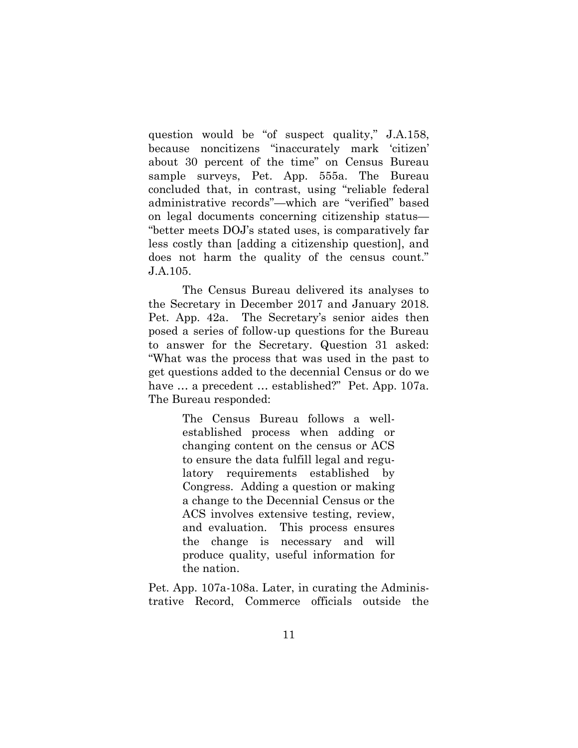question would be "of suspect quality," J.A.158, because noncitizens "inaccurately mark 'citizen' about 30 percent of the time" on Census Bureau sample surveys, Pet. App. 555a. The Bureau concluded that, in contrast, using "reliable federal administrative records"—which are "verified" based on legal documents concerning citizenship status—"better meets DOJ's stated uses, is comparatively far less costly than [adding a citizenship question], and does not harm the quality of the census count." J.A.105.

The Census Bureau delivered its analyses to the Secretary in December 2017 and January 2018. Pet. App. 42a. The Secretary's senior aides then posed a series of follow-up questions for the Bureau to answer for the Secretary. Question 31 asked: "What was the process that was used in the past to get questions added to the decennial Census or do we have … a precedent … established?" Pet. App. 107a. The Bureau responded:

> The Census Bureau follows a well-established process when adding or changing content on the census or ACS to ensure the data fulfill legal and regulatory requirements established by Congress. Adding a question or making a change to the Decennial Census or the ACS involves extensive testing, review, and evaluation. This process ensures the change is necessary and will produce quality, useful information for the nation.

Pet. App. 107a-108a. Later, in curating the Administrative Record, Commerce officials outside the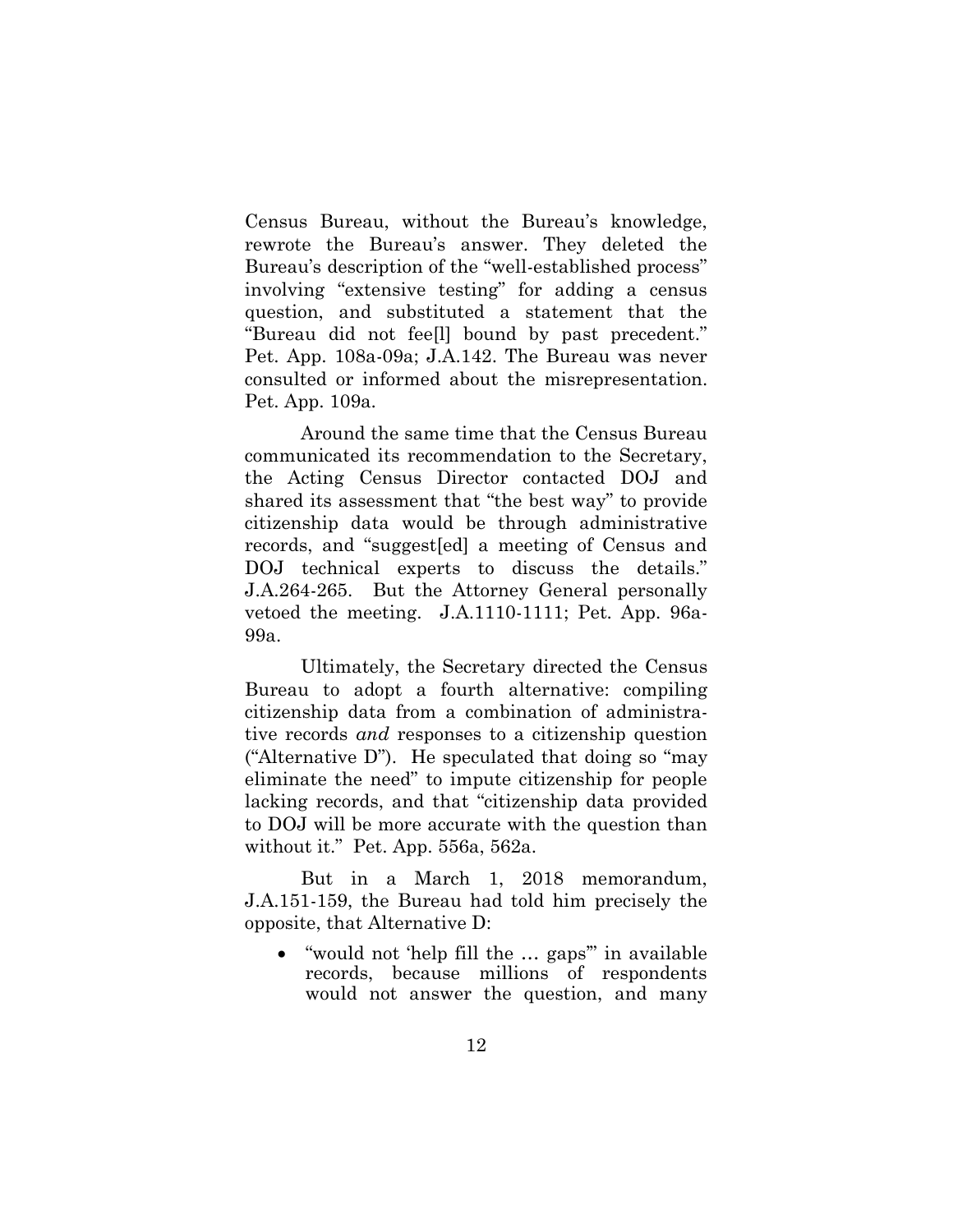Census Bureau, without the Bureau's knowledge, rewrote the Bureau's answer. They deleted the Bureau's description of the "well-established process" involving "extensive testing" for adding a census question, and substituted a statement that the "Bureau did not fee[l] bound by past precedent." Pet. App. 108a-09a; J.A.142. The Bureau was never consulted or informed about the misrepresentation. Pet. App. 109a.

Around the same time that the Census Bureau communicated its recommendation to the Secretary, the Acting Census Director contacted DOJ and shared its assessment that "the best way" to provide citizenship data would be through administrative records, and "suggest[ed] a meeting of Census and DOJ technical experts to discuss the details." J.A.264-265. But the Attorney General personally vetoed the meeting. J.A.1110-1111; Pet. App. 96a-99a.

Ultimately, the Secretary directed the Census Bureau to adopt a fourth alternative: compiling citizenship data from a combination of administrative records *and* responses to a citizenship question ("Alternative D"). He speculated that doing so "may eliminate the need" to impute citizenship for people lacking records, and that "citizenship data provided to DOJ will be more accurate with the question than without it." Pet. App. 556a, 562a.

But in a March 1, 2018 memorandum, J.A.151-159, the Bureau had told him precisely the opposite, that Alternative D:

- "would not 'help fill the … gaps'" in available records, because millions of respondents would not answer the question, and many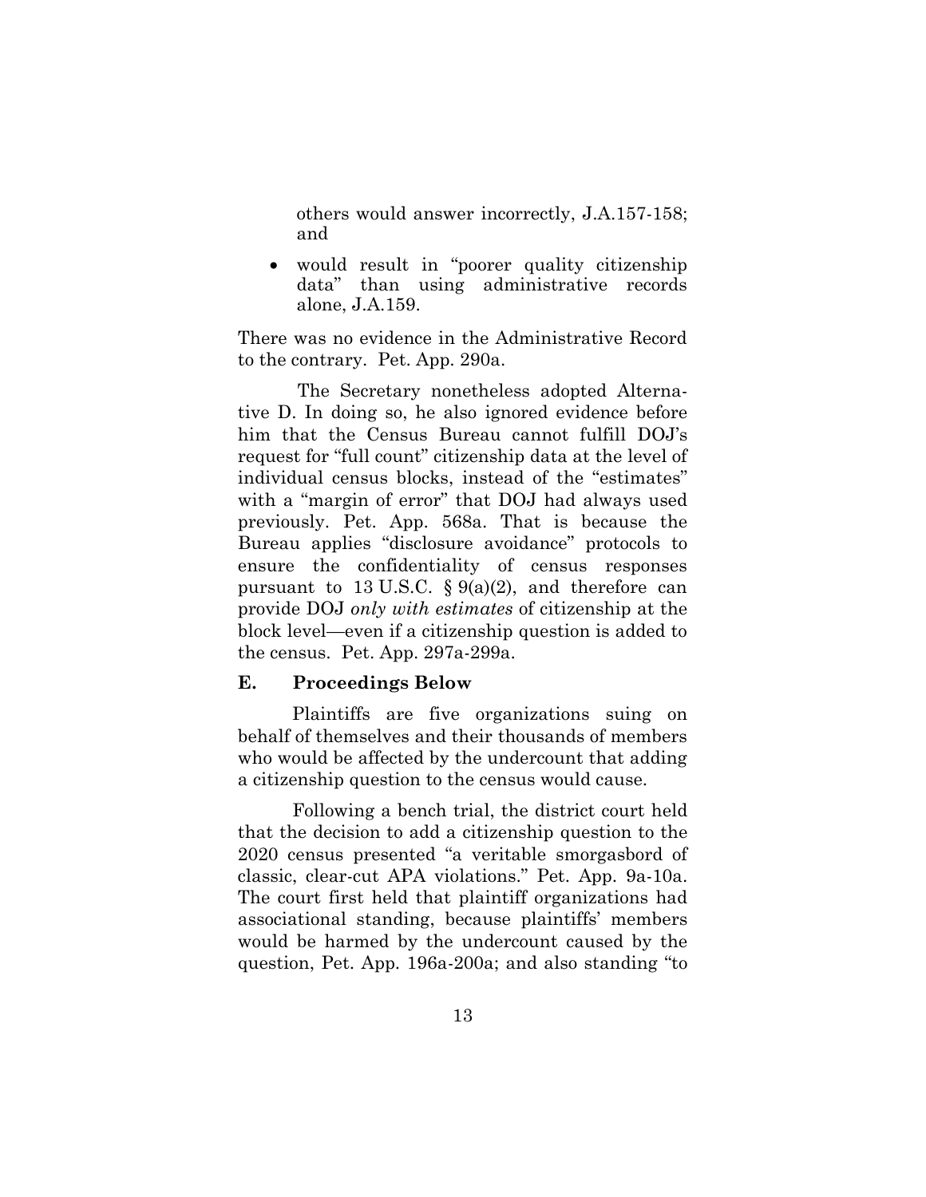others would answer incorrectly, J.A.157-158; and

- would result in "poorer quality citizenship data" than using administrative records alone, J.A.159.

There was no evidence in the Administrative Record to the contrary. Pet. App. 290a.

The Secretary nonetheless adopted Alternative D. In doing so, he also ignored evidence before him that the Census Bureau cannot fulfill DOJ's request for "full count" citizenship data at the level of individual census blocks, instead of the "estimates" with a "margin of error" that DOJ had always used previously. Pet. App. 568a. That is because the Bureau applies "disclosure avoidance" protocols to ensure the confidentiality of census responses pursuant to 13 U.S.C. § 9(a)(2), and therefore can provide DOJ *only with estimates* of citizenship at the block level—even if a citizenship question is added to the census. Pet. App. 297a-299a.

### E. Proceedings Below

Plaintiffs are five organizations suing on behalf of themselves and their thousands of members who would be affected by the undercount that adding a citizenship question to the census would cause.

Following a bench trial, the district court held that the decision to add a citizenship question to the 2020 census presented "a veritable smorgasbord of classic, clear-cut APA violations." Pet. App. 9a-10a. The court first held that plaintiff organizations had associational standing, because plaintiffs' members would be harmed by the undercount caused by the question, Pet. App. 196a-200a; and also standing "to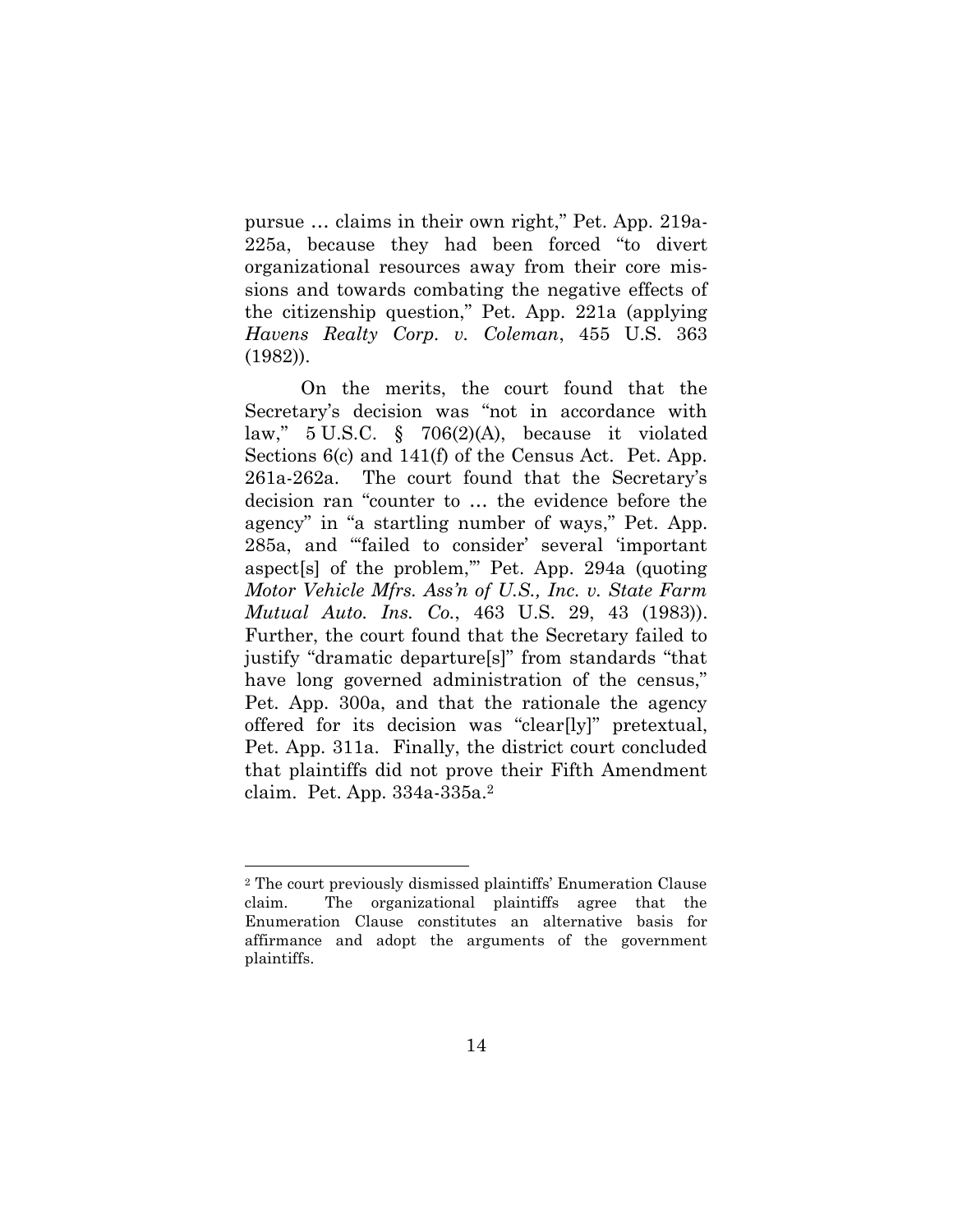pursue … claims in their own right," Pet. App. 219a-225a, because they had been forced "to divert organizational resources away from their core missions and towards combating the negative effects of the citizenship question," Pet. App. 221a (applying *Havens Realty Corp. v. Coleman*, 455 U.S. 363 (1982)).

On the merits, the court found that the Secretary's decision was "not in accordance with law," 5 U.S.C. § 706(2)(A), because it violated Sections 6(c) and 141(f) of the Census Act. Pet. App. 261a-262a. The court found that the Secretary's decision ran "counter to … the evidence before the agency" in "a startling number of ways," Pet. App. 285a, and "'failed to consider' several 'important aspect[s] of the problem,'" Pet. App. 294a (quoting *Motor Vehicle Mfrs. Ass'n of U.S., Inc. v. State Farm Mutual Auto. Ins. Co.*, 463 U.S. 29, 43 (1983)). Further, the court found that the Secretary failed to justify "dramatic departure[s]" from standards "that have long governed administration of the census," Pet. App. 300a, and that the rationale the agency offered for its decision was "clear[ly]" pretextual, Pet. App. 311a. Finally, the district court concluded that plaintiffs did not prove their Fifth Amendment claim. Pet. App. 334a-335a.[2]

[2] The court previously dismissed plaintiffs' Enumeration Clause claim. The organizational plaintiffs agree that the Enumeration Clause constitutes an alternative basis for affirmance and adopt the arguments of the government plaintiffs.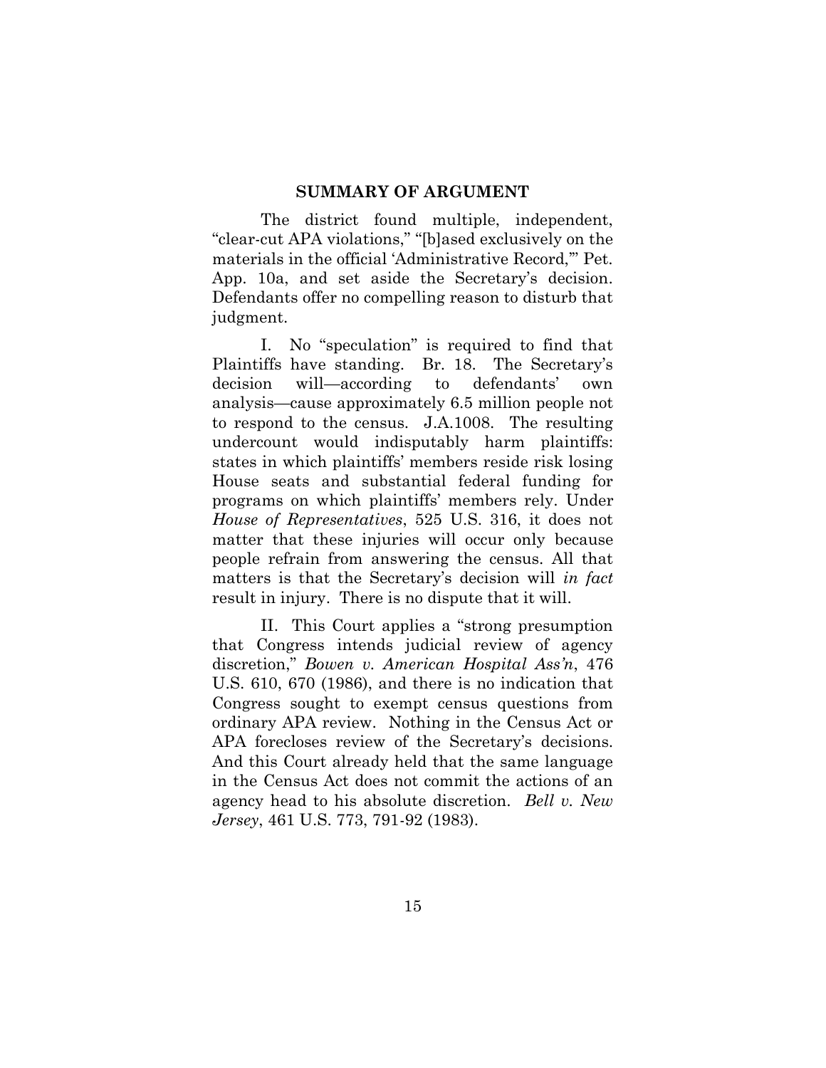## SUMMARY OF ARGUMENT

The district found multiple, independent, "clear-cut APA violations," "[b]ased exclusively on the materials in the official 'Administrative Record,'" Pet. App. 10a, and set aside the Secretary's decision. Defendants offer no compelling reason to disturb that judgment.

I. No "speculation" is required to find that Plaintiffs have standing. Br. 18. The Secretary's decision will—according to defendants' own analysis—cause approximately 6.5 million people not to respond to the census. J.A.1008. The resulting undercount would indisputably harm plaintiffs: states in which plaintiffs' members reside risk losing House seats and substantial federal funding for programs on which plaintiffs' members rely. Under *House of Representatives*, 525 U.S. 316, it does not matter that these injuries will occur only because people refrain from answering the census. All that matters is that the Secretary's decision will *in fact* result in injury. There is no dispute that it will.

II. This Court applies a "strong presumption that Congress intends judicial review of agency discretion," *Bowen v. American Hospital Ass'n*, 476 U.S. 610, 670 (1986), and there is no indication that Congress sought to exempt census questions from ordinary APA review. Nothing in the Census Act or APA forecloses review of the Secretary's decisions. And this Court already held that the same language in the Census Act does not commit the actions of an agency head to his absolute discretion. *Bell v. New Jersey*, 461 U.S. 773, 791-92 (1983).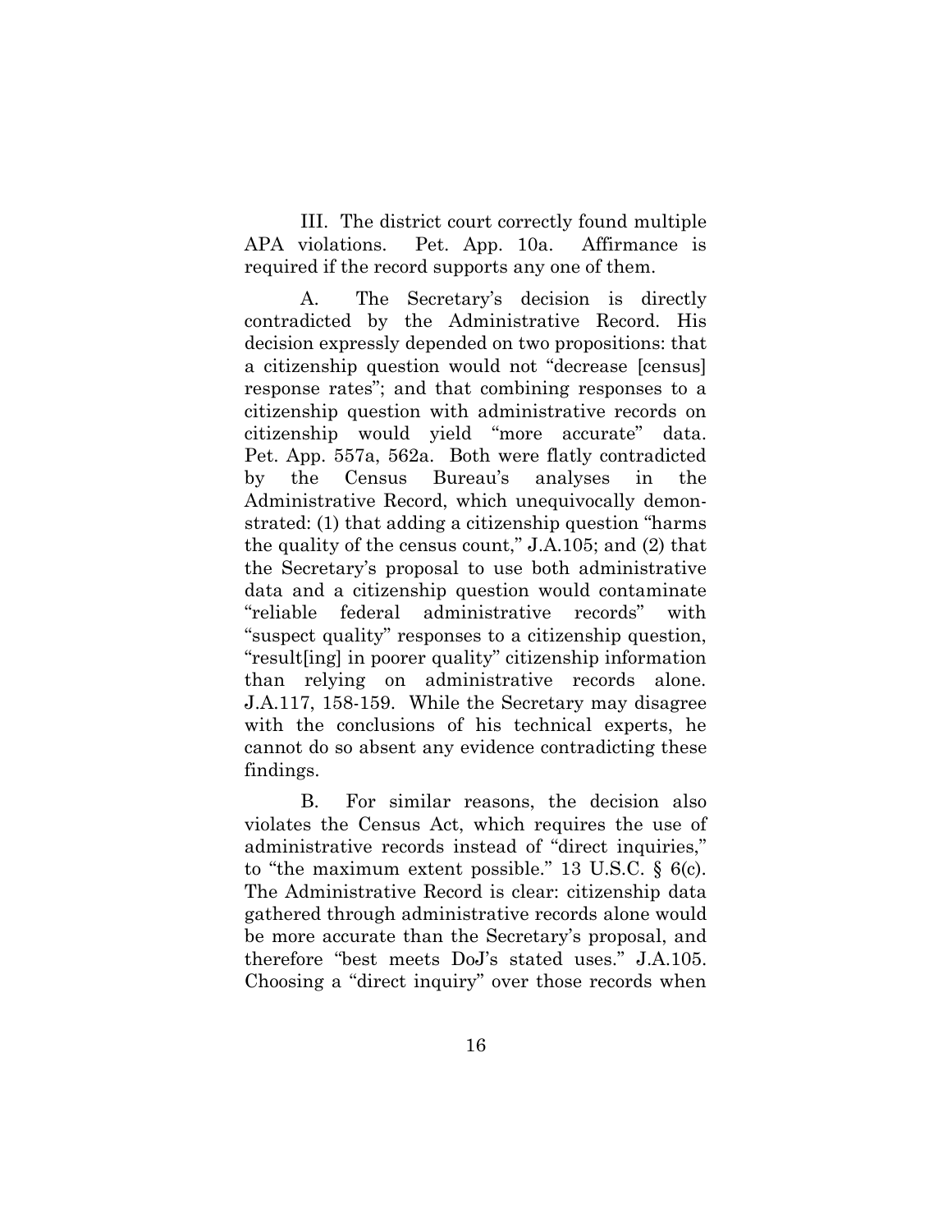III. The district court correctly found multiple APA violations. Pet. App. 10a. Affirmance is required if the record supports any one of them.

A. The Secretary's decision is directly contradicted by the Administrative Record. His decision expressly depended on two propositions: that a citizenship question would not "decrease [census] response rates"; and that combining responses to a citizenship question with administrative records on citizenship would yield "more accurate" data. Pet. App. 557a, 562a. Both were flatly contradicted by the Census Bureau's analyses in the Administrative Record, which unequivocally demonstrated: (1) that adding a citizenship question "harms the quality of the census count," J.A.105; and (2) that the Secretary's proposal to use both administrative data and a citizenship question would contaminate "reliable federal administrative records" with "suspect quality" responses to a citizenship question, "result[ing] in poorer quality" citizenship information than relying on administrative records alone. J.A.117, 158-159. While the Secretary may disagree with the conclusions of his technical experts, he cannot do so absent any evidence contradicting these findings.

B. For similar reasons, the decision also violates the Census Act, which requires the use of administrative records instead of "direct inquiries," to "the maximum extent possible." 13 U.S.C. § 6(c). The Administrative Record is clear: citizenship data gathered through administrative records alone would be more accurate than the Secretary's proposal, and therefore "best meets DoJ's stated uses." J.A.105. Choosing a "direct inquiry" over those records when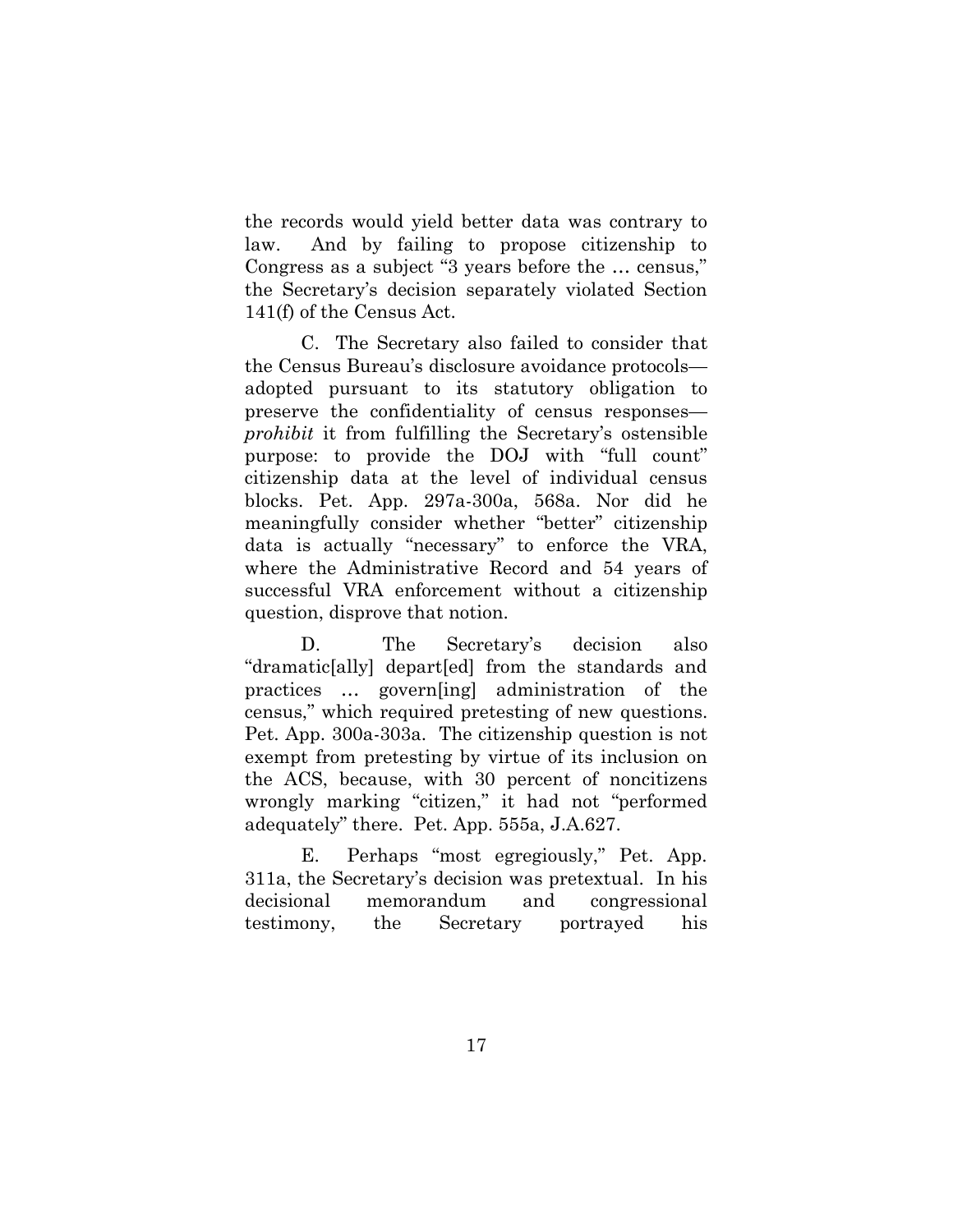the records would yield better data was contrary to law. And by failing to propose citizenship to Congress as a subject "3 years before the … census," the Secretary's decision separately violated Section 141(f) of the Census Act.

C. The Secretary also failed to consider that the Census Bureau's disclosure avoidance protocols—adopted pursuant to its statutory obligation to preserve the confidentiality of census responses—*prohibit* it from fulfilling the Secretary's ostensible purpose: to provide the DOJ with "full count" citizenship data at the level of individual census blocks. Pet. App. 297a-300a, 568a. Nor did he meaningfully consider whether "better" citizenship data is actually "necessary" to enforce the VRA, where the Administrative Record and 54 years of successful VRA enforcement without a citizenship question, disprove that notion.

D. The Secretary's decision also "dramatic[ally] depart[ed] from the standards and practices … govern[ing] administration of the census," which required pretesting of new questions. Pet. App. 300a-303a. The citizenship question is not exempt from pretesting by virtue of its inclusion on the ACS, because, with 30 percent of noncitizens wrongly marking "citizen," it had not "performed adequately" there. Pet. App. 555a, J.A.627.

E. Perhaps "most egregiously," Pet. App. 311a, the Secretary's decision was pretextual. In his decisional memorandum and congressional testimony, the Secretary portrayed his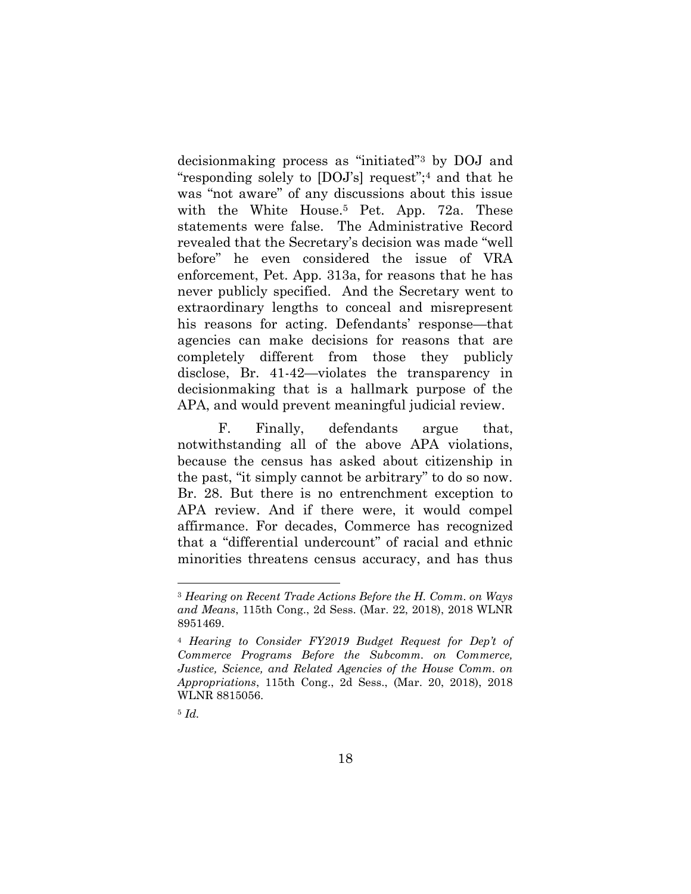decisionmaking process as "initiated"[3] by DOJ and "responding solely to [DOJ's] request";[4] and that he was "not aware" of any discussions about this issue with the White House.[5] Pet. App. 72a. These statements were false. The Administrative Record revealed that the Secretary's decision was made "well before" he even considered the issue of VRA enforcement, Pet. App. 313a, for reasons that he has never publicly specified. And the Secretary went to extraordinary lengths to conceal and misrepresent his reasons for acting. Defendants' response—that agencies can make decisions for reasons that are completely different from those they publicly disclose, Br. 41-42—violates the transparency in decisionmaking that is a hallmark purpose of the APA, and would prevent meaningful judicial review.

F. Finally, defendants argue that, notwithstanding all of the above APA violations, because the census has asked about citizenship in the past, "it simply cannot be arbitrary" to do so now. Br. 28. But there is no entrenchment exception to APA review. And if there were, it would compel affirmance. For decades, Commerce has recognized that a "differential undercount" of racial and ethnic minorities threatens census accuracy, and has thus

---

[3] *Hearing on Recent Trade Actions Before the H. Comm. on Ways and Means*, 115th Cong., 2d Sess. (Mar. 22, 2018), 2018 WLNR 8951469.

[4] *Hearing to Consider FY2019 Budget Request for Dep't of Commerce Programs Before the Subcomm. on Commerce, Justice, Science, and Related Agencies of the House Comm. on Appropriations*, 115th Cong., 2d Sess., (Mar. 20, 2018), 2018 WLNR 8815056.

[5] *Id.*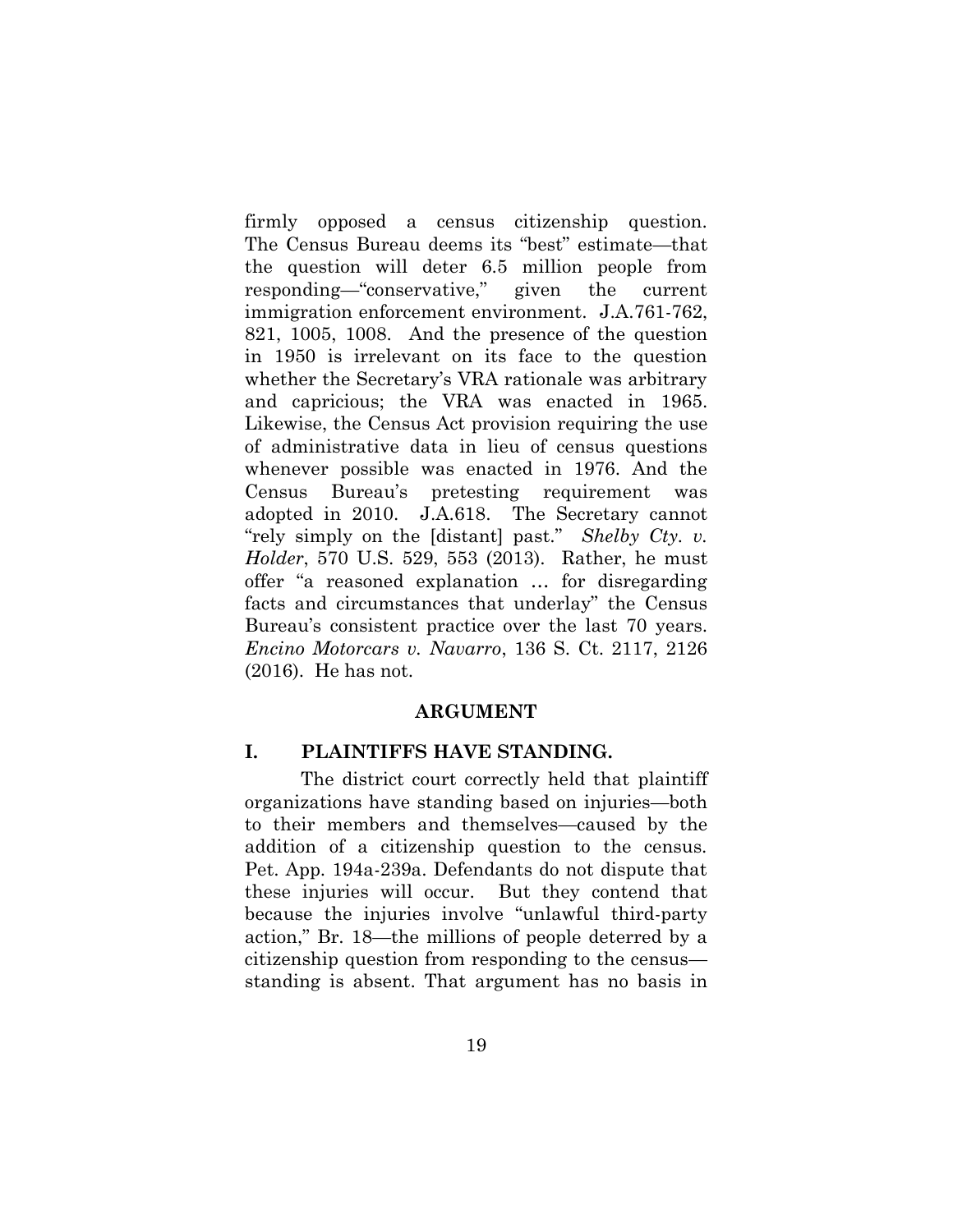firmly opposed a census citizenship question. The Census Bureau deems its "best" estimate—that the question will deter 6.5 million people from responding—"conservative," given the current immigration enforcement environment. J.A.761-762, 821, 1005, 1008. And the presence of the question in 1950 is irrelevant on its face to the question whether the Secretary's VRA rationale was arbitrary and capricious; the VRA was enacted in 1965. Likewise, the Census Act provision requiring the use of administrative data in lieu of census questions whenever possible was enacted in 1976. And the Census Bureau's pretesting requirement was adopted in 2010. J.A.618. The Secretary cannot "rely simply on the [distant] past." *Shelby Cty. v. Holder*, 570 U.S. 529, 553 (2013). Rather, he must offer "a reasoned explanation … for disregarding facts and circumstances that underlay" the Census Bureau's consistent practice over the last 70 years. *Encino Motorcars v. Navarro*, 136 S. Ct. 2117, 2126 (2016). He has not.

## ARGUMENT

### I. PLAINTIFFS HAVE STANDING.

The district court correctly held that plaintiff organizations have standing based on injuries—both to their members and themselves—caused by the addition of a citizenship question to the census. Pet. App. 194a-239a. Defendants do not dispute that these injuries will occur. But they contend that because the injuries involve "unlawful third-party action," Br. 18—the millions of people deterred by a citizenship question from responding to the census—standing is absent. That argument has no basis in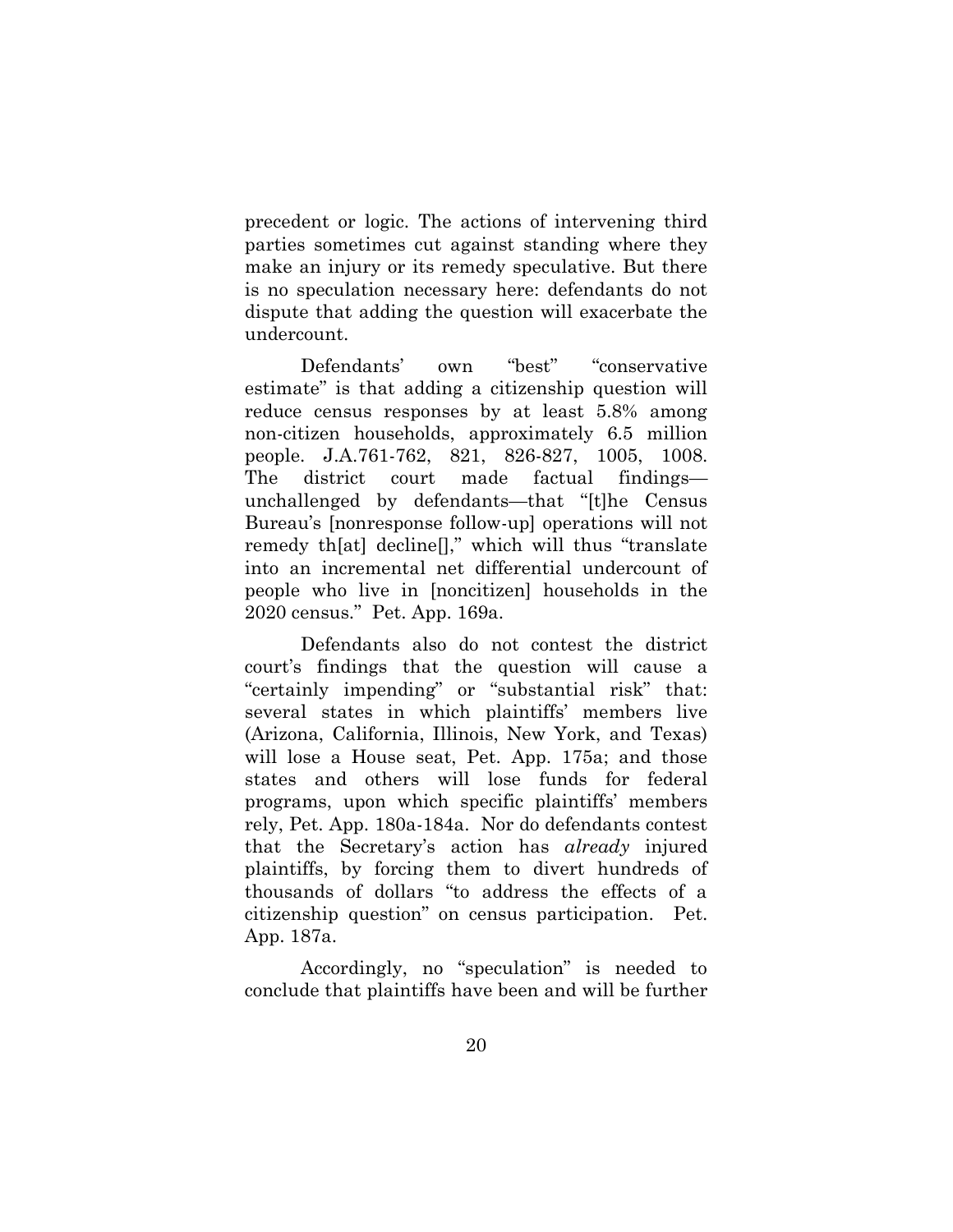precedent or logic. The actions of intervening third parties sometimes cut against standing where they make an injury or its remedy speculative. But there is no speculation necessary here: defendants do not dispute that adding the question will exacerbate the undercount.

Defendants' own "best" "conservative estimate" is that adding a citizenship question will reduce census responses by at least 5.8% among non-citizen households, approximately 6.5 million people. J.A.761-762, 821, 826-827, 1005, 1008. The district court made factual findings—unchallenged by defendants—that "[t]he Census Bureau's [nonresponse follow-up] operations will not remedy th[at] decline[]," which will thus "translate into an incremental net differential undercount of people who live in [noncitizen] households in the 2020 census." Pet. App. 169a.

Defendants also do not contest the district court's findings that the question will cause a "certainly impending" or "substantial risk" that: several states in which plaintiffs' members live (Arizona, California, Illinois, New York, and Texas) will lose a House seat, Pet. App. 175a; and those states and others will lose funds for federal programs, upon which specific plaintiffs' members rely, Pet. App. 180a-184a. Nor do defendants contest that the Secretary's action has *already* injured plaintiffs, by forcing them to divert hundreds of thousands of dollars "to address the effects of a citizenship question" on census participation. Pet. App. 187a.

Accordingly, no "speculation" is needed to conclude that plaintiffs have been and will be further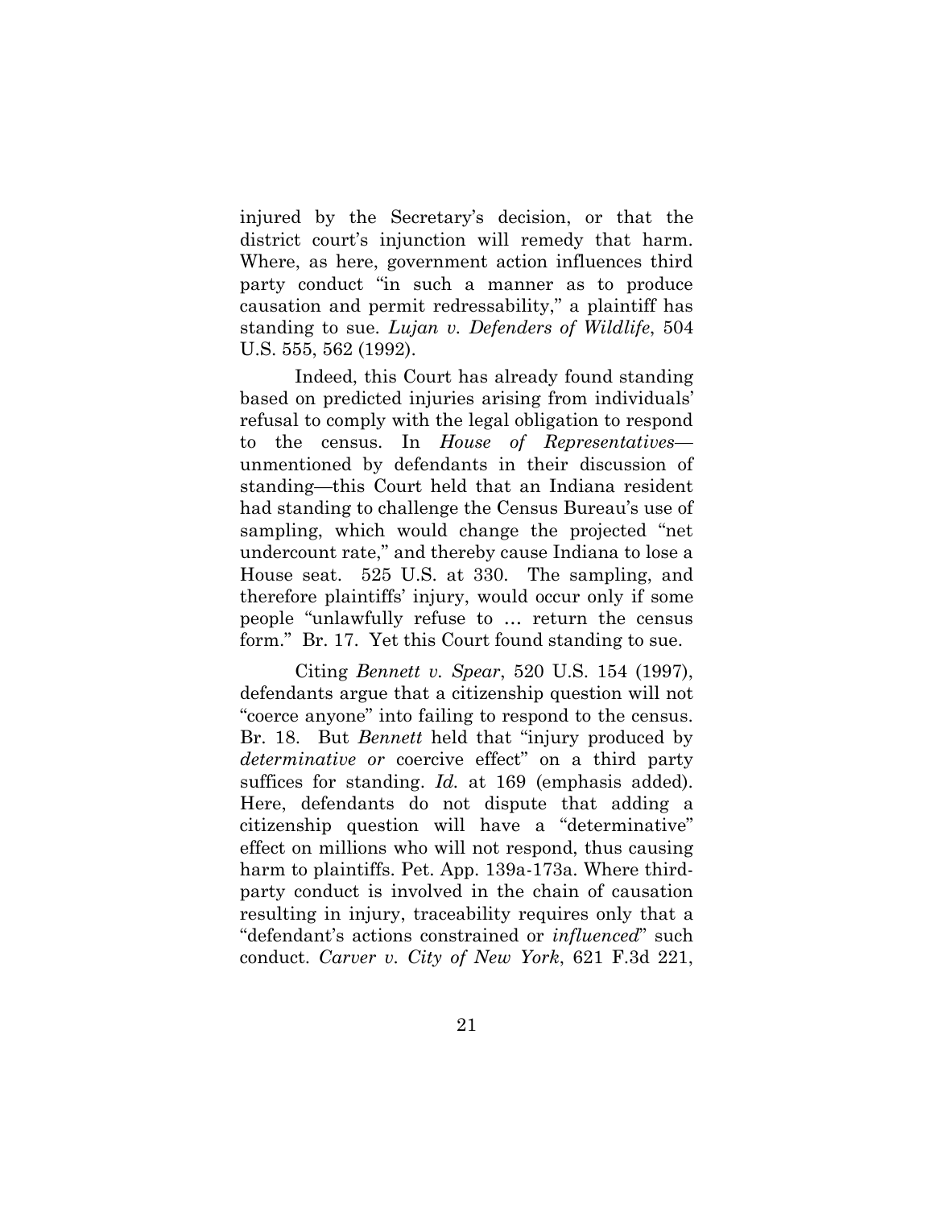injured by the Secretary's decision, or that the district court's injunction will remedy that harm. Where, as here, government action influences third party conduct "in such a manner as to produce causation and permit redressability," a plaintiff has standing to sue. *Lujan v. Defenders of Wildlife*, 504 U.S. 555, 562 (1992).

Indeed, this Court has already found standing based on predicted injuries arising from individuals' refusal to comply with the legal obligation to respond to the census. In *House of Representatives*—unmentioned by defendants in their discussion of standing—this Court held that an Indiana resident had standing to challenge the Census Bureau's use of sampling, which would change the projected "net undercount rate," and thereby cause Indiana to lose a House seat. 525 U.S. at 330. The sampling, and therefore plaintiffs' injury, would occur only if some people "unlawfully refuse to … return the census form." Br. 17. Yet this Court found standing to sue.

Citing *Bennett v. Spear*, 520 U.S. 154 (1997), defendants argue that a citizenship question will not "coerce anyone" into failing to respond to the census. Br. 18. But *Bennett* held that "injury produced by *determinative or* coercive effect" on a third party suffices for standing. *Id.* at 169 (emphasis added). Here, defendants do not dispute that adding a citizenship question will have a "determinative" effect on millions who will not respond, thus causing harm to plaintiffs. Pet. App. 139a-173a. Where third-party conduct is involved in the chain of causation resulting in injury, traceability requires only that a "defendant's actions constrained or *influenced*" such conduct. *Carver v. City of New York*, 621 F.3d 221,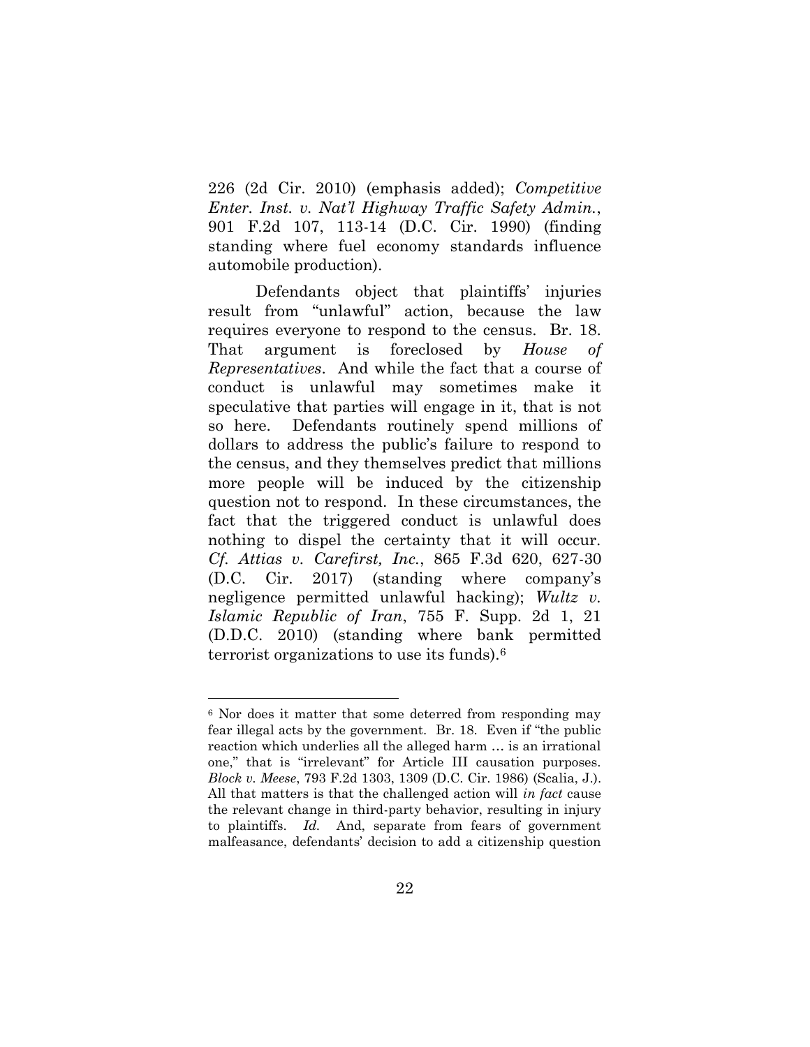226 (2d Cir. 2010) (emphasis added); *Competitive Enter. Inst. v. Nat'l Highway Traffic Safety Admin.*, 901 F.2d 107, 113-14 (D.C. Cir. 1990) (finding standing where fuel economy standards influence automobile production).

Defendants object that plaintiffs' injuries result from "unlawful" action, because the law requires everyone to respond to the census. Br. 18. That argument is foreclosed by *House of Representatives*. And while the fact that a course of conduct is unlawful may sometimes make it speculative that parties will engage in it, that is not so here. Defendants routinely spend millions of dollars to address the public's failure to respond to the census, and they themselves predict that millions more people will be induced by the citizenship question not to respond. In these circumstances, the fact that the triggered conduct is unlawful does nothing to dispel the certainty that it will occur. *Cf. Attias v. Carefirst, Inc.*, 865 F.3d 620, 627-30 (D.C. Cir. 2017) (standing where company's negligence permitted unlawful hacking); *Wultz v. Islamic Republic of Iran*, 755 F. Supp. 2d 1, 21 (D.D.C. 2010) (standing where bank permitted terrorist organizations to use its funds).[6]

---

[6] Nor does it matter that some deterred from responding may fear illegal acts by the government. Br. 18. Even if "the public reaction which underlies all the alleged harm … is an irrational one," that is "irrelevant" for Article III causation purposes. *Block v. Meese*, 793 F.2d 1303, 1309 (D.C. Cir. 1986) (Scalia, J.). All that matters is that the challenged action will *in fact* cause the relevant change in third-party behavior, resulting in injury to plaintiffs. *Id.* And, separate from fears of government malfeasance, defendants' decision to add a citizenship question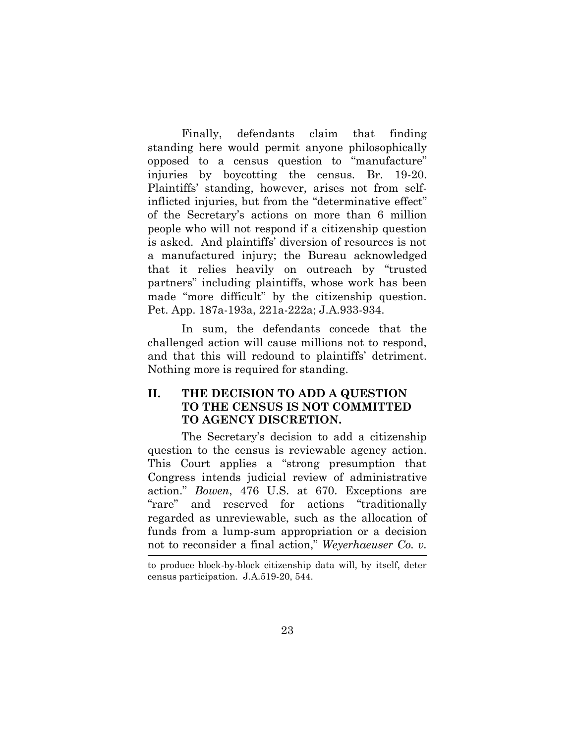Finally, defendants claim that finding standing here would permit anyone philosophically opposed to a census question to "manufacture" injuries by boycotting the census. Br. 19-20. Plaintiffs' standing, however, arises not from self-inflicted injuries, but from the "determinative effect" of the Secretary's actions on more than 6 million people who will not respond if a citizenship question is asked. And plaintiffs' diversion of resources is not a manufactured injury; the Bureau acknowledged that it relies heavily on outreach by "trusted partners" including plaintiffs, whose work has been made "more difficult" by the citizenship question. Pet. App. 187a-193a, 221a-222a; J.A.933-934.

In sum, the defendants concede that the challenged action will cause millions not to respond, and that this will redound to plaintiffs' detriment. Nothing more is required for standing.

## II. THE DECISION TO ADD A QUESTION TO THE CENSUS IS NOT COMMITTED TO AGENCY DISCRETION.

The Secretary's decision to add a citizenship question to the census is reviewable agency action. This Court applies a "strong presumption that Congress intends judicial review of administrative action." *Bowen*, 476 U.S. at 670. Exceptions are "rare" and reserved for actions "traditionally regarded as unreviewable, such as the allocation of funds from a lump-sum appropriation or a decision not to reconsider a final action," *Weyerhaeuser Co. v.*

---

to produce block-by-block citizenship data will, by itself, deter census participation. J.A.519-20, 544.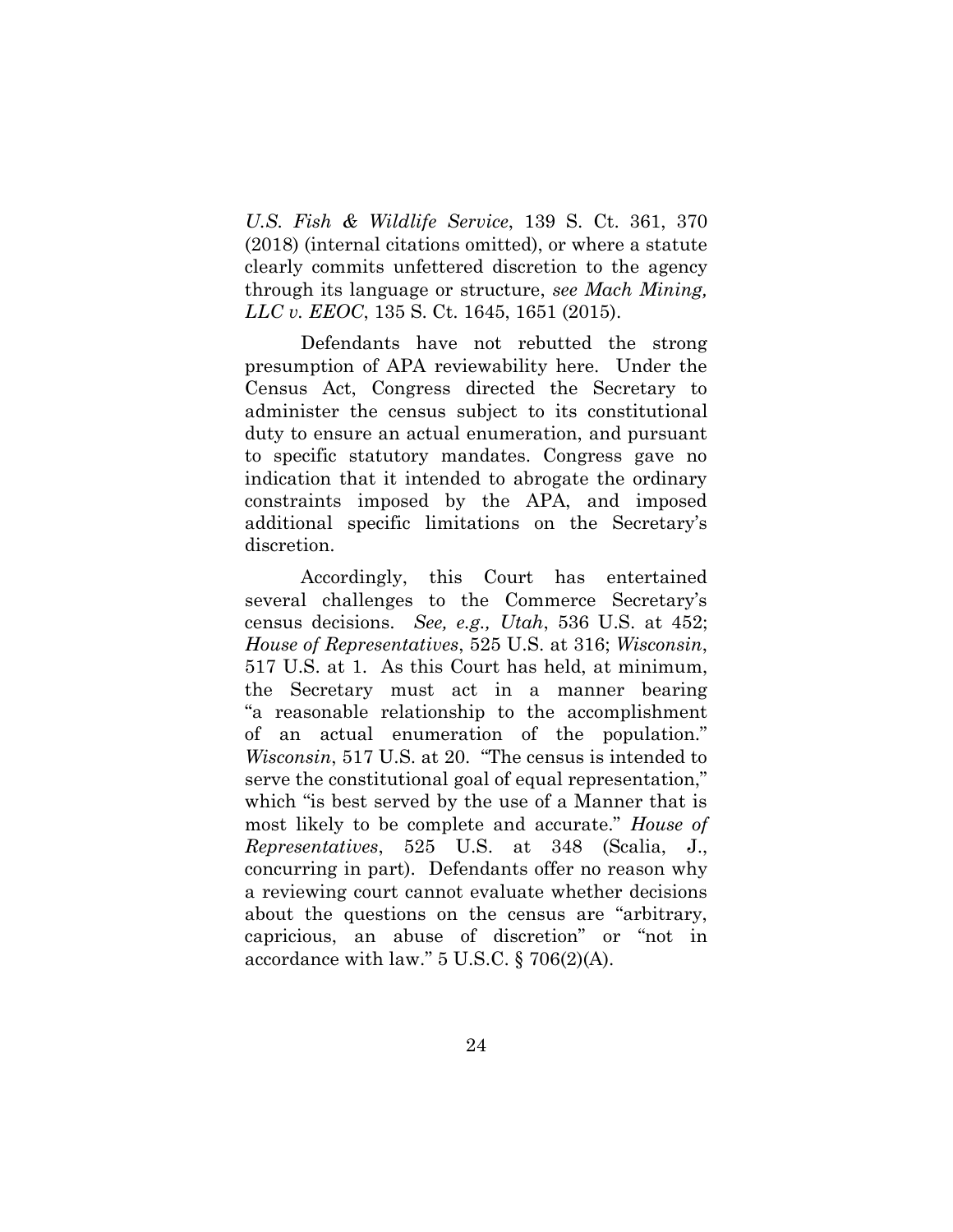*U.S. Fish & Wildlife Service*, 139 S. Ct. 361, 370 (2018) (internal citations omitted), or where a statute clearly commits unfettered discretion to the agency through its language or structure, *see Mach Mining, LLC v. EEOC*, 135 S. Ct. 1645, 1651 (2015).

Defendants have not rebutted the strong presumption of APA reviewability here. Under the Census Act, Congress directed the Secretary to administer the census subject to its constitutional duty to ensure an actual enumeration, and pursuant to specific statutory mandates. Congress gave no indication that it intended to abrogate the ordinary constraints imposed by the APA, and imposed additional specific limitations on the Secretary's discretion.

Accordingly, this Court has entertained several challenges to the Commerce Secretary's census decisions. *See, e.g., Utah*, 536 U.S. at 452; *House of Representatives*, 525 U.S. at 316; *Wisconsin*, 517 U.S. at 1. As this Court has held, at minimum, the Secretary must act in a manner bearing "a reasonable relationship to the accomplishment of an actual enumeration of the population." *Wisconsin*, 517 U.S. at 20. "The census is intended to serve the constitutional goal of equal representation," which "is best served by the use of a Manner that is most likely to be complete and accurate." *House of Representatives*, 525 U.S. at 348 (Scalia, J., concurring in part). Defendants offer no reason why a reviewing court cannot evaluate whether decisions about the questions on the census are "arbitrary, capricious, an abuse of discretion" or "not in accordance with law." 5 U.S.C. § 706(2)(A).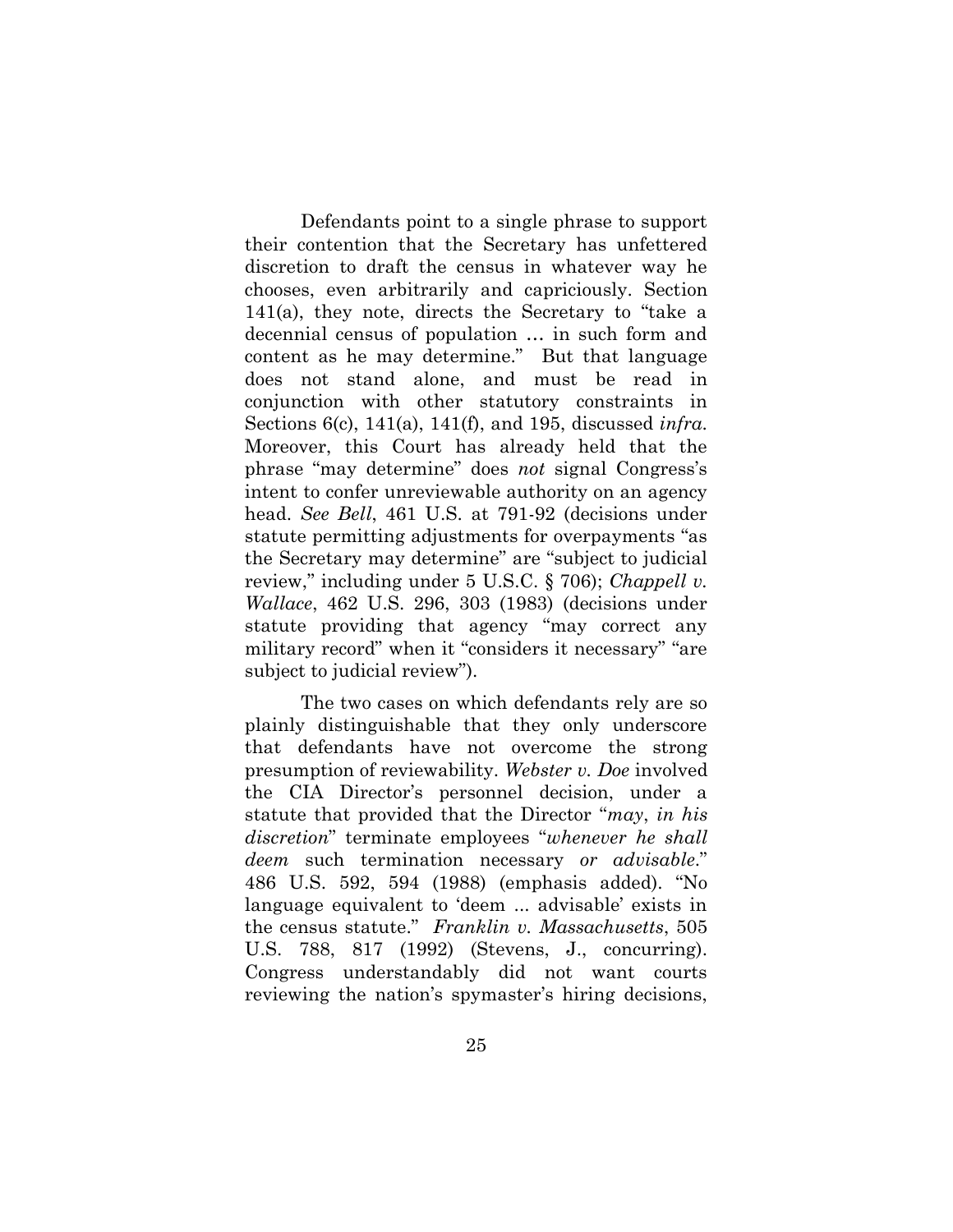Defendants point to a single phrase to support their contention that the Secretary has unfettered discretion to draft the census in whatever way he chooses, even arbitrarily and capriciously. Section 141(a), they note, directs the Secretary to "take a decennial census of population … in such form and content as he may determine." But that language does not stand alone, and must be read in conjunction with other statutory constraints in Sections 6(c), 141(a), 141(f), and 195, discussed *infra*. Moreover, this Court has already held that the phrase "may determine" does *not* signal Congress's intent to confer unreviewable authority on an agency head. *See Bell*, 461 U.S. at 791-92 (decisions under statute permitting adjustments for overpayments "as the Secretary may determine" are "subject to judicial review," including under 5 U.S.C. § 706); *Chappell v. Wallace*, 462 U.S. 296, 303 (1983) (decisions under statute providing that agency "may correct any military record" when it "considers it necessary" "are subject to judicial review").

The two cases on which defendants rely are so plainly distinguishable that they only underscore that defendants have not overcome the strong presumption of reviewability. *Webster v. Doe* involved the CIA Director's personnel decision, under a statute that provided that the Director "*may*, *in his discretion*" terminate employees "*whenever he shall deem* such termination necessary *or advisable*." 486 U.S. 592, 594 (1988) (emphasis added). "No language equivalent to 'deem ... advisable' exists in the census statute." *Franklin v. Massachusetts*, 505 U.S. 788, 817 (1992) (Stevens, J., concurring). Congress understandably did not want courts reviewing the nation's spymaster's hiring decisions,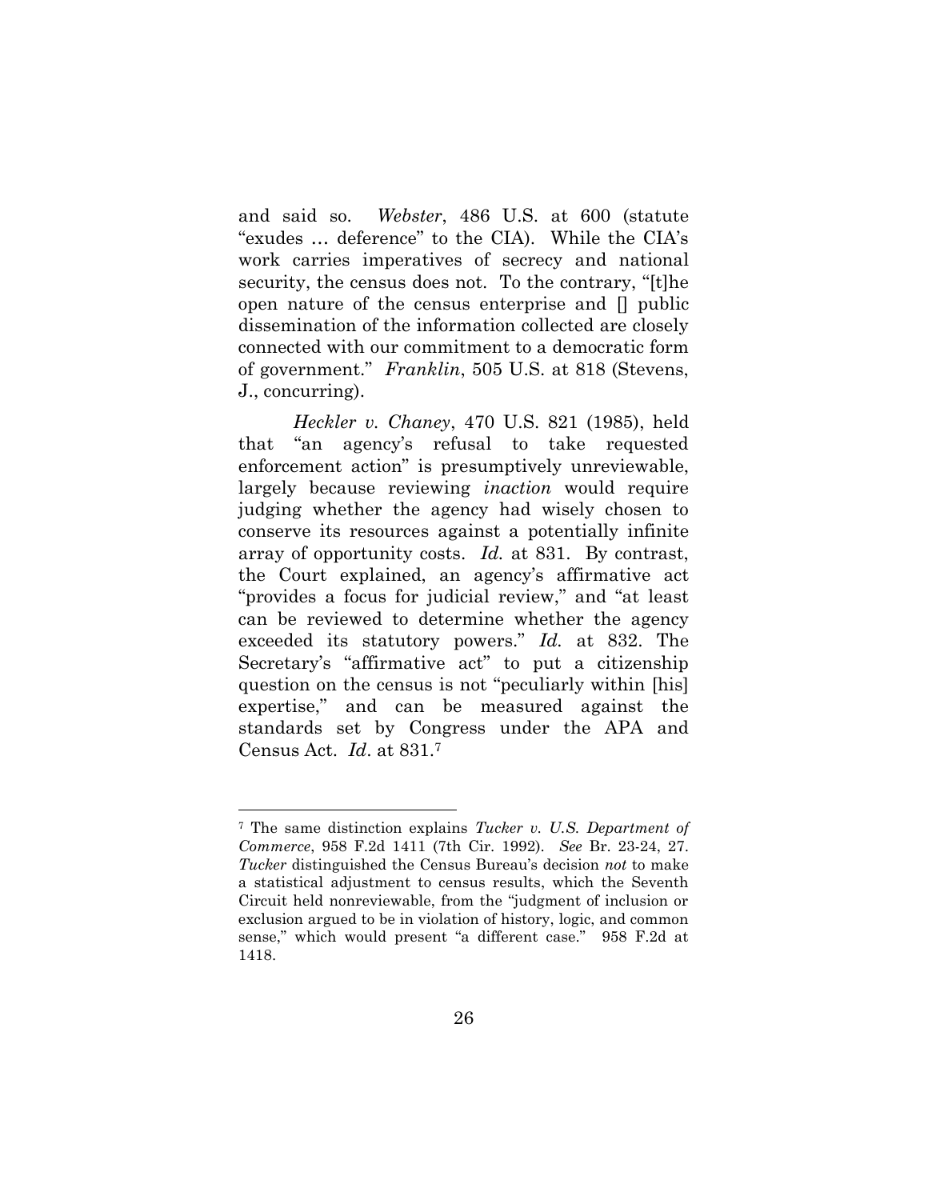and said so. *Webster*, 486 U.S. at 600 (statute "exudes … deference" to the CIA). While the CIA's work carries imperatives of secrecy and national security, the census does not. To the contrary, "[t]he open nature of the census enterprise and [] public dissemination of the information collected are closely connected with our commitment to a democratic form of government." *Franklin*, 505 U.S. at 818 (Stevens, J., concurring).

*Heckler v. Chaney*, 470 U.S. 821 (1985), held that "an agency's refusal to take requested enforcement action" is presumptively unreviewable, largely because reviewing *inaction* would require judging whether the agency had wisely chosen to conserve its resources against a potentially infinite array of opportunity costs. *Id.* at 831. By contrast, the Court explained, an agency's affirmative act "provides a focus for judicial review," and "at least can be reviewed to determine whether the agency exceeded its statutory powers." *Id.* at 832. The Secretary's "affirmative act" to put a citizenship question on the census is not "peculiarly within [his] expertise," and can be measured against the standards set by Congress under the APA and Census Act. *Id*. at 831.[7]

---

[7] The same distinction explains *Tucker v. U.S. Department of Commerce*, 958 F.2d 1411 (7th Cir. 1992). *See* Br. 23-24, 27. *Tucker* distinguished the Census Bureau's decision *not* to make a statistical adjustment to census results, which the Seventh Circuit held nonreviewable, from the "judgment of inclusion or exclusion argued to be in violation of history, logic, and common sense," which would present "a different case." 958 F.2d at 1418.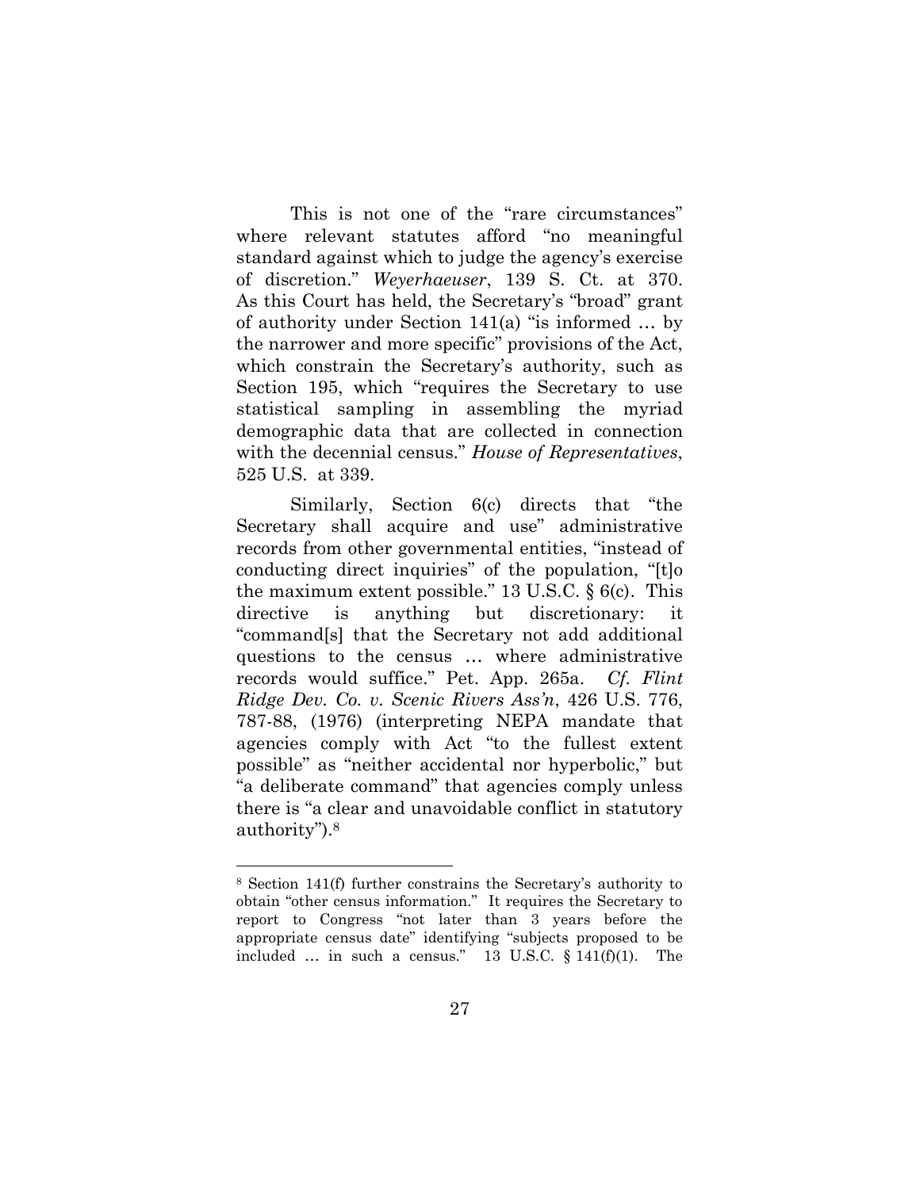This is not one of the "rare circumstances" where relevant statutes afford "no meaningful standard against which to judge the agency's exercise of discretion." *Weyerhaeuser*, 139 S. Ct. at 370. As this Court has held, the Secretary's "broad" grant of authority under Section 141(a) "is informed … by the narrower and more specific" provisions of the Act, which constrain the Secretary's authority, such as Section 195, which "requires the Secretary to use statistical sampling in assembling the myriad demographic data that are collected in connection with the decennial census." *House of Representatives*, 525 U.S. at 339.

Similarly, Section 6(c) directs that "the Secretary shall acquire and use" administrative records from other governmental entities, "instead of conducting direct inquiries" of the population, "[t]o the maximum extent possible." 13 U.S.C. § 6(c). This directive is anything but discretionary: it "command[s] that the Secretary not add additional questions to the census … where administrative records would suffice." Pet. App. 265a. *Cf. Flint Ridge Dev. Co. v. Scenic Rivers Ass'n*, 426 U.S. 776, 787-88, (1976) (interpreting NEPA mandate that agencies comply with Act "to the fullest extent possible" as "neither accidental nor hyperbolic," but "a deliberate command" that agencies comply unless there is "a clear and unavoidable conflict in statutory authority").[8]

---

[8] Section 141(f) further constrains the Secretary's authority to obtain "other census information." It requires the Secretary to report to Congress "not later than 3 years before the appropriate census date" identifying "subjects proposed to be included … in such a census." 13 U.S.C. § 141(f)(1). The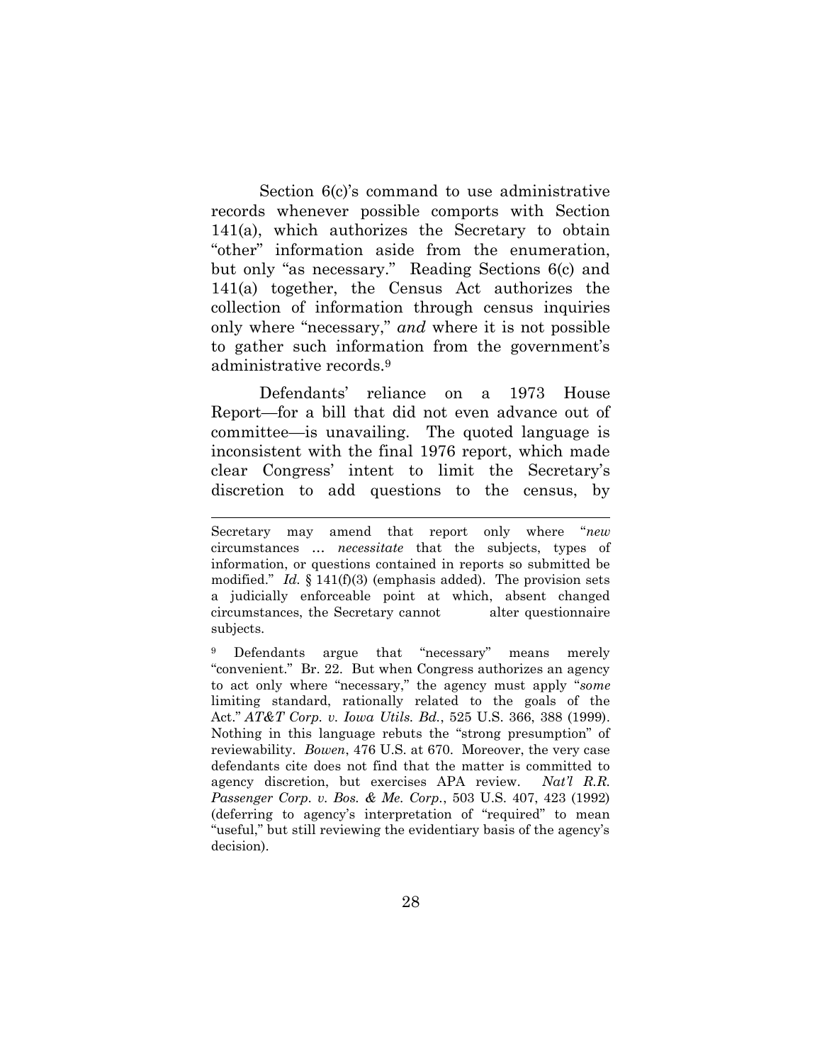Section 6(c)'s command to use administrative records whenever possible comports with Section 141(a), which authorizes the Secretary to obtain "other" information aside from the enumeration, but only "as necessary." Reading Sections 6(c) and 141(a) together, the Census Act authorizes the collection of information through census inquiries only where "necessary," *and* where it is not possible to gather such information from the government's administrative records.[9]

Defendants' reliance on a 1973 House Report—for a bill that did not even advance out of committee—is unavailing. The quoted language is inconsistent with the final 1976 report, which made clear Congress' intent to limit the Secretary's discretion to add questions to the census, by

---

Secretary may amend that report only where "*new* circumstances … *necessitate* that the subjects, types of information, or questions contained in reports so submitted be modified." *Id.* § 141(f)(3) (emphasis added). The provision sets a judicially enforceable point at which, absent changed circumstances, the Secretary cannot alter questionnaire subjects.

[9] Defendants argue that "necessary" means merely "convenient." Br. 22. But when Congress authorizes an agency to act only where "necessary," the agency must apply "*some* limiting standard, rationally related to the goals of the Act." *AT&T Corp. v. Iowa Utils. Bd.*, 525 U.S. 366, 388 (1999). Nothing in this language rebuts the "strong presumption" of reviewability. *Bowen*, 476 U.S. at 670. Moreover, the very case defendants cite does not find that the matter is committed to agency discretion, but exercises APA review. *Nat'l R.R. Passenger Corp. v. Bos. & Me. Corp.*, 503 U.S. 407, 423 (1992) (deferring to agency's interpretation of "required" to mean "useful," but still reviewing the evidentiary basis of the agency's decision).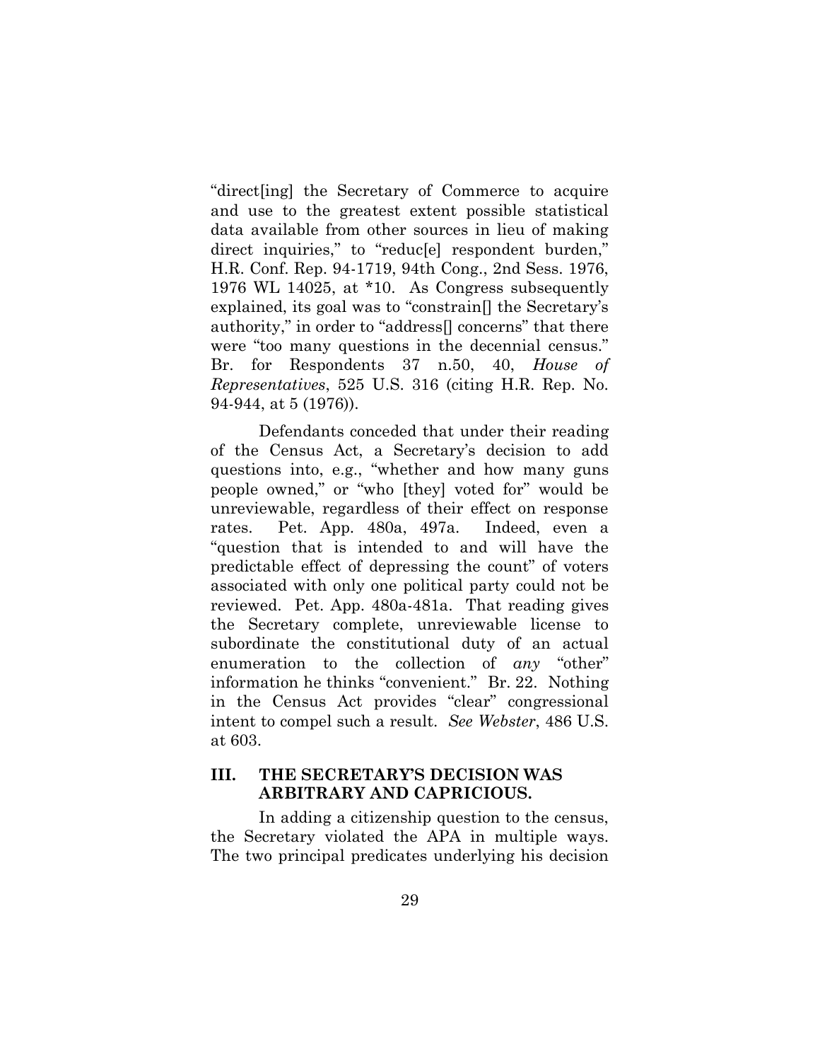"direct[ing] the Secretary of Commerce to acquire and use to the greatest extent possible statistical data available from other sources in lieu of making direct inquiries," to "reduc[e] respondent burden," H.R. Conf. Rep. 94-1719, 94th Cong., 2nd Sess. 1976, 1976 WL 14025, at *10. As Congress subsequently explained, its goal was to "constrain[] the Secretary's authority," in order to "address[] concerns" that there were "too many questions in the decennial census." Br. for Respondents 37 n.50, 40, *House of Representatives*, 525 U.S. 316 (citing H.R. Rep. No. 94-944, at 5 (1976)).

Defendants conceded that under their reading of the Census Act, a Secretary's decision to add questions into, e.g., "whether and how many guns people owned," or "who [they] voted for" would be unreviewable, regardless of their effect on response rates. Pet. App. 480a, 497a. Indeed, even a "question that is intended to and will have the predictable effect of depressing the count" of voters associated with only one political party could not be reviewed. Pet. App. 480a-481a. That reading gives the Secretary complete, unreviewable license to subordinate the constitutional duty of an actual enumeration to the collection of *any* "other" information he thinks "convenient." Br. 22. Nothing in the Census Act provides "clear" congressional intent to compel such a result. *See Webster*, 486 U.S. at 603.

## III. THE SECRETARY'S DECISION WAS ARBITRARY AND CAPRICIOUS.

In adding a citizenship question to the census, the Secretary violated the APA in multiple ways. The two principal predicates underlying his decision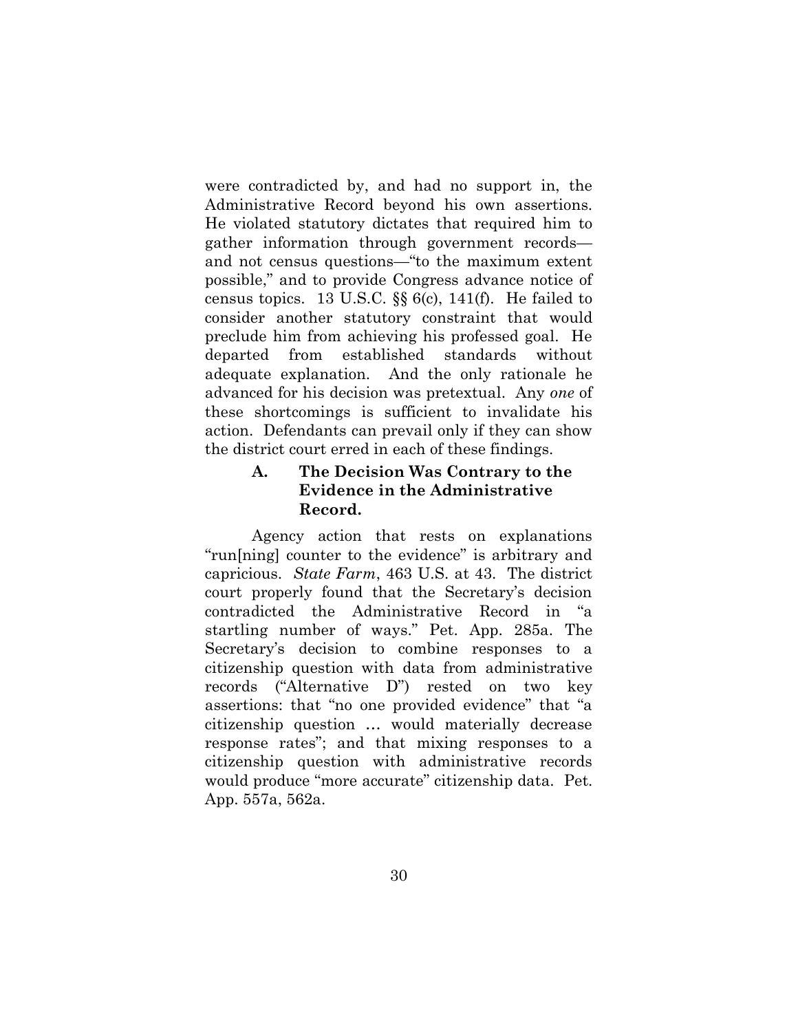were contradicted by, and had no support in, the Administrative Record beyond his own assertions. He violated statutory dictates that required him to gather information through government records—and not census questions—"to the maximum extent possible," and to provide Congress advance notice of census topics. 13 U.S.C. §§ 6(c), 141(f). He failed to consider another statutory constraint that would preclude him from achieving his professed goal. He departed from established standards without adequate explanation. And the only rationale he advanced for his decision was pretextual. Any *one* of these shortcomings is sufficient to invalidate his action. Defendants can prevail only if they can show the district court erred in each of these findings.

### A. The Decision Was Contrary to the Evidence in the Administrative Record.

Agency action that rests on explanations "run[ning] counter to the evidence" is arbitrary and capricious. *State Farm*, 463 U.S. at 43. The district court properly found that the Secretary's decision contradicted the Administrative Record in "a startling number of ways." Pet. App. 285a. The Secretary's decision to combine responses to a citizenship question with data from administrative records ("Alternative D") rested on two key assertions: that "no one provided evidence" that "a citizenship question … would materially decrease response rates"; and that mixing responses to a citizenship question with administrative records would produce "more accurate" citizenship data. Pet. App. 557a, 562a.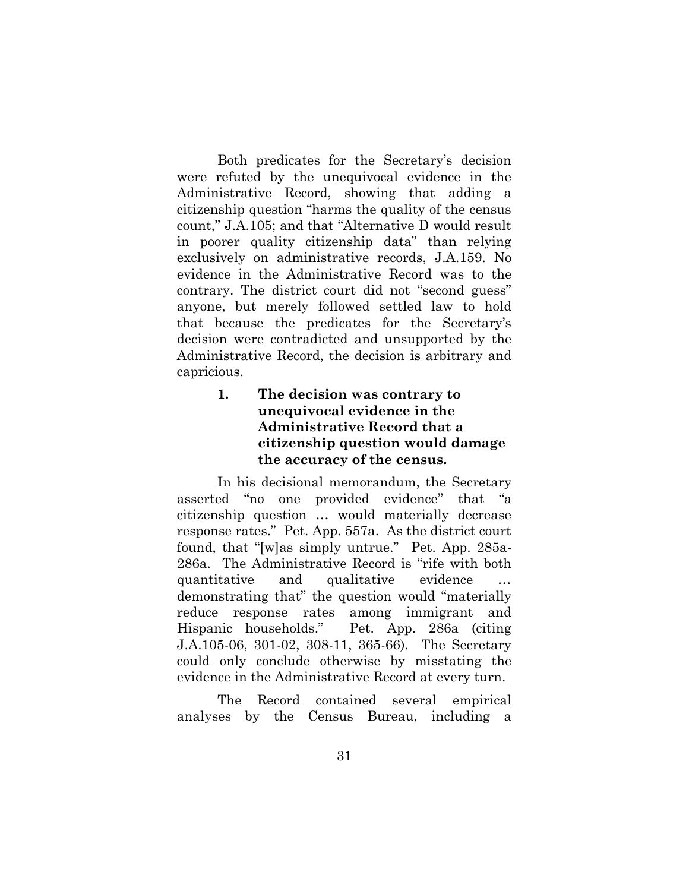Both predicates for the Secretary's decision were refuted by the unequivocal evidence in the Administrative Record, showing that adding a citizenship question "harms the quality of the census count," J.A.105; and that "Alternative D would result in poorer quality citizenship data" than relying exclusively on administrative records, J.A.159. No evidence in the Administrative Record was to the contrary. The district court did not "second guess" anyone, but merely followed settled law to hold that because the predicates for the Secretary's decision were contradicted and unsupported by the Administrative Record, the decision is arbitrary and capricious.

**1. The decision was contrary to unequivocal evidence in the Administrative Record that a citizenship question would damage the accuracy of the census.**

In his decisional memorandum, the Secretary asserted "no one provided evidence" that "a citizenship question … would materially decrease response rates." Pet. App. 557a. As the district court found, that "[w]as simply untrue." Pet. App. 285a-286a. The Administrative Record is "rife with both quantitative and qualitative evidence … demonstrating that" the question would "materially reduce response rates among immigrant and Hispanic households." Pet. App. 286a (citing J.A.105-06, 301-02, 308-11, 365-66). The Secretary could only conclude otherwise by misstating the evidence in the Administrative Record at every turn.

The Record contained several empirical analyses by the Census Bureau, including a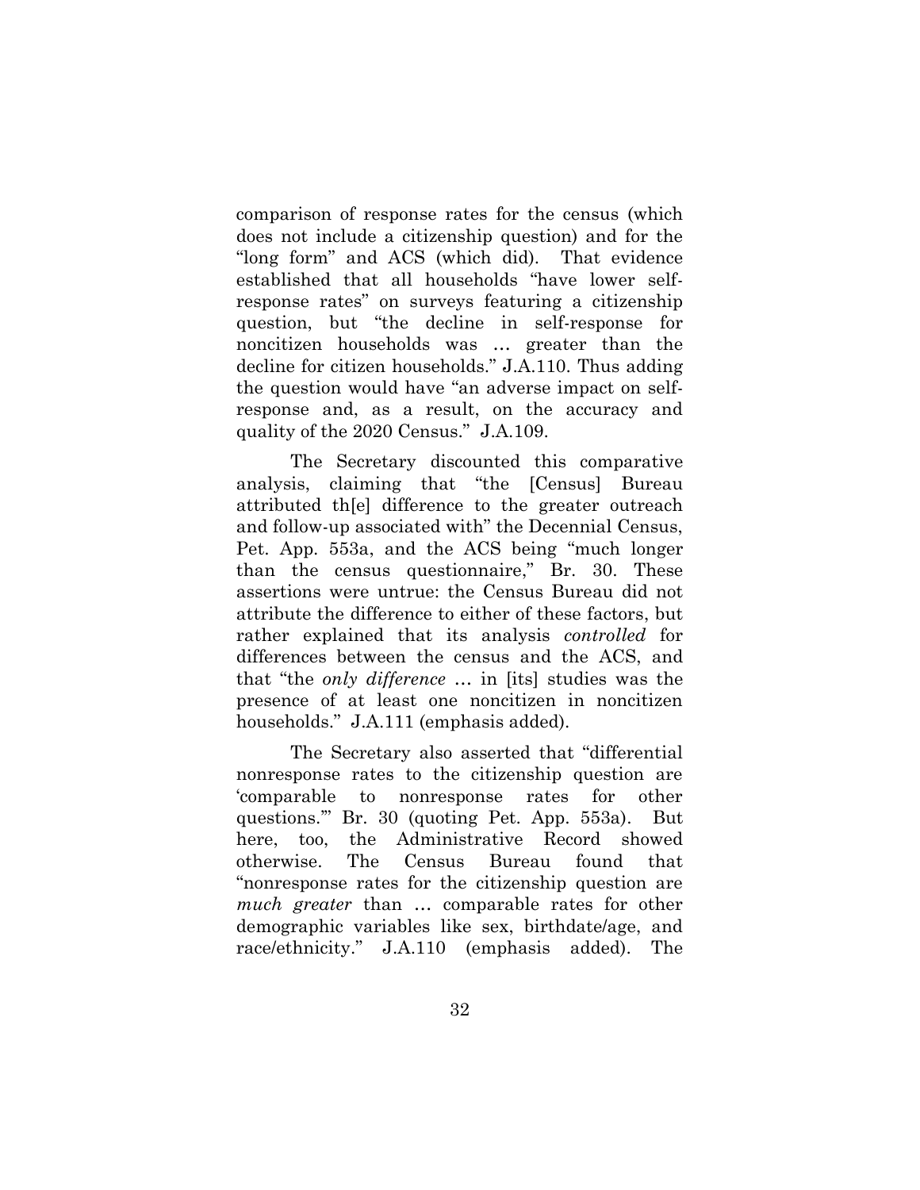comparison of response rates for the census (which does not include a citizenship question) and for the "long form" and ACS (which did). That evidence established that all households "have lower self-response rates" on surveys featuring a citizenship question, but "the decline in self-response for noncitizen households was … greater than the decline for citizen households." J.A.110. Thus adding the question would have "an adverse impact on self-response and, as a result, on the accuracy and quality of the 2020 Census." J.A.109.

The Secretary discounted this comparative analysis, claiming that "the [Census] Bureau attributed th[e] difference to the greater outreach and follow-up associated with" the Decennial Census, Pet. App. 553a, and the ACS being "much longer than the census questionnaire," Br. 30. These assertions were untrue: the Census Bureau did not attribute the difference to either of these factors, but rather explained that its analysis *controlled* for differences between the census and the ACS, and that "the *only difference* … in [its] studies was the presence of at least one noncitizen in noncitizen households." J.A.111 (emphasis added).

The Secretary also asserted that "differential nonresponse rates to the citizenship question are 'comparable to nonresponse rates for other questions.'" Br. 30 (quoting Pet. App. 553a). But here, too, the Administrative Record showed otherwise. The Census Bureau found that "nonresponse rates for the citizenship question are *much greater* than … comparable rates for other demographic variables like sex, birthdate/age, and race/ethnicity." J.A.110 (emphasis added). The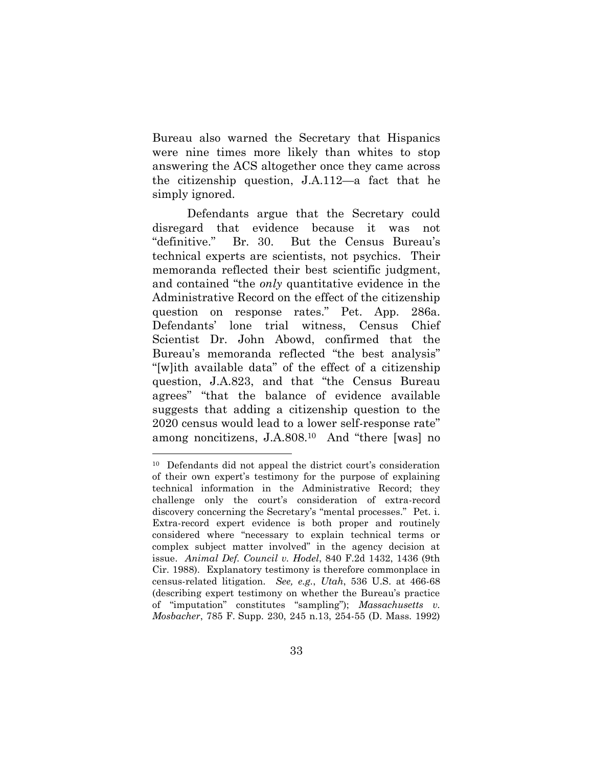Bureau also warned the Secretary that Hispanics were nine times more likely than whites to stop answering the ACS altogether once they came across the citizenship question, J.A.112—a fact that he simply ignored.

Defendants argue that the Secretary could disregard that evidence because it was not "definitive." Br. 30. But the Census Bureau's technical experts are scientists, not psychics. Their memoranda reflected their best scientific judgment, and contained "the *only* quantitative evidence in the Administrative Record on the effect of the citizenship question on response rates." Pet. App. 286a. Defendants' lone trial witness, Census Chief Scientist Dr. John Abowd, confirmed that the Bureau's memoranda reflected "the best analysis" "[w]ith available data" of the effect of a citizenship question, J.A.823, and that "the Census Bureau agrees" "that the balance of evidence available suggests that adding a citizenship question to the 2020 census would lead to a lower self-response rate" among noncitizens, J.A.808.[10] And "there [was] no

---

[10] Defendants did not appeal the district court's consideration of their own expert's testimony for the purpose of explaining technical information in the Administrative Record; they challenge only the court's consideration of extra-record discovery concerning the Secretary's "mental processes." Pet. i. Extra-record expert evidence is both proper and routinely considered where "necessary to explain technical terms or complex subject matter involved" in the agency decision at issue. *Animal Def. Council v. Hodel*, 840 F.2d 1432, 1436 (9th Cir. 1988). Explanatory testimony is therefore commonplace in census-related litigation. *See, e.g.*, *Utah*, 536 U.S. at 466-68 (describing expert testimony on whether the Bureau's practice of "imputation" constitutes "sampling"); *Massachusetts v. Mosbacher*, 785 F. Supp. 230, 245 n.13, 254-55 (D. Mass. 1992)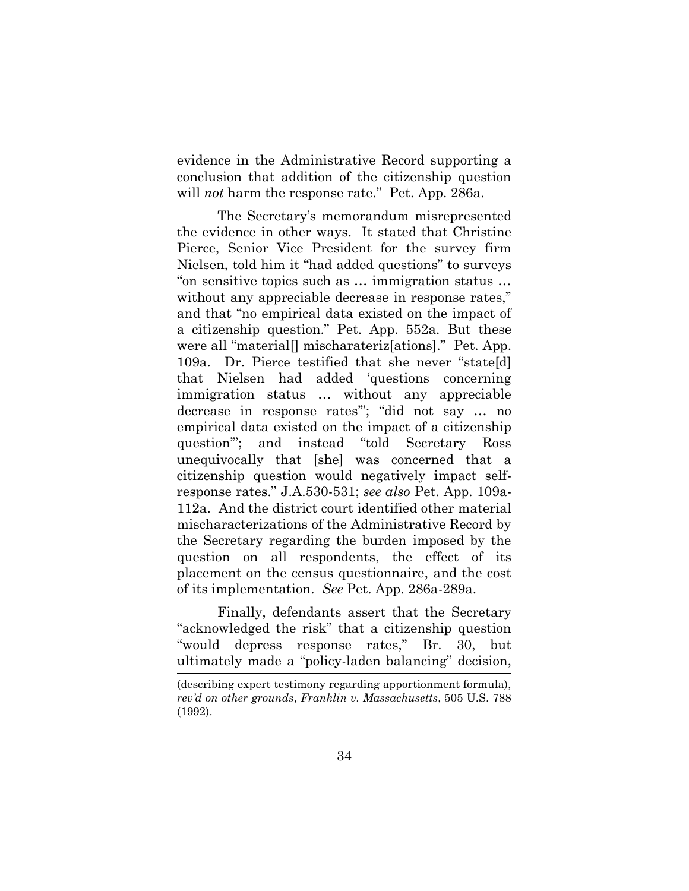evidence in the Administrative Record supporting a conclusion that addition of the citizenship question will *not* harm the response rate." Pet. App. 286a.

The Secretary's memorandum misrepresented the evidence in other ways. It stated that Christine Pierce, Senior Vice President for the survey firm Nielsen, told him it "had added questions" to surveys "on sensitive topics such as … immigration status … without any appreciable decrease in response rates," and that "no empirical data existed on the impact of a citizenship question." Pet. App. 552a. But these were all "material[] mischarateriz[ations]." Pet. App. 109a. Dr. Pierce testified that she never "state[d] that Nielsen had added 'questions concerning immigration status … without any appreciable decrease in response rates'"; "did not say … no empirical data existed on the impact of a citizenship question'"; and instead "told Secretary Ross unequivocally that [she] was concerned that a citizenship question would negatively impact self-response rates." J.A.530-531; *see also* Pet. App. 109a-112a. And the district court identified other material mischaracterizations of the Administrative Record by the Secretary regarding the burden imposed by the question on all respondents, the effect of its placement on the census questionnaire, and the cost of its implementation. *See* Pet. App. 286a-289a.

Finally, defendants assert that the Secretary "acknowledged the risk" that a citizenship question "would depress response rates," Br. 30, but ultimately made a "policy-laden balancing" decision,

(describing expert testimony regarding apportionment formula), *rev'd on other grounds*, *Franklin v. Massachusetts*, 505 U.S. 788 (1992).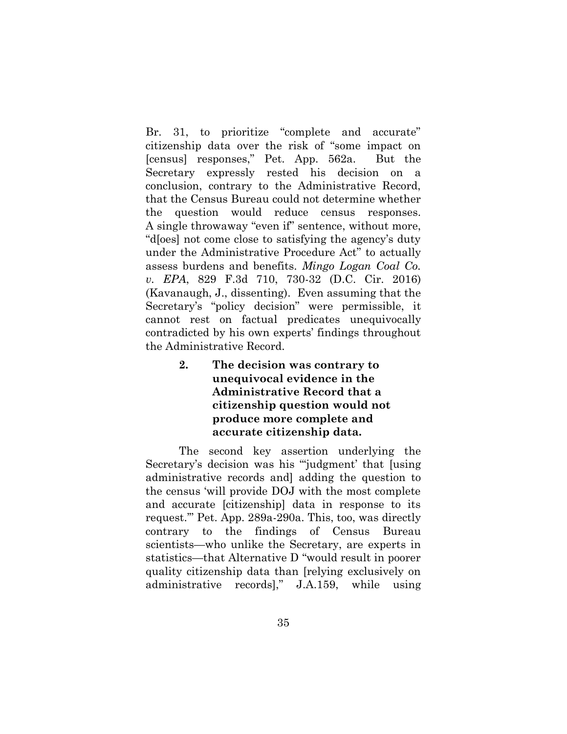Br. 31, to prioritize "complete and accurate" citizenship data over the risk of "some impact on [census] responses," Pet. App. 562a. But the Secretary expressly rested his decision on a conclusion, contrary to the Administrative Record, that the Census Bureau could not determine whether the question would reduce census responses. A single throwaway "even if" sentence, without more, "d[oes] not come close to satisfying the agency's duty under the Administrative Procedure Act" to actually assess burdens and benefits. *Mingo Logan Coal Co. v. EPA*, 829 F.3d 710, 730-32 (D.C. Cir. 2016) (Kavanaugh, J., dissenting). Even assuming that the Secretary's "policy decision" were permissible, it cannot rest on factual predicates unequivocally contradicted by his own experts' findings throughout the Administrative Record.

**2. The decision was contrary to unequivocal evidence in the Administrative Record that a citizenship question would not produce more complete and accurate citizenship data.**

The second key assertion underlying the Secretary's decision was his "'judgment' that [using administrative records and] adding the question to the census 'will provide DOJ with the most complete and accurate [citizenship] data in response to its request.'" Pet. App. 289a-290a. This, too, was directly contrary to the findings of Census Bureau scientists—who unlike the Secretary, are experts in statistics—that Alternative D "would result in poorer quality citizenship data than [relying exclusively on administrative records]," J.A.159, while using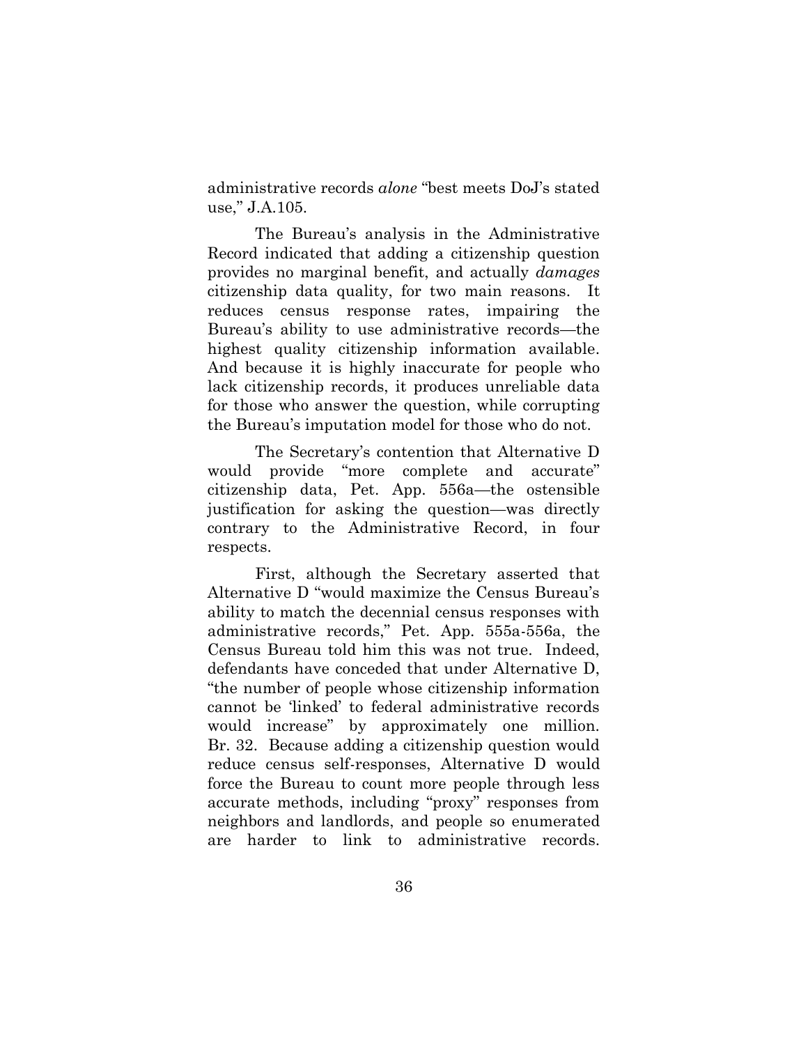administrative records *alone* "best meets DoJ's stated use," J.A.105.

The Bureau's analysis in the Administrative Record indicated that adding a citizenship question provides no marginal benefit, and actually *damages* citizenship data quality, for two main reasons. It reduces census response rates, impairing the Bureau's ability to use administrative records—the highest quality citizenship information available. And because it is highly inaccurate for people who lack citizenship records, it produces unreliable data for those who answer the question, while corrupting the Bureau's imputation model for those who do not.

The Secretary's contention that Alternative D would provide "more complete and accurate" citizenship data, Pet. App. 556a—the ostensible justification for asking the question—was directly contrary to the Administrative Record, in four respects.

First, although the Secretary asserted that Alternative D "would maximize the Census Bureau's ability to match the decennial census responses with administrative records," Pet. App. 555a-556a, the Census Bureau told him this was not true. Indeed, defendants have conceded that under Alternative D, "the number of people whose citizenship information cannot be 'linked' to federal administrative records would increase" by approximately one million. Br. 32. Because adding a citizenship question would reduce census self-responses, Alternative D would force the Bureau to count more people through less accurate methods, including "proxy" responses from neighbors and landlords, and people so enumerated are harder to link to administrative records.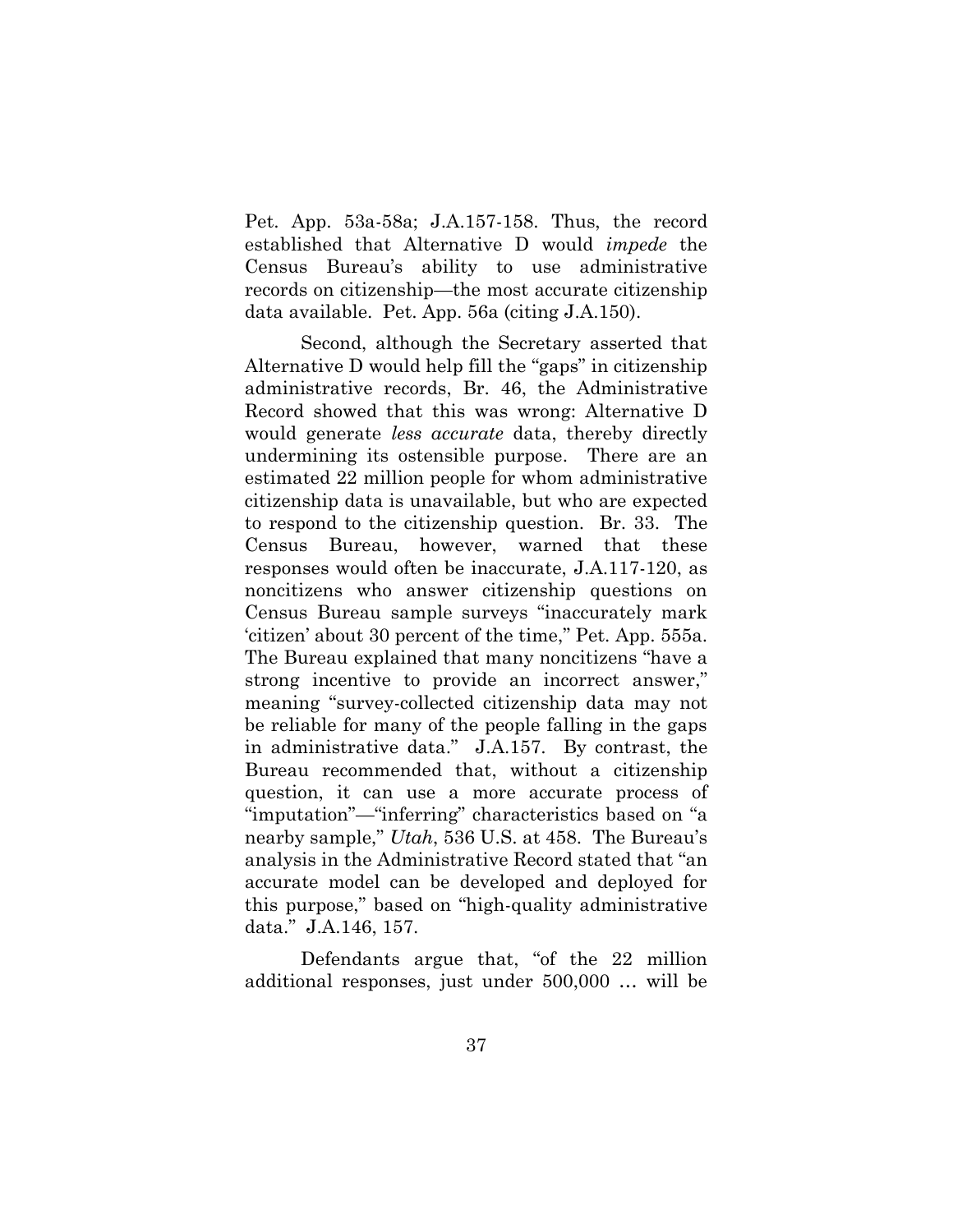Pet. App. 53a-58a; J.A.157-158. Thus, the record established that Alternative D would *impede* the Census Bureau's ability to use administrative records on citizenship—the most accurate citizenship data available. Pet. App. 56a (citing J.A.150).

Second, although the Secretary asserted that Alternative D would help fill the "gaps" in citizenship administrative records, Br. 46, the Administrative Record showed that this was wrong: Alternative D would generate *less accurate* data, thereby directly undermining its ostensible purpose. There are an estimated 22 million people for whom administrative citizenship data is unavailable, but who are expected to respond to the citizenship question. Br. 33. The Census Bureau, however, warned that these responses would often be inaccurate, J.A.117-120, as noncitizens who answer citizenship questions on Census Bureau sample surveys "inaccurately mark 'citizen' about 30 percent of the time," Pet. App. 555a. The Bureau explained that many noncitizens "have a strong incentive to provide an incorrect answer," meaning "survey-collected citizenship data may not be reliable for many of the people falling in the gaps in administrative data." J.A.157. By contrast, the Bureau recommended that, without a citizenship question, it can use a more accurate process of "imputation"—"inferring" characteristics based on "a nearby sample," *Utah*, 536 U.S. at 458. The Bureau's analysis in the Administrative Record stated that "an accurate model can be developed and deployed for this purpose," based on "high-quality administrative data." J.A.146, 157.

Defendants argue that, "of the 22 million additional responses, just under 500,000 … will be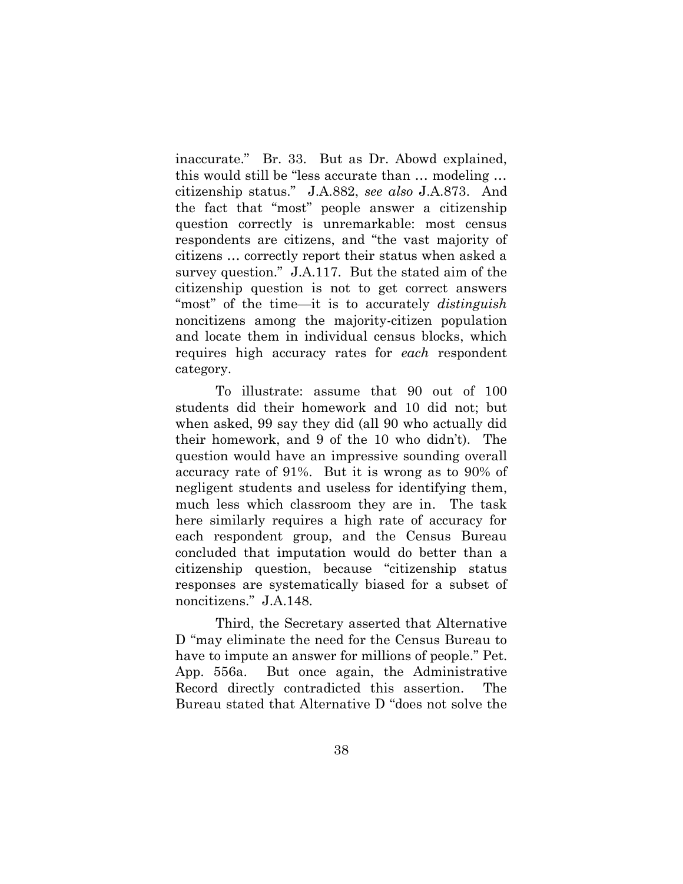inaccurate." Br. 33. But as Dr. Abowd explained, this would still be "less accurate than … modeling … citizenship status." J.A.882, *see also* J.A.873. And the fact that "most" people answer a citizenship question correctly is unremarkable: most census respondents are citizens, and "the vast majority of citizens … correctly report their status when asked a survey question." J.A.117. But the stated aim of the citizenship question is not to get correct answers "most" of the time—it is to accurately *distinguish* noncitizens among the majority-citizen population and locate them in individual census blocks, which requires high accuracy rates for *each* respondent category.

To illustrate: assume that 90 out of 100 students did their homework and 10 did not; but when asked, 99 say they did (all 90 who actually did their homework, and 9 of the 10 who didn't). The question would have an impressive sounding overall accuracy rate of 91%. But it is wrong as to 90% of negligent students and useless for identifying them, much less which classroom they are in. The task here similarly requires a high rate of accuracy for each respondent group, and the Census Bureau concluded that imputation would do better than a citizenship question, because "citizenship status responses are systematically biased for a subset of noncitizens." J.A.148.

Third, the Secretary asserted that Alternative D "may eliminate the need for the Census Bureau to have to impute an answer for millions of people." Pet. App. 556a. But once again, the Administrative Record directly contradicted this assertion. The Bureau stated that Alternative D "does not solve the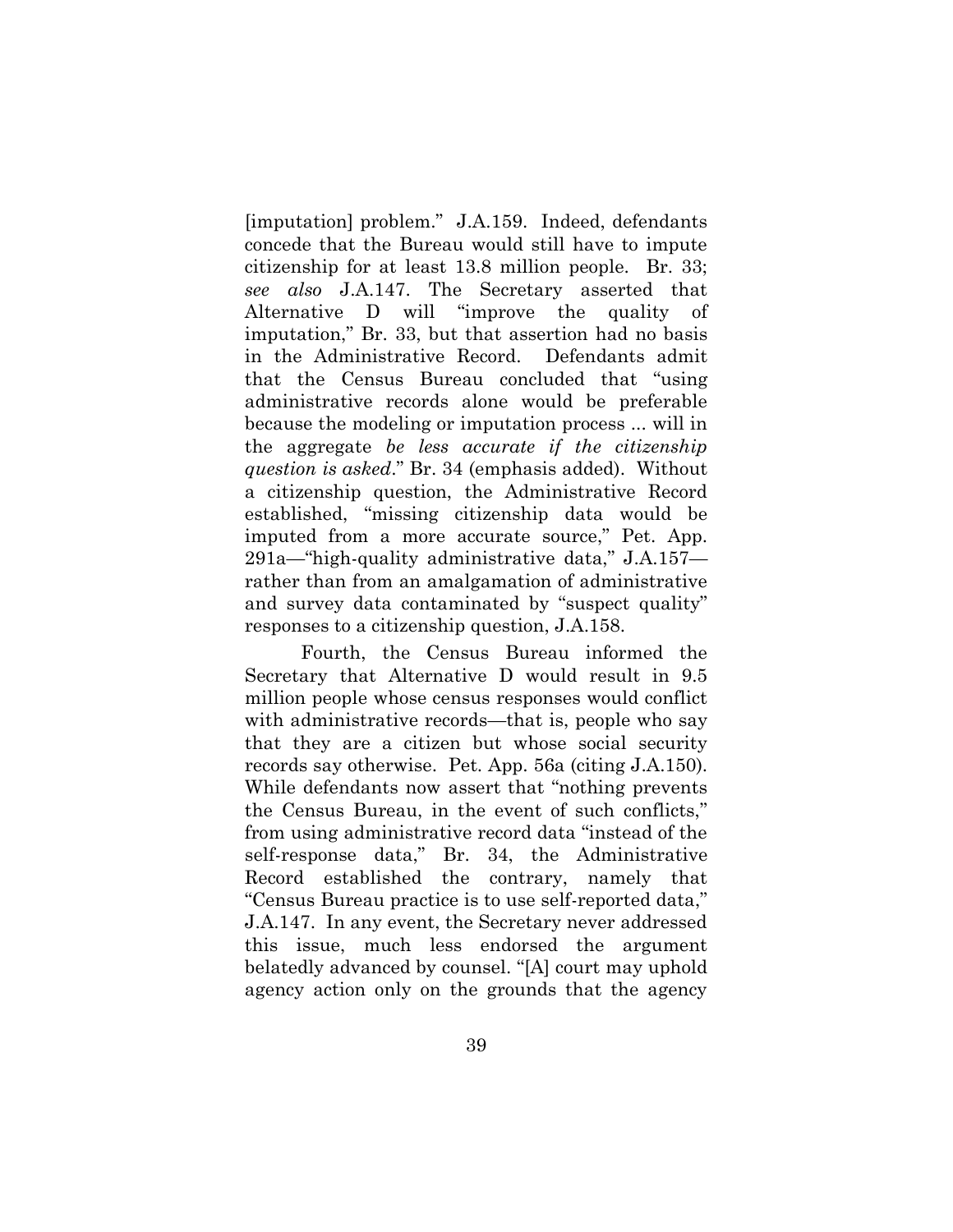[imputation] problem." J.A.159. Indeed, defendants concede that the Bureau would still have to impute citizenship for at least 13.8 million people. Br. 33; *see also* J.A.147. The Secretary asserted that Alternative D will "improve the quality of imputation," Br. 33, but that assertion had no basis in the Administrative Record. Defendants admit that the Census Bureau concluded that "using administrative records alone would be preferable because the modeling or imputation process ... will in the aggregate *be less accurate if the citizenship question is asked*." Br. 34 (emphasis added). Without a citizenship question, the Administrative Record established, "missing citizenship data would be imputed from a more accurate source," Pet. App. 291a—"high-quality administrative data," J.A.157—rather than from an amalgamation of administrative and survey data contaminated by "suspect quality" responses to a citizenship question, J.A.158.

Fourth, the Census Bureau informed the Secretary that Alternative D would result in 9.5 million people whose census responses would conflict with administrative records—that is, people who say that they are a citizen but whose social security records say otherwise. Pet. App. 56a (citing J.A.150). While defendants now assert that "nothing prevents the Census Bureau, in the event of such conflicts," from using administrative record data "instead of the self-response data," Br. 34, the Administrative Record established the contrary, namely that "Census Bureau practice is to use self-reported data," J.A.147. In any event, the Secretary never addressed this issue, much less endorsed the argument belatedly advanced by counsel. "[A] court may uphold agency action only on the grounds that the agency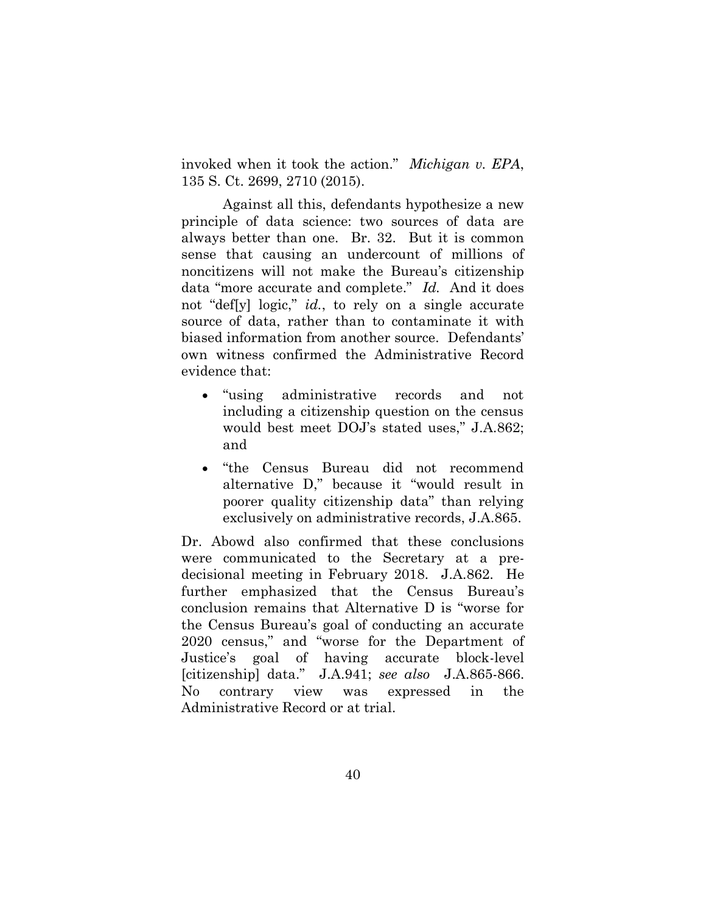invoked when it took the action." *Michigan v. EPA*, 135 S. Ct. 2699, 2710 (2015).

Against all this, defendants hypothesize a new principle of data science: two sources of data are always better than one. Br. 32. But it is common sense that causing an undercount of millions of noncitizens will not make the Bureau's citizenship data "more accurate and complete." *Id.* And it does not "def[y] logic," *id.*, to rely on a single accurate source of data, rather than to contaminate it with biased information from another source. Defendants' own witness confirmed the Administrative Record evidence that:

- "using administrative records and not including a citizenship question on the census would best meet DOJ's stated uses," J.A.862; and
- "the Census Bureau did not recommend alternative D," because it "would result in poorer quality citizenship data" than relying exclusively on administrative records, J.A.865.

Dr. Abowd also confirmed that these conclusions were communicated to the Secretary at a pre-decisional meeting in February 2018. J.A.862. He further emphasized that the Census Bureau's conclusion remains that Alternative D is "worse for the Census Bureau's goal of conducting an accurate 2020 census," and "worse for the Department of Justice's goal of having accurate block-level [citizenship] data." J.A.941; *see also* J.A.865-866. No contrary view was expressed in the Administrative Record or at trial.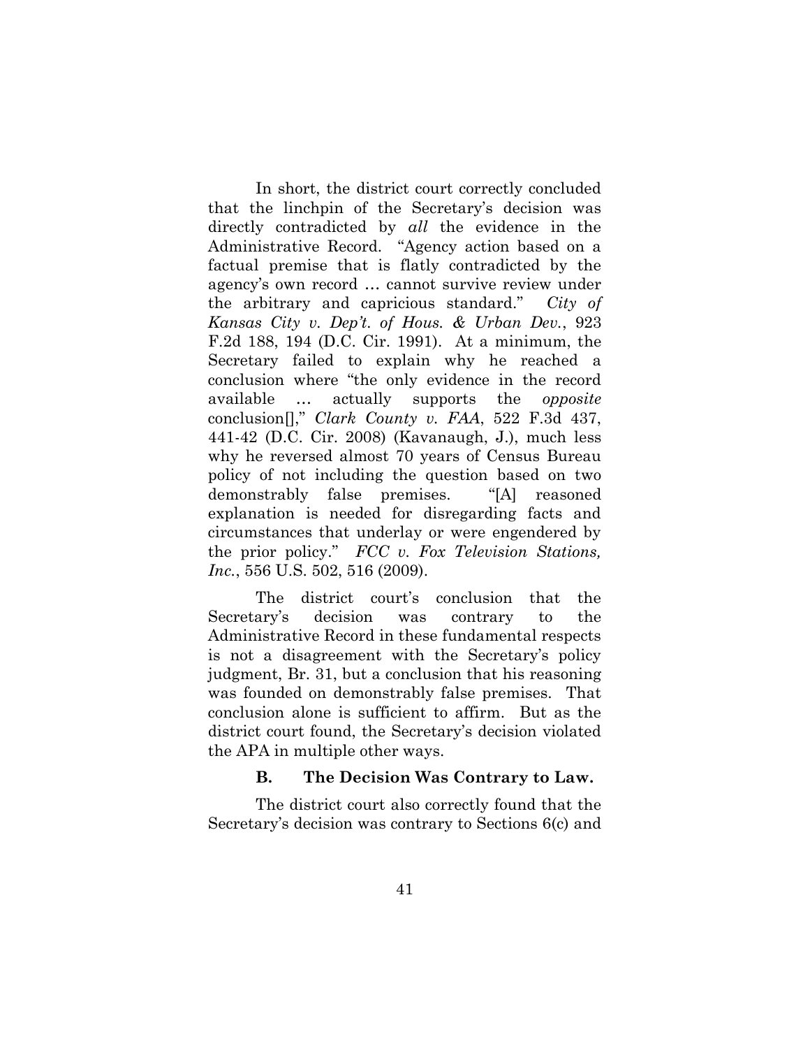In short, the district court correctly concluded that the linchpin of the Secretary's decision was directly contradicted by *all* the evidence in the Administrative Record. "Agency action based on a factual premise that is flatly contradicted by the agency's own record … cannot survive review under the arbitrary and capricious standard." *City of Kansas City v. Dep't. of Hous. & Urban Dev.*, 923 F.2d 188, 194 (D.C. Cir. 1991). At a minimum, the Secretary failed to explain why he reached a conclusion where "the only evidence in the record available … actually supports the *opposite* conclusion[]," *Clark County v. FAA*, 522 F.3d 437, 441-42 (D.C. Cir. 2008) (Kavanaugh, J.), much less why he reversed almost 70 years of Census Bureau policy of not including the question based on two demonstrably false premises. "[A] reasoned explanation is needed for disregarding facts and circumstances that underlay or were engendered by the prior policy." *FCC v. Fox Television Stations, Inc.*, 556 U.S. 502, 516 (2009).

The district court's conclusion that the Secretary's decision was contrary to the Administrative Record in these fundamental respects is not a disagreement with the Secretary's policy judgment, Br. 31, but a conclusion that his reasoning was founded on demonstrably false premises. That conclusion alone is sufficient to affirm. But as the district court found, the Secretary's decision violated the APA in multiple other ways.

### B. The Decision Was Contrary to Law.

The district court also correctly found that the Secretary's decision was contrary to Sections 6(c) and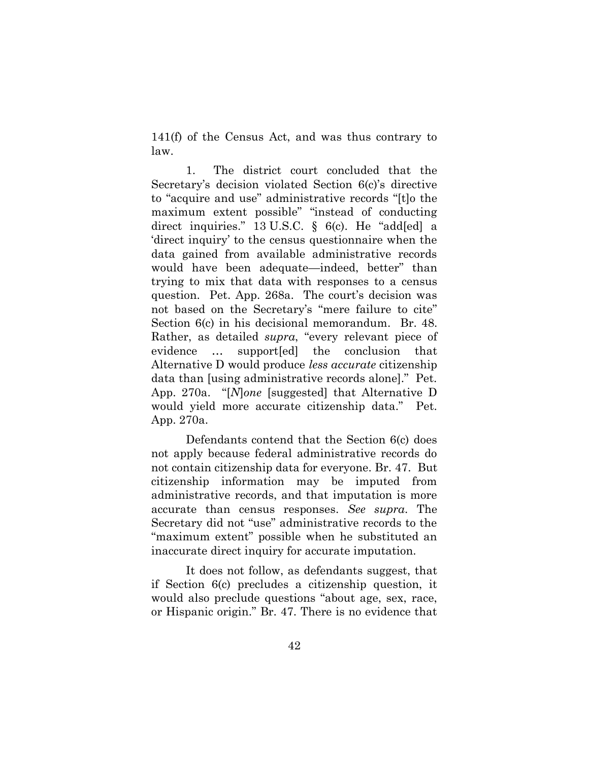141(f) of the Census Act, and was thus contrary to law.

1. The district court concluded that the Secretary's decision violated Section 6(c)'s directive to "acquire and use" administrative records "[t]o the maximum extent possible" "instead of conducting direct inquiries." 13 U.S.C. § 6(c). He "add[ed] a 'direct inquiry' to the census questionnaire when the data gained from available administrative records would have been adequate—indeed, better" than trying to mix that data with responses to a census question. Pet. App. 268a. The court's decision was not based on the Secretary's "mere failure to cite" Section 6(c) in his decisional memorandum. Br. 48. Rather, as detailed *supra*, "every relevant piece of evidence … support[ed] the conclusion that Alternative D would produce *less accurate* citizenship data than [using administrative records alone]." Pet. App. 270a. "[*N*]*one* [suggested] that Alternative D would yield more accurate citizenship data." Pet. App. 270a.

Defendants contend that the Section 6(c) does not apply because federal administrative records do not contain citizenship data for everyone. Br. 47. But citizenship information may be imputed from administrative records, and that imputation is more accurate than census responses. *See supra*. The Secretary did not "use" administrative records to the "maximum extent" possible when he substituted an inaccurate direct inquiry for accurate imputation.

It does not follow, as defendants suggest, that if Section 6(c) precludes a citizenship question, it would also preclude questions "about age, sex, race, or Hispanic origin." Br. 47. There is no evidence that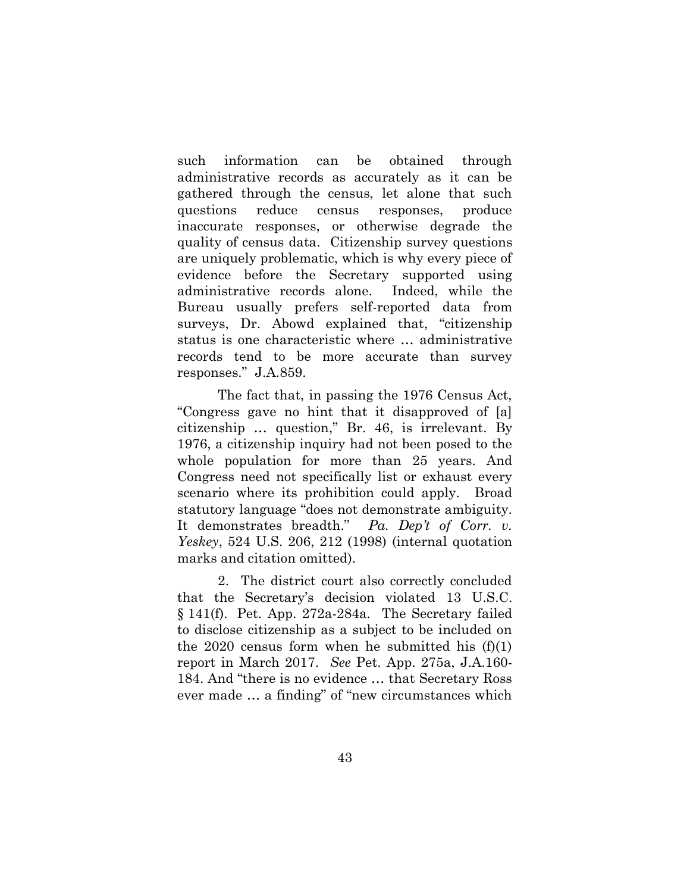such information can be obtained through administrative records as accurately as it can be gathered through the census, let alone that such questions reduce census responses, produce inaccurate responses, or otherwise degrade the quality of census data. Citizenship survey questions are uniquely problematic, which is why every piece of evidence before the Secretary supported using administrative records alone. Indeed, while the Bureau usually prefers self-reported data from surveys, Dr. Abowd explained that, "citizenship status is one characteristic where … administrative records tend to be more accurate than survey responses." J.A.859.

The fact that, in passing the 1976 Census Act, "Congress gave no hint that it disapproved of [a] citizenship … question," Br. 46, is irrelevant. By 1976, a citizenship inquiry had not been posed to the whole population for more than 25 years. And Congress need not specifically list or exhaust every scenario where its prohibition could apply. Broad statutory language "does not demonstrate ambiguity. It demonstrates breadth." *Pa. Dep't of Corr. v. Yeskey*, 524 U.S. 206, 212 (1998) (internal quotation marks and citation omitted).

2. The district court also correctly concluded that the Secretary's decision violated 13 U.S.C. § 141(f). Pet. App. 272a-284a. The Secretary failed to disclose citizenship as a subject to be included on the 2020 census form when he submitted his (f)(1) report in March 2017. *See* Pet. App. 275a, J.A.160-184. And "there is no evidence … that Secretary Ross ever made … a finding" of "new circumstances which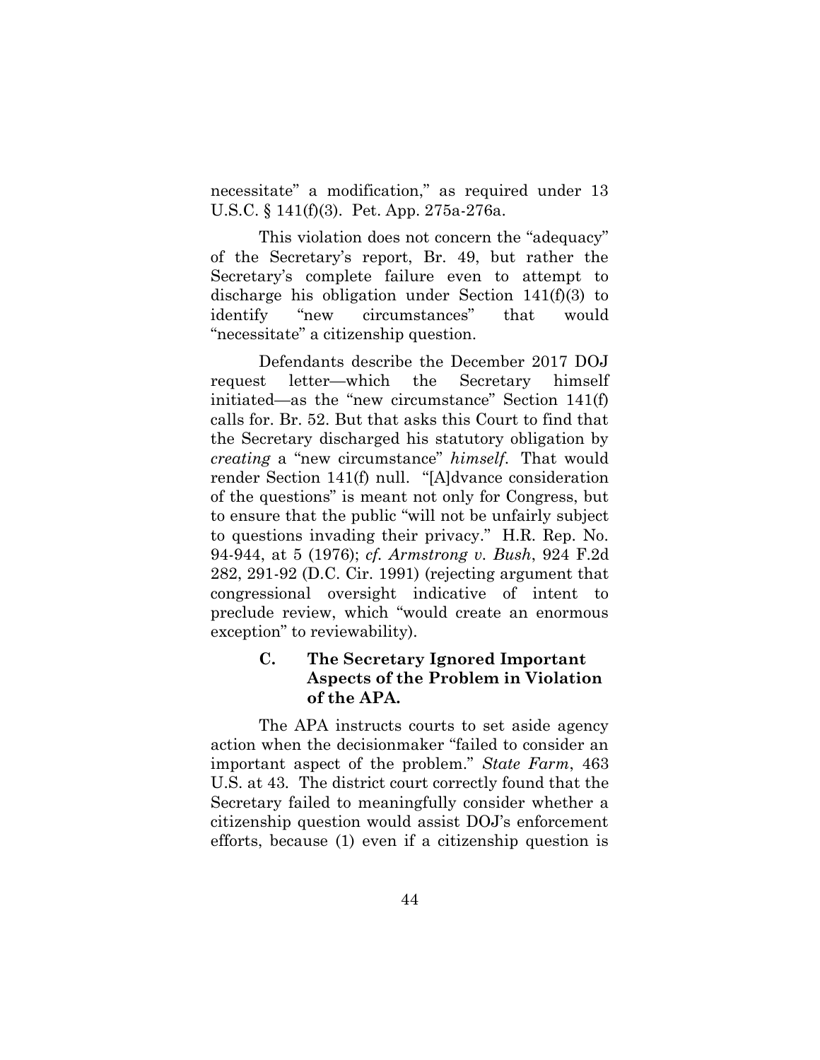necessitate" a modification," as required under 13 U.S.C. § 141(f)(3). Pet. App. 275a-276a.

This violation does not concern the "adequacy" of the Secretary's report, Br. 49, but rather the Secretary's complete failure even to attempt to discharge his obligation under Section 141(f)(3) to identify "new circumstances" that would "necessitate" a citizenship question.

Defendants describe the December 2017 DOJ request letter—which the Secretary himself initiated—as the "new circumstance" Section 141(f) calls for. Br. 52. But that asks this Court to find that the Secretary discharged his statutory obligation by *creating* a "new circumstance" *himself*. That would render Section 141(f) null. "[A]dvance consideration of the questions" is meant not only for Congress, but to ensure that the public "will not be unfairly subject to questions invading their privacy." H.R. Rep. No. 94-944, at 5 (1976); *cf. Armstrong v. Bush*, 924 F.2d 282, 291-92 (D.C. Cir. 1991) (rejecting argument that congressional oversight indicative of intent to preclude review, which "would create an enormous exception" to reviewability).

### C. The Secretary Ignored Important Aspects of the Problem in Violation of the APA.

The APA instructs courts to set aside agency action when the decisionmaker "failed to consider an important aspect of the problem." *State Farm*, 463 U.S. at 43. The district court correctly found that the Secretary failed to meaningfully consider whether a citizenship question would assist DOJ's enforcement efforts, because (1) even if a citizenship question is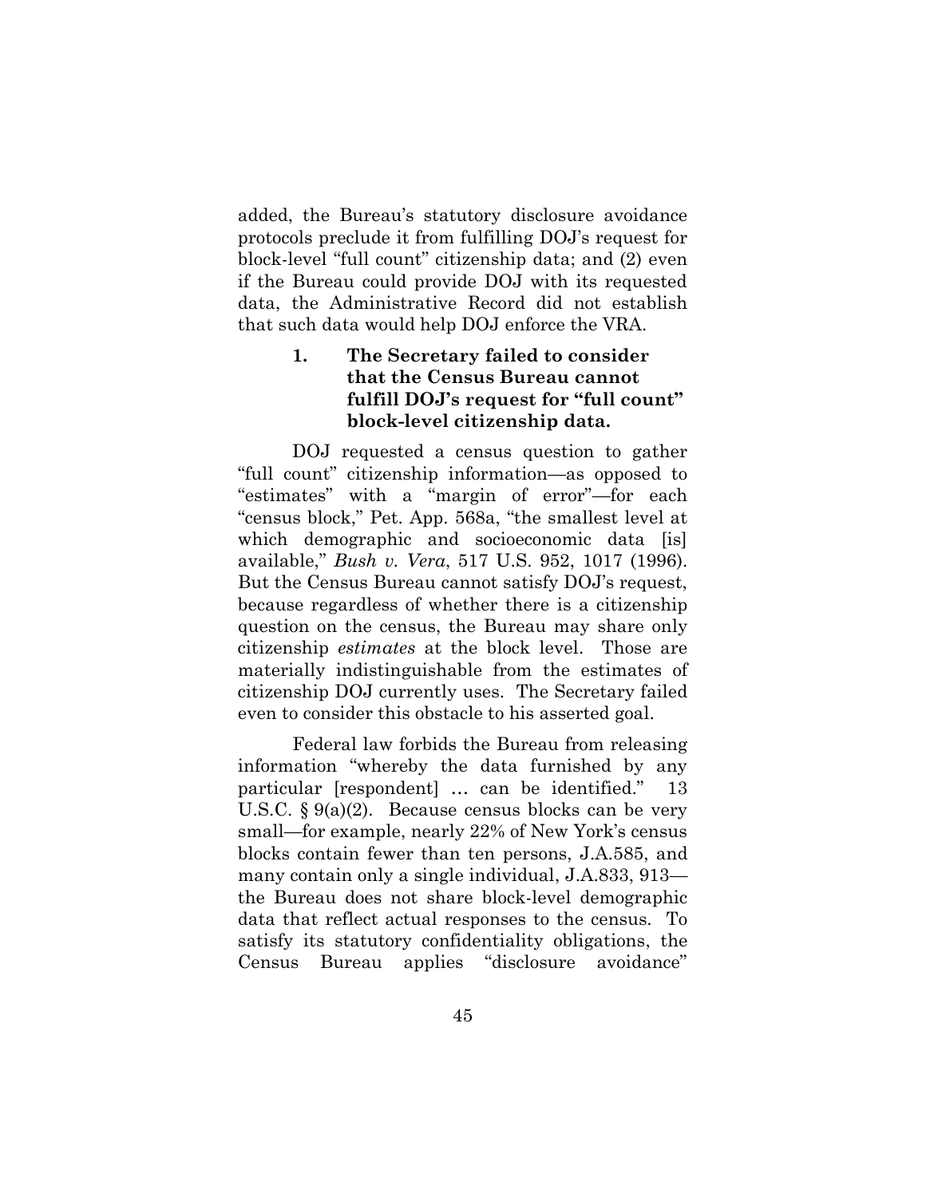added, the Bureau's statutory disclosure avoidance protocols preclude it from fulfilling DOJ's request for block-level "full count" citizenship data; and (2) even if the Bureau could provide DOJ with its requested data, the Administrative Record did not establish that such data would help DOJ enforce the VRA.

### 1. The Secretary failed to consider that the Census Bureau cannot fulfill DOJ's request for "full count" block-level citizenship data.

DOJ requested a census question to gather "full count" citizenship information—as opposed to "estimates" with a "margin of error"—for each "census block," Pet. App. 568a, "the smallest level at which demographic and socioeconomic data [is] available," *Bush v. Vera*, 517 U.S. 952, 1017 (1996). But the Census Bureau cannot satisfy DOJ's request, because regardless of whether there is a citizenship question on the census, the Bureau may share only citizenship *estimates* at the block level. Those are materially indistinguishable from the estimates of citizenship DOJ currently uses. The Secretary failed even to consider this obstacle to his asserted goal.

Federal law forbids the Bureau from releasing information "whereby the data furnished by any particular [respondent] … can be identified." 13 U.S.C. § 9(a)(2). Because census blocks can be very small—for example, nearly 22% of New York's census blocks contain fewer than ten persons, J.A.585, and many contain only a single individual, J.A.833, 913—the Bureau does not share block-level demographic data that reflect actual responses to the census. To satisfy its statutory confidentiality obligations, the Census Bureau applies "disclosure avoidance"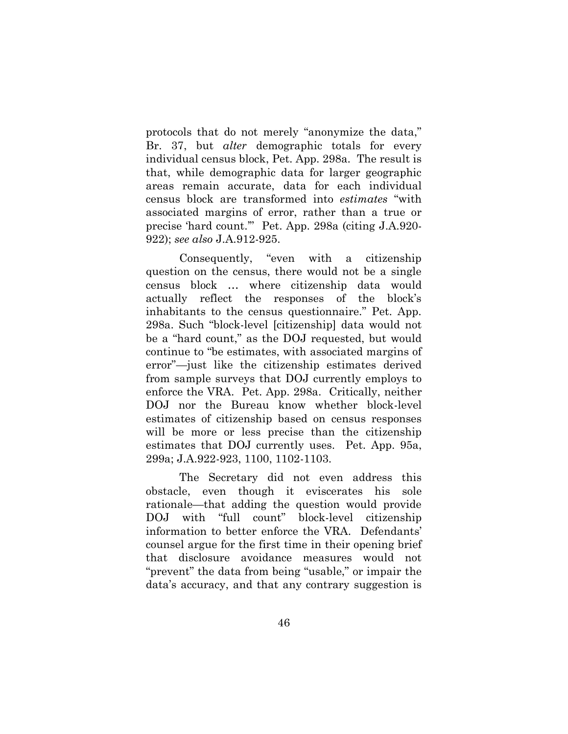protocols that do not merely "anonymize the data," Br. 37, but *alter* demographic totals for every individual census block, Pet. App. 298a. The result is that, while demographic data for larger geographic areas remain accurate, data for each individual census block are transformed into *estimates* "with associated margins of error, rather than a true or precise 'hard count.'" Pet. App. 298a (citing J.A.920-922); *see also* J.A.912-925.

Consequently, "even with a citizenship question on the census, there would not be a single census block … where citizenship data would actually reflect the responses of the block's inhabitants to the census questionnaire." Pet. App. 298a. Such "block-level [citizenship] data would not be a "hard count," as the DOJ requested, but would continue to "be estimates, with associated margins of error"—just like the citizenship estimates derived from sample surveys that DOJ currently employs to enforce the VRA. Pet. App. 298a. Critically, neither DOJ nor the Bureau know whether block-level estimates of citizenship based on census responses will be more or less precise than the citizenship estimates that DOJ currently uses. Pet. App. 95a, 299a; J.A.922-923, 1100, 1102-1103.

The Secretary did not even address this obstacle, even though it eviscerates his sole rationale—that adding the question would provide DOJ with "full count" block-level citizenship information to better enforce the VRA. Defendants' counsel argue for the first time in their opening brief that disclosure avoidance measures would not "prevent" the data from being "usable," or impair the data's accuracy, and that any contrary suggestion is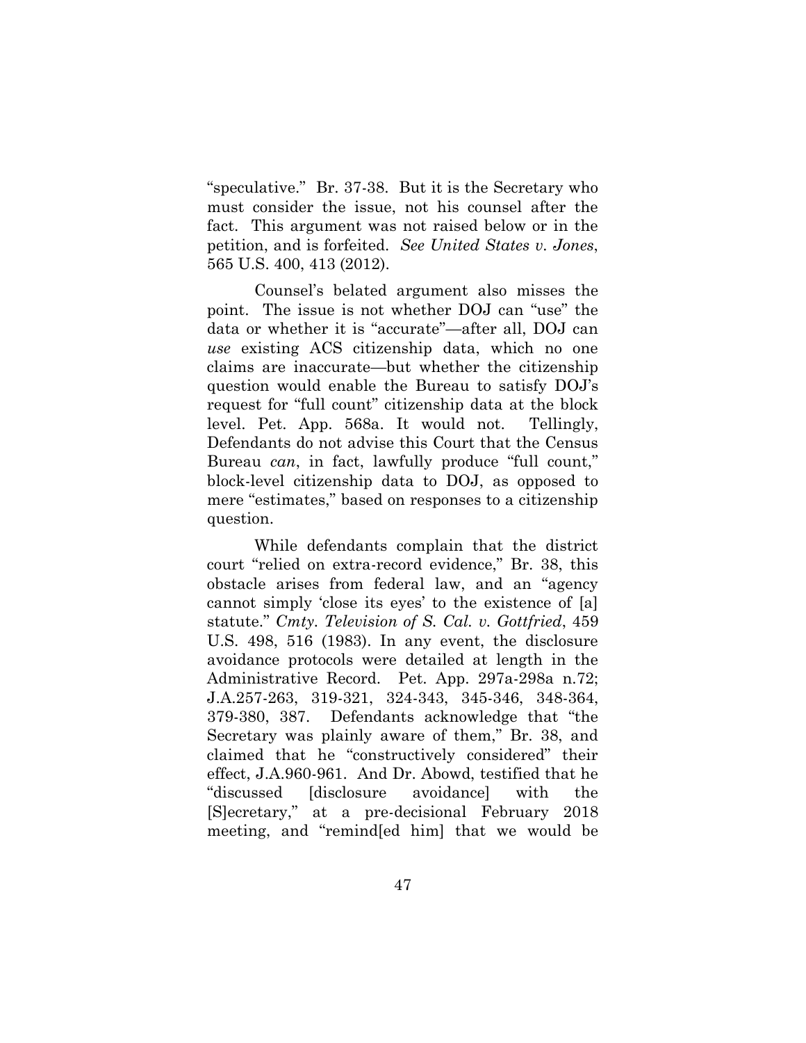"speculative." Br. 37-38. But it is the Secretary who must consider the issue, not his counsel after the fact. This argument was not raised below or in the petition, and is forfeited. *See United States v. Jones*, 565 U.S. 400, 413 (2012).

Counsel's belated argument also misses the point. The issue is not whether DOJ can "use" the data or whether it is "accurate"—after all, DOJ can *use* existing ACS citizenship data, which no one claims are inaccurate—but whether the citizenship question would enable the Bureau to satisfy DOJ's request for "full count" citizenship data at the block level. Pet. App. 568a. It would not. Tellingly, Defendants do not advise this Court that the Census Bureau *can*, in fact, lawfully produce "full count," block-level citizenship data to DOJ, as opposed to mere "estimates," based on responses to a citizenship question.

While defendants complain that the district court "relied on extra-record evidence," Br. 38, this obstacle arises from federal law, and an "agency cannot simply 'close its eyes' to the existence of [a] statute." *Cmty. Television of S. Cal. v. Gottfried*, 459 U.S. 498, 516 (1983). In any event, the disclosure avoidance protocols were detailed at length in the Administrative Record. Pet. App. 297a-298a n.72; J.A.257-263, 319-321, 324-343, 345-346, 348-364, 379-380, 387. Defendants acknowledge that "the Secretary was plainly aware of them," Br. 38, and claimed that he "constructively considered" their effect, J.A.960-961. And Dr. Abowd, testified that he "discussed [disclosure avoidance] with the [S]ecretary," at a pre-decisional February 2018 meeting, and "remind[ed him] that we would be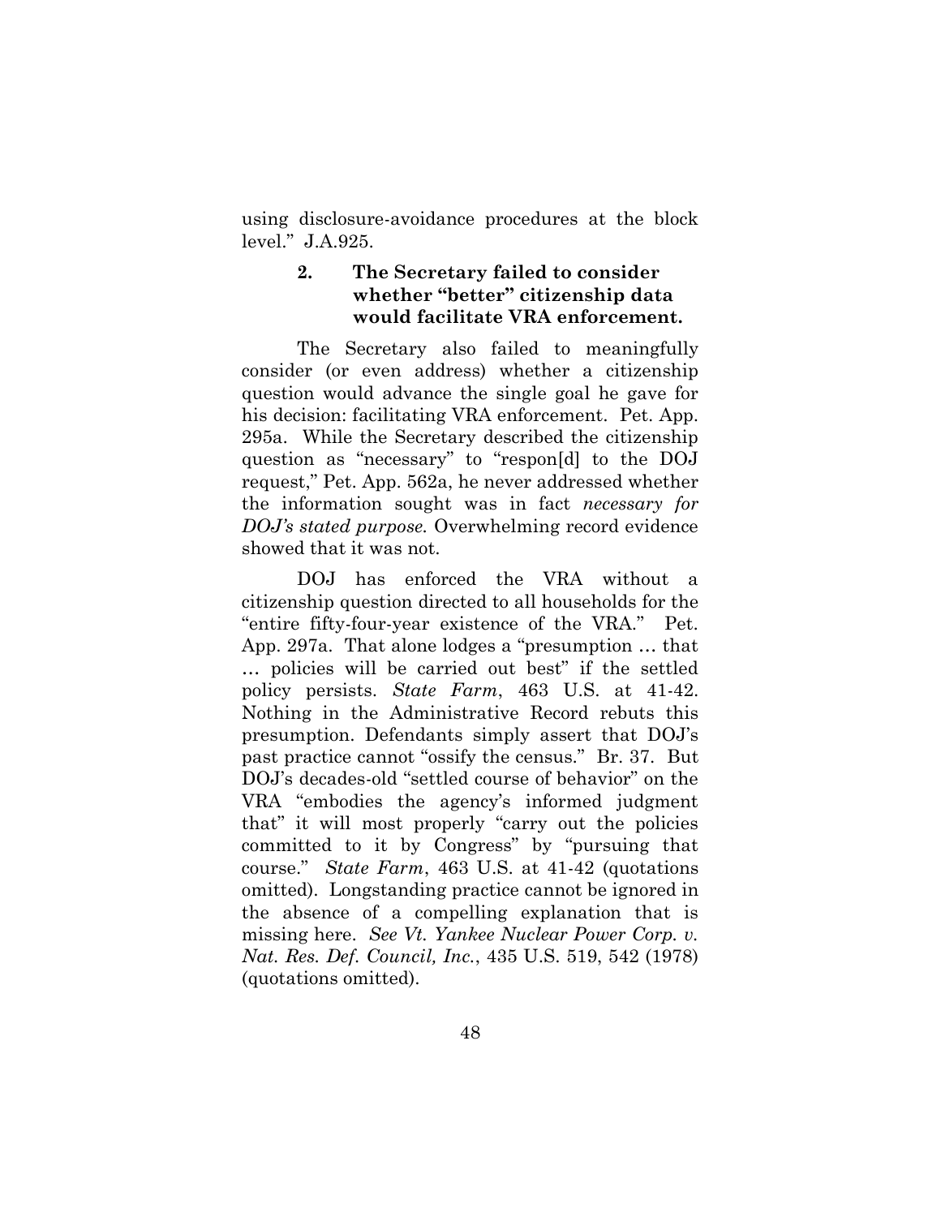using disclosure-avoidance procedures at the block level." J.A.925.

### 2. The Secretary failed to consider whether "better" citizenship data would facilitate VRA enforcement.

The Secretary also failed to meaningfully consider (or even address) whether a citizenship question would advance the single goal he gave for his decision: facilitating VRA enforcement. Pet. App. 295a. While the Secretary described the citizenship question as "necessary" to "respon[d] to the DOJ request," Pet. App. 562a, he never addressed whether the information sought was in fact *necessary for DOJ's stated purpose.* Overwhelming record evidence showed that it was not.

DOJ has enforced the VRA without a citizenship question directed to all households for the "entire fifty-four-year existence of the VRA." Pet. App. 297a. That alone lodges a "presumption … that … policies will be carried out best" if the settled policy persists. *State Farm*, 463 U.S. at 41-42. Nothing in the Administrative Record rebuts this presumption. Defendants simply assert that DOJ's past practice cannot "ossify the census." Br. 37. But DOJ's decades-old "settled course of behavior" on the VRA "embodies the agency's informed judgment that" it will most properly "carry out the policies committed to it by Congress" by "pursuing that course." *State Farm*, 463 U.S. at 41-42 (quotations omitted). Longstanding practice cannot be ignored in the absence of a compelling explanation that is missing here. *See Vt. Yankee Nuclear Power Corp. v. Nat. Res. Def. Council, Inc.*, 435 U.S. 519, 542 (1978) (quotations omitted).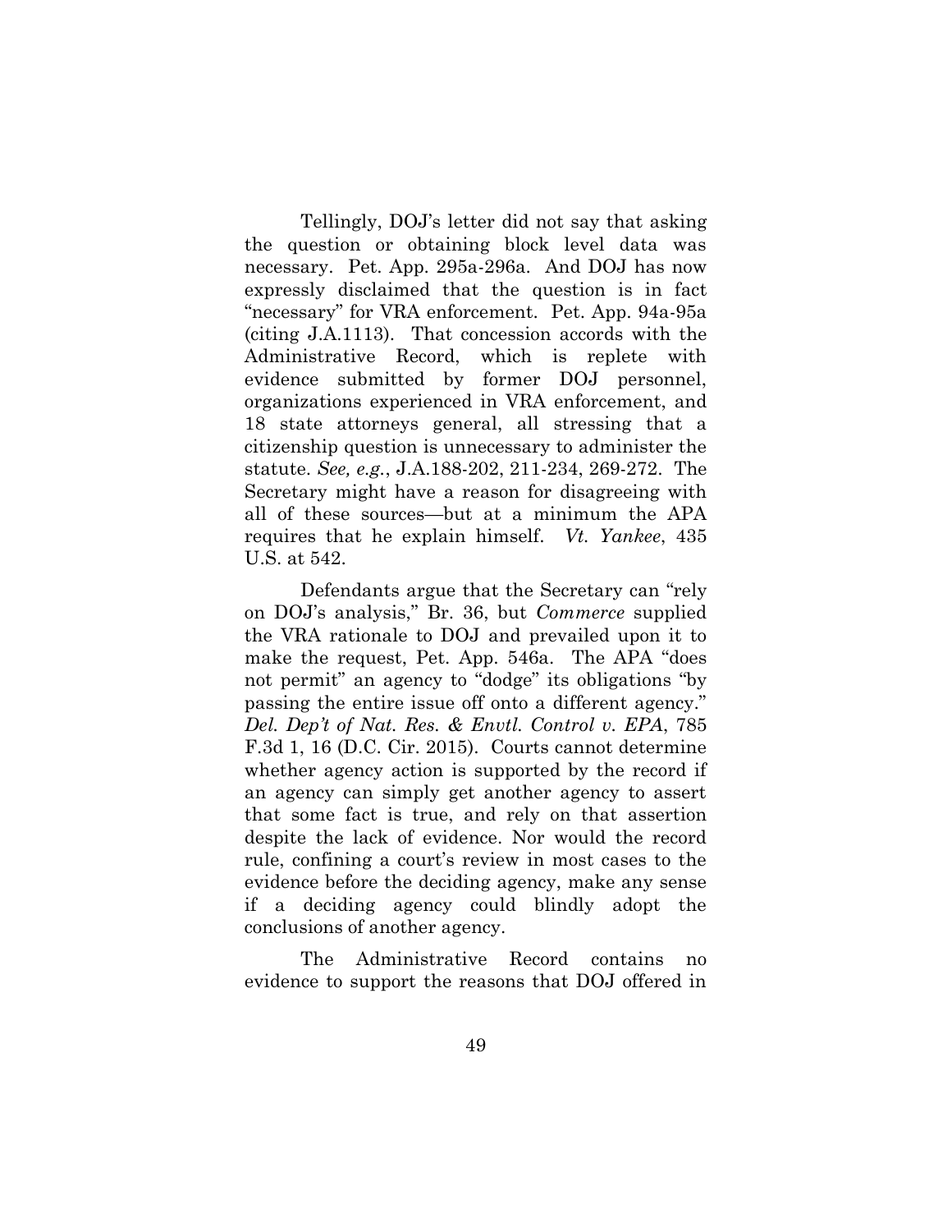Tellingly, DOJ's letter did not say that asking the question or obtaining block level data was necessary. Pet. App. 295a-296a. And DOJ has now expressly disclaimed that the question is in fact "necessary" for VRA enforcement. Pet. App. 94a-95a (citing J.A.1113). That concession accords with the Administrative Record, which is replete with evidence submitted by former DOJ personnel, organizations experienced in VRA enforcement, and 18 state attorneys general, all stressing that a citizenship question is unnecessary to administer the statute. *See, e.g.*, J.A.188-202, 211-234, 269-272. The Secretary might have a reason for disagreeing with all of these sources—but at a minimum the APA requires that he explain himself. *Vt. Yankee*, 435 U.S. at 542.

Defendants argue that the Secretary can "rely on DOJ's analysis," Br. 36, but *Commerce* supplied the VRA rationale to DOJ and prevailed upon it to make the request, Pet. App. 546a. The APA "does not permit" an agency to "dodge" its obligations "by passing the entire issue off onto a different agency." *Del. Dep't of Nat. Res. & Envtl. Control v. EPA*, 785 F.3d 1, 16 (D.C. Cir. 2015). Courts cannot determine whether agency action is supported by the record if an agency can simply get another agency to assert that some fact is true, and rely on that assertion despite the lack of evidence. Nor would the record rule, confining a court's review in most cases to the evidence before the deciding agency, make any sense if a deciding agency could blindly adopt the conclusions of another agency.

The Administrative Record contains no evidence to support the reasons that DOJ offered in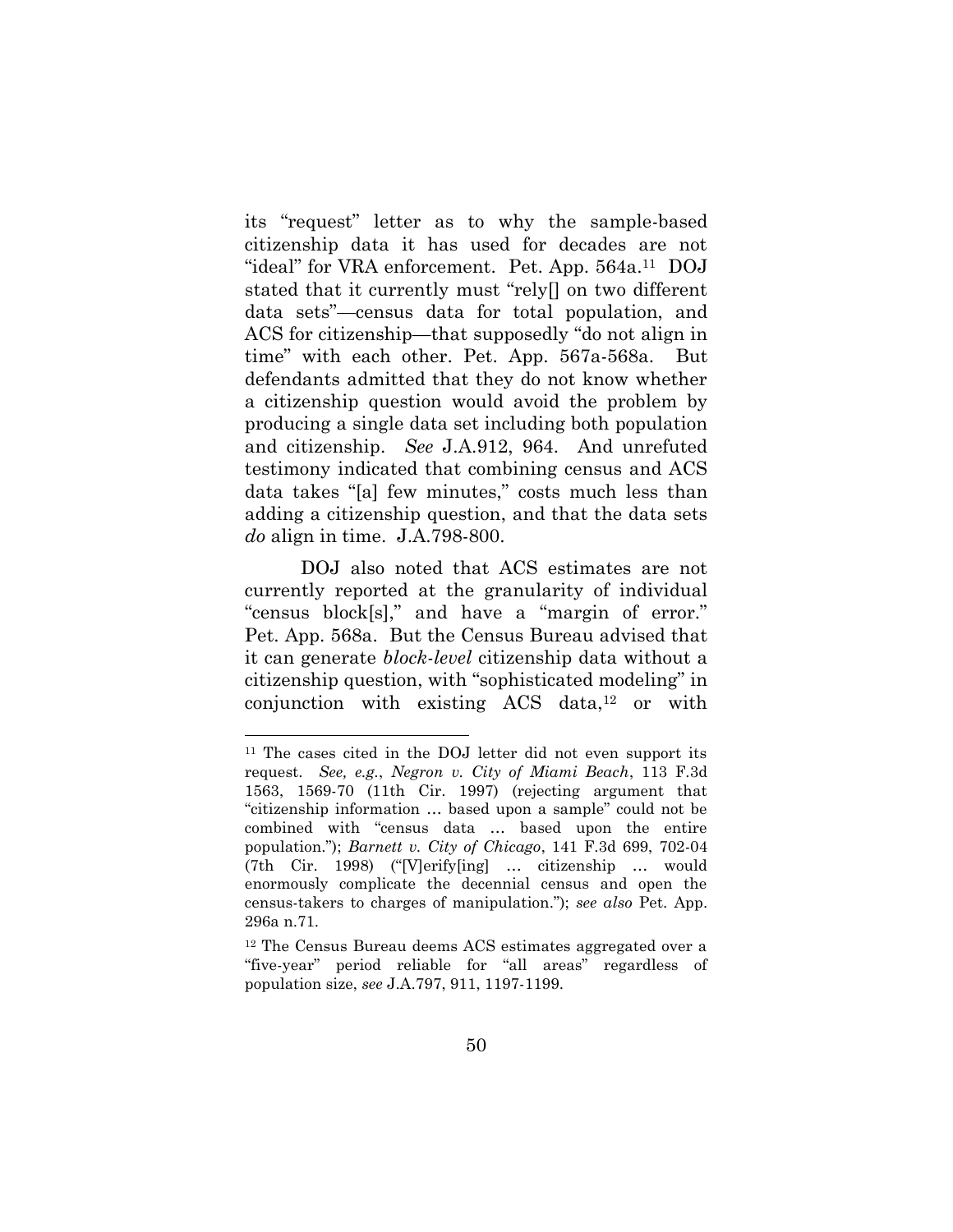its "request" letter as to why the sample-based citizenship data it has used for decades are not "ideal" for VRA enforcement. Pet. App. 564a.[11] DOJ stated that it currently must "rely[] on two different data sets"—census data for total population, and ACS for citizenship—that supposedly "do not align in time" with each other. Pet. App. 567a-568a. But defendants admitted that they do not know whether a citizenship question would avoid the problem by producing a single data set including both population and citizenship. *See* J.A.912, 964. And unrefuted testimony indicated that combining census and ACS data takes "[a] few minutes," costs much less than adding a citizenship question, and that the data sets *do* align in time. J.A.798-800.

DOJ also noted that ACS estimates are not currently reported at the granularity of individual "census block[s]," and have a "margin of error." Pet. App. 568a. But the Census Bureau advised that it can generate *block-level* citizenship data without a citizenship question, with "sophisticated modeling" in conjunction with existing ACS data,[12] or with

---

[11] The cases cited in the DOJ letter did not even support its request. *See, e.g.*, *Negron v. City of Miami Beach*, 113 F.3d 1563, 1569-70 (11th Cir. 1997) (rejecting argument that "citizenship information … based upon a sample" could not be combined with "census data … based upon the entire population."); *Barnett v. City of Chicago*, 141 F.3d 699, 702-04 (7th Cir. 1998) ("[V]erify[ing] … citizenship … would enormously complicate the decennial census and open the census-takers to charges of manipulation."); *see also* Pet. App. 296a n.71.

[12] The Census Bureau deems ACS estimates aggregated over a "five-year" period reliable for "all areas" regardless of population size, *see* J.A.797, 911, 1197-1199.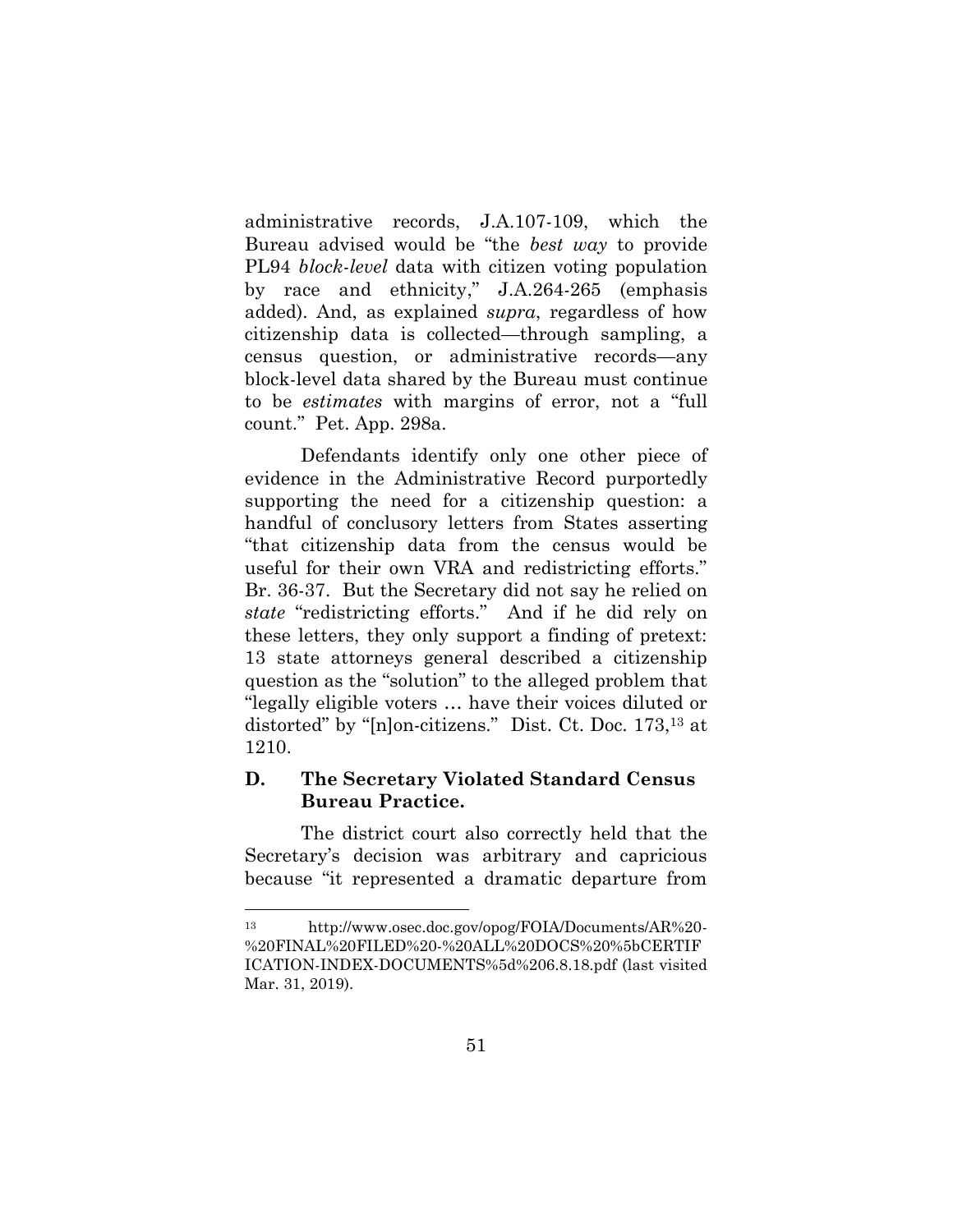administrative records, J.A.107-109, which the Bureau advised would be "the *best way* to provide PL94 *block-level* data with citizen voting population by race and ethnicity," J.A.264-265 (emphasis added). And, as explained *supra*, regardless of how citizenship data is collected—through sampling, a census question, or administrative records—any block-level data shared by the Bureau must continue to be *estimates* with margins of error, not a "full count." Pet. App. 298a.

Defendants identify only one other piece of evidence in the Administrative Record purportedly supporting the need for a citizenship question: a handful of conclusory letters from States asserting "that citizenship data from the census would be useful for their own VRA and redistricting efforts." Br. 36-37. But the Secretary did not say he relied on *state* "redistricting efforts." And if he did rely on these letters, they only support a finding of pretext: 13 state attorneys general described a citizenship question as the "solution" to the alleged problem that "legally eligible voters … have their voices diluted or distorted" by "[n]on-citizens." Dist. Ct. Doc. 173,[13] at 1210.

### D. The Secretary Violated Standard Census Bureau Practice.

The district court also correctly held that the Secretary's decision was arbitrary and capricious because "it represented a dramatic departure from

---

[13] http://www.osec.doc.gov/opog/FOIA/Documents/AR%20-%20FINAL%20FILED%20-%20ALL%20DOCS%20%5bCERTIFICATION-INDEX-DOCUMENTS%5d%206.8.18.pdf (last visited Mar. 31, 2019).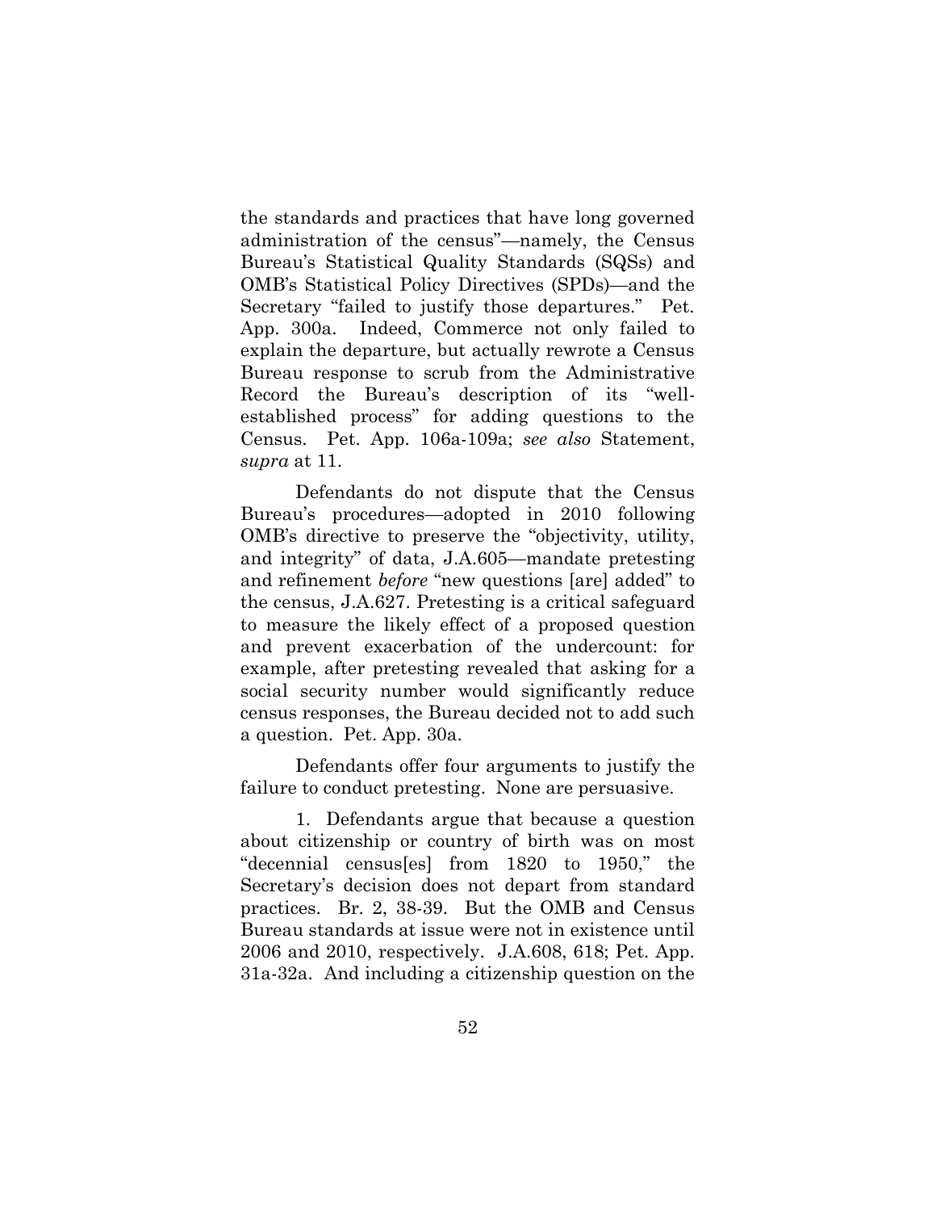the standards and practices that have long governed administration of the census"—namely, the Census Bureau's Statistical Quality Standards (SQSs) and OMB's Statistical Policy Directives (SPDs)—and the Secretary "failed to justify those departures." Pet. App. 300a. Indeed, Commerce not only failed to explain the departure, but actually rewrote a Census Bureau response to scrub from the Administrative Record the Bureau's description of its "well-established process" for adding questions to the Census. Pet. App. 106a-109a; *see also* Statement, *supra* at 11.

Defendants do not dispute that the Census Bureau's procedures—adopted in 2010 following OMB's directive to preserve the "objectivity, utility, and integrity" of data, J.A.605—mandate pretesting and refinement *before* "new questions [are] added" to the census, J.A.627. Pretesting is a critical safeguard to measure the likely effect of a proposed question and prevent exacerbation of the undercount: for example, after pretesting revealed that asking for a social security number would significantly reduce census responses, the Bureau decided not to add such a question. Pet. App. 30a.

Defendants offer four arguments to justify the failure to conduct pretesting. None are persuasive.

1. Defendants argue that because a question about citizenship or country of birth was on most "decennial census[es] from 1820 to 1950," the Secretary's decision does not depart from standard practices. Br. 2, 38-39. But the OMB and Census Bureau standards at issue were not in existence until 2006 and 2010, respectively. J.A.608, 618; Pet. App. 31a-32a. And including a citizenship question on the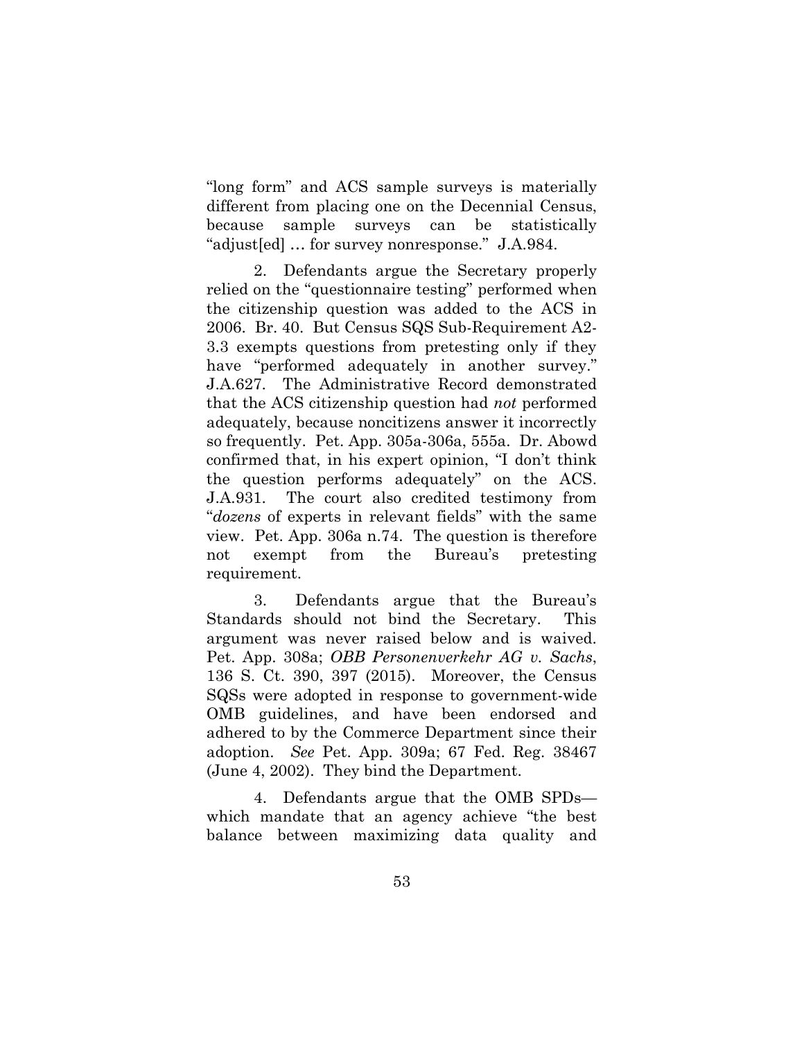"long form" and ACS sample surveys is materially different from placing one on the Decennial Census, because sample surveys can be statistically "adjust[ed] … for survey nonresponse." J.A.984.

2. Defendants argue the Secretary properly relied on the "questionnaire testing" performed when the citizenship question was added to the ACS in 2006. Br. 40. But Census SQS Sub-Requirement A2-3.3 exempts questions from pretesting only if they have "performed adequately in another survey." J.A.627. The Administrative Record demonstrated that the ACS citizenship question had *not* performed adequately, because noncitizens answer it incorrectly so frequently. Pet. App. 305a-306a, 555a. Dr. Abowd confirmed that, in his expert opinion, "I don't think the question performs adequately" on the ACS. J.A.931. The court also credited testimony from "*dozens* of experts in relevant fields" with the same view. Pet. App. 306a n.74. The question is therefore not exempt from the Bureau's pretesting requirement.

3. Defendants argue that the Bureau's Standards should not bind the Secretary. This argument was never raised below and is waived. Pet. App. 308a; *OBB Personenverkehr AG v. Sachs*, 136 S. Ct. 390, 397 (2015). Moreover, the Census SQSs were adopted in response to government-wide OMB guidelines, and have been endorsed and adhered to by the Commerce Department since their adoption. *See* Pet. App. 309a; 67 Fed. Reg. 38467 (June 4, 2002). They bind the Department.

4. Defendants argue that the OMB SPDs—which mandate that an agency achieve "the best balance between maximizing data quality and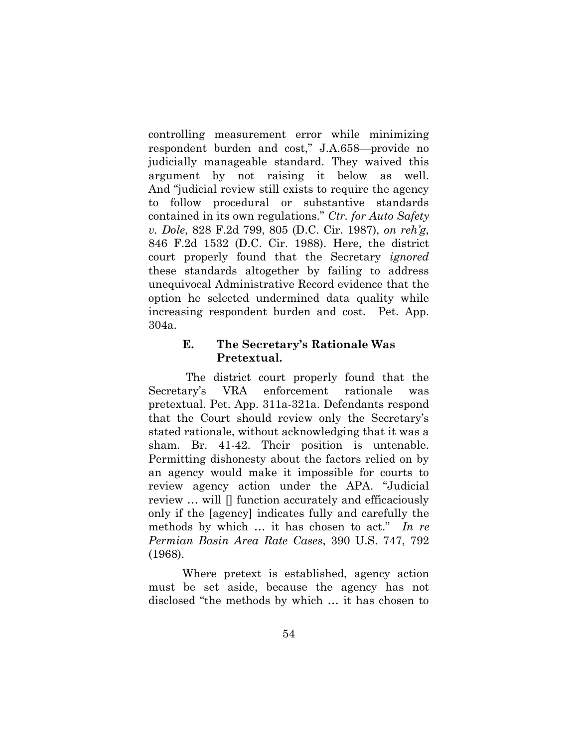controlling measurement error while minimizing respondent burden and cost," J.A.658—provide no judicially manageable standard. They waived this argument by not raising it below as well. And "judicial review still exists to require the agency to follow procedural or substantive standards contained in its own regulations." *Ctr. for Auto Safety v. Dole*, 828 F.2d 799, 805 (D.C. Cir. 1987), *on reh'g*, 846 F.2d 1532 (D.C. Cir. 1988). Here, the district court properly found that the Secretary *ignored* these standards altogether by failing to address unequivocal Administrative Record evidence that the option he selected undermined data quality while increasing respondent burden and cost. Pet. App. 304a.

### E. The Secretary's Rationale Was Pretextual.

The district court properly found that the Secretary's VRA enforcement rationale was pretextual. Pet. App. 311a-321a. Defendants respond that the Court should review only the Secretary's stated rationale, without acknowledging that it was a sham. Br. 41-42. Their position is untenable. Permitting dishonesty about the factors relied on by an agency would make it impossible for courts to review agency action under the APA. "Judicial review … will [] function accurately and efficaciously only if the [agency] indicates fully and carefully the methods by which … it has chosen to act." *In re Permian Basin Area Rate Cases*, 390 U.S. 747, 792 (1968).

Where pretext is established, agency action must be set aside, because the agency has not disclosed "the methods by which … it has chosen to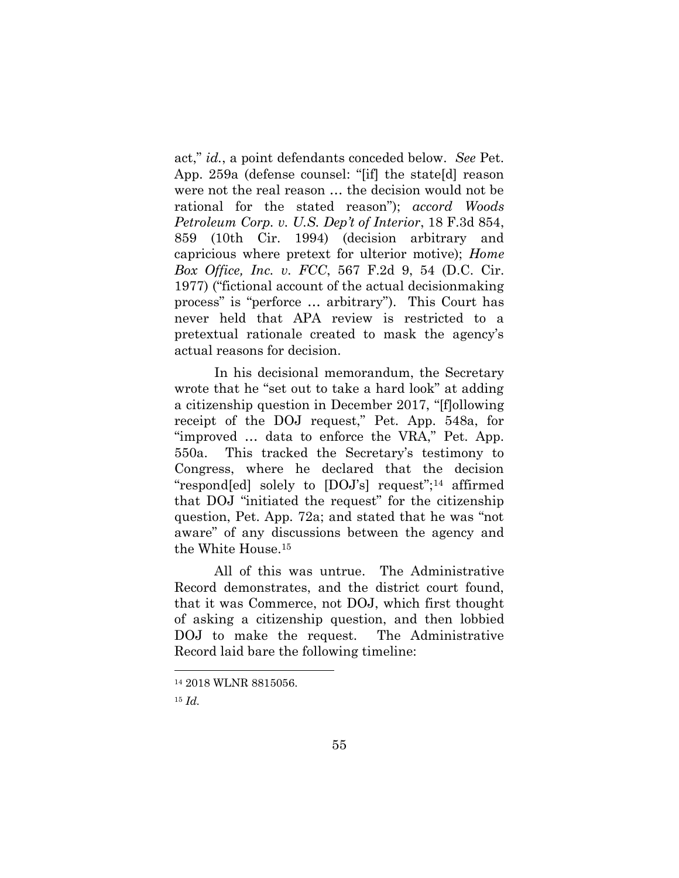act," *id.*, a point defendants conceded below. *See* Pet. App. 259a (defense counsel: "[if] the state[d] reason were not the real reason … the decision would not be rational for the stated reason"); *accord Woods Petroleum Corp. v. U.S. Dep't of Interior*, 18 F.3d 854, 859 (10th Cir. 1994) (decision arbitrary and capricious where pretext for ulterior motive); *Home Box Office, Inc. v. FCC*, 567 F.2d 9, 54 (D.C. Cir. 1977) ("fictional account of the actual decisionmaking process" is "perforce … arbitrary"). This Court has never held that APA review is restricted to a pretextual rationale created to mask the agency's actual reasons for decision.

In his decisional memorandum, the Secretary wrote that he "set out to take a hard look" at adding a citizenship question in December 2017, "[f]ollowing receipt of the DOJ request," Pet. App. 548a, for "improved … data to enforce the VRA," Pet. App. 550a. This tracked the Secretary's testimony to Congress, where he declared that the decision "respond[ed] solely to [DOJ's] request";[14] affirmed that DOJ "initiated the request" for the citizenship question, Pet. App. 72a; and stated that he was "not aware" of any discussions between the agency and the White House.[15]

All of this was untrue. The Administrative Record demonstrates, and the district court found, that it was Commerce, not DOJ, which first thought of asking a citizenship question, and then lobbied DOJ to make the request. The Administrative Record laid bare the following timeline:

---

[14] 2018 WLNR 8815056.

[15] *Id.*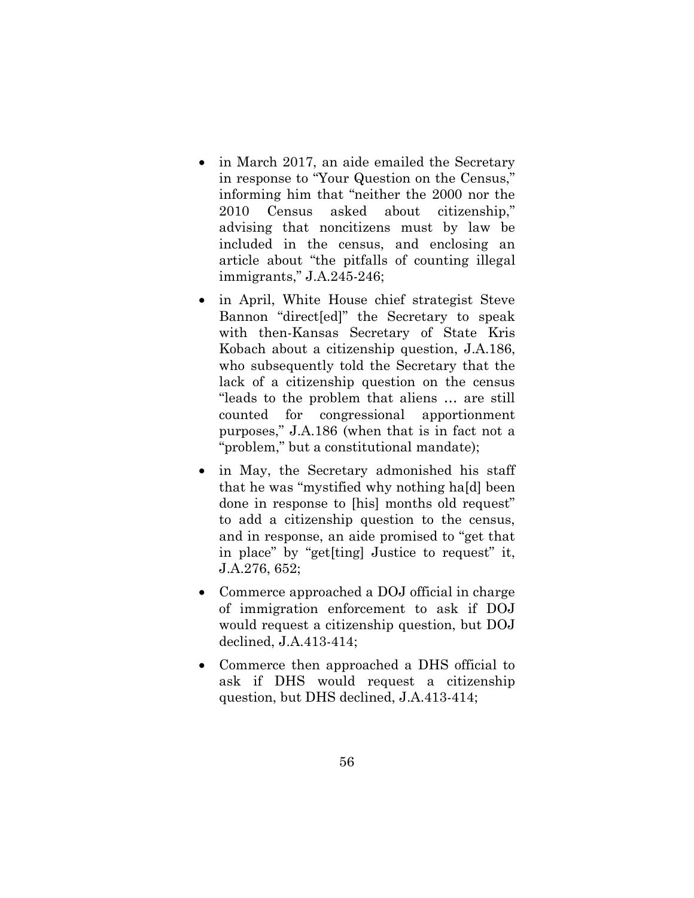- in March 2017, an aide emailed the Secretary in response to "Your Question on the Census," informing him that "neither the 2000 nor the 2010 Census asked about citizenship," advising that noncitizens must by law be included in the census, and enclosing an article about "the pitfalls of counting illegal immigrants," J.A.245-246;

- in April, White House chief strategist Steve Bannon "direct[ed]" the Secretary to speak with then-Kansas Secretary of State Kris Kobach about a citizenship question, J.A.186, who subsequently told the Secretary that the lack of a citizenship question on the census "leads to the problem that aliens … are still counted for congressional apportionment purposes," J.A.186 (when that is in fact not a "problem," but a constitutional mandate);

- in May, the Secretary admonished his staff that he was "mystified why nothing ha[d] been done in response to [his] months old request" to add a citizenship question to the census, and in response, an aide promised to "get that in place" by "get[ting] Justice to request" it, J.A.276, 652;

- Commerce approached a DOJ official in charge of immigration enforcement to ask if DOJ would request a citizenship question, but DOJ declined, J.A.413-414;

- Commerce then approached a DHS official to ask if DHS would request a citizenship question, but DHS declined, J.A.413-414;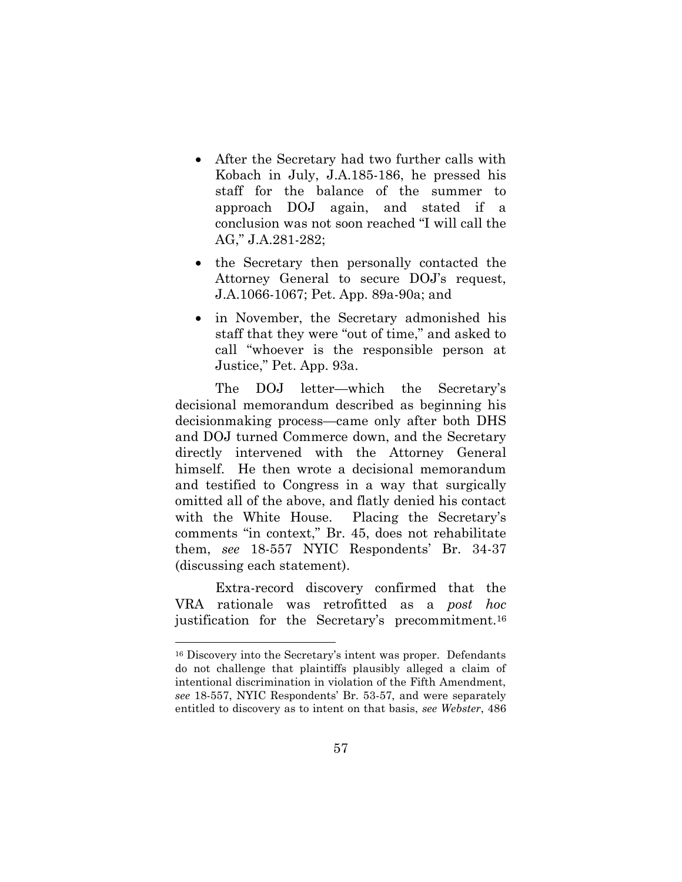- After the Secretary had two further calls with Kobach in July, J.A.185-186, he pressed his staff for the balance of the summer to approach DOJ again, and stated if a conclusion was not soon reached "I will call the AG," J.A.281-282;
- the Secretary then personally contacted the Attorney General to secure DOJ's request, J.A.1066-1067; Pet. App. 89a-90a; and
- in November, the Secretary admonished his staff that they were "out of time," and asked to call "whoever is the responsible person at Justice," Pet. App. 93a.

The DOJ letter—which the Secretary's decisional memorandum described as beginning his decisionmaking process—came only after both DHS and DOJ turned Commerce down, and the Secretary directly intervened with the Attorney General himself. He then wrote a decisional memorandum and testified to Congress in a way that surgically omitted all of the above, and flatly denied his contact with the White House. Placing the Secretary's comments "in context," Br. 45, does not rehabilitate them, *see* 18-557 NYIC Respondents' Br. 34-37 (discussing each statement).

Extra-record discovery confirmed that the VRA rationale was retrofitted as a *post hoc* justification for the Secretary's precommitment.[16]

---

[16] Discovery into the Secretary's intent was proper. Defendants do not challenge that plaintiffs plausibly alleged a claim of intentional discrimination in violation of the Fifth Amendment, *see* 18-557, NYIC Respondents' Br. 53-57, and were separately entitled to discovery as to intent on that basis, *see Webster*, 486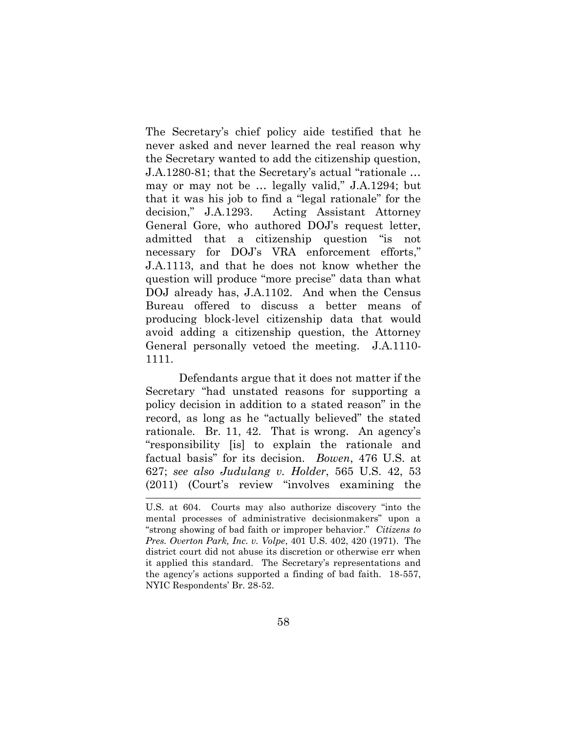The Secretary's chief policy aide testified that he never asked and never learned the real reason why the Secretary wanted to add the citizenship question, J.A.1280-81; that the Secretary's actual "rationale … may or may not be … legally valid," J.A.1294; but that it was his job to find a "legal rationale" for the decision," J.A.1293. Acting Assistant Attorney General Gore, who authored DOJ's request letter, admitted that a citizenship question "is not necessary for DOJ's VRA enforcement efforts," J.A.1113, and that he does not know whether the question will produce "more precise" data than what DOJ already has, J.A.1102. And when the Census Bureau offered to discuss a better means of producing block-level citizenship data that would avoid adding a citizenship question, the Attorney General personally vetoed the meeting. J.A.1110-1111.

Defendants argue that it does not matter if the Secretary "had unstated reasons for supporting a policy decision in addition to a stated reason" in the record, as long as he "actually believed" the stated rationale. Br. 11, 42. That is wrong. An agency's "responsibility [is] to explain the rationale and factual basis" for its decision. *Bowen*, 476 U.S. at 627; *see also Judulang v. Holder*, 565 U.S. 42, 53 (2011) (Court's review "involves examining the

---

U.S. at 604. Courts may also authorize discovery "into the mental processes of administrative decisionmakers" upon a "strong showing of bad faith or improper behavior." *Citizens to Pres. Overton Park, Inc. v. Volpe*, 401 U.S. 402, 420 (1971). The district court did not abuse its discretion or otherwise err when it applied this standard. The Secretary's representations and the agency's actions supported a finding of bad faith. 18-557, NYIC Respondents' Br. 28-52.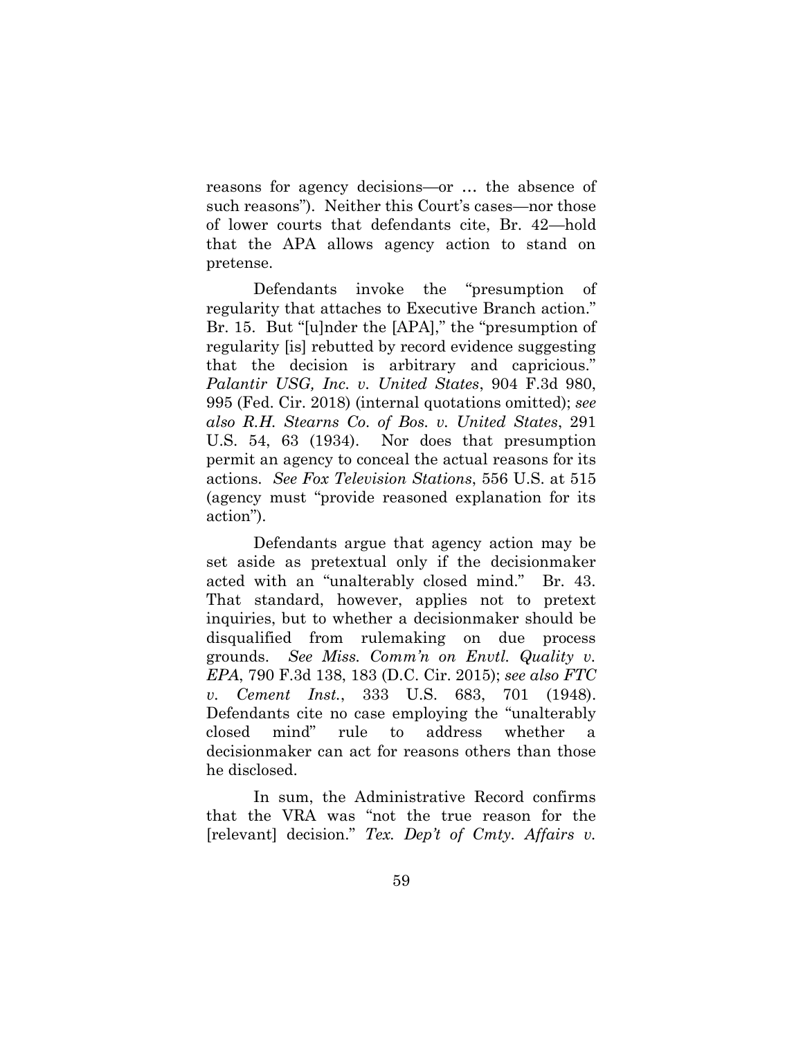reasons for agency decisions—or … the absence of such reasons"). Neither this Court's cases—nor those of lower courts that defendants cite, Br. 42—hold that the APA allows agency action to stand on pretense.

Defendants invoke the "presumption of regularity that attaches to Executive Branch action." Br. 15. But "[u]nder the [APA]," the "presumption of regularity [is] rebutted by record evidence suggesting that the decision is arbitrary and capricious." *Palantir USG, Inc. v. United States*, 904 F.3d 980, 995 (Fed. Cir. 2018) (internal quotations omitted); *see also R.H. Stearns Co. of Bos. v. United States*, 291 U.S. 54, 63 (1934). Nor does that presumption permit an agency to conceal the actual reasons for its actions. *See Fox Television Stations*, 556 U.S. at 515 (agency must "provide reasoned explanation for its action").

Defendants argue that agency action may be set aside as pretextual only if the decisionmaker acted with an "unalterably closed mind." Br. 43. That standard, however, applies not to pretext inquiries, but to whether a decisionmaker should be disqualified from rulemaking on due process grounds. *See Miss. Comm'n on Envtl. Quality v. EPA*, 790 F.3d 138, 183 (D.C. Cir. 2015); *see also FTC v. Cement Inst.*, 333 U.S. 683, 701 (1948). Defendants cite no case employing the "unalterably closed mind" rule to address whether a decisionmaker can act for reasons others than those he disclosed.

In sum, the Administrative Record confirms that the VRA was "not the true reason for the [relevant] decision." *Tex. Dep't of Cmty. Affairs v.*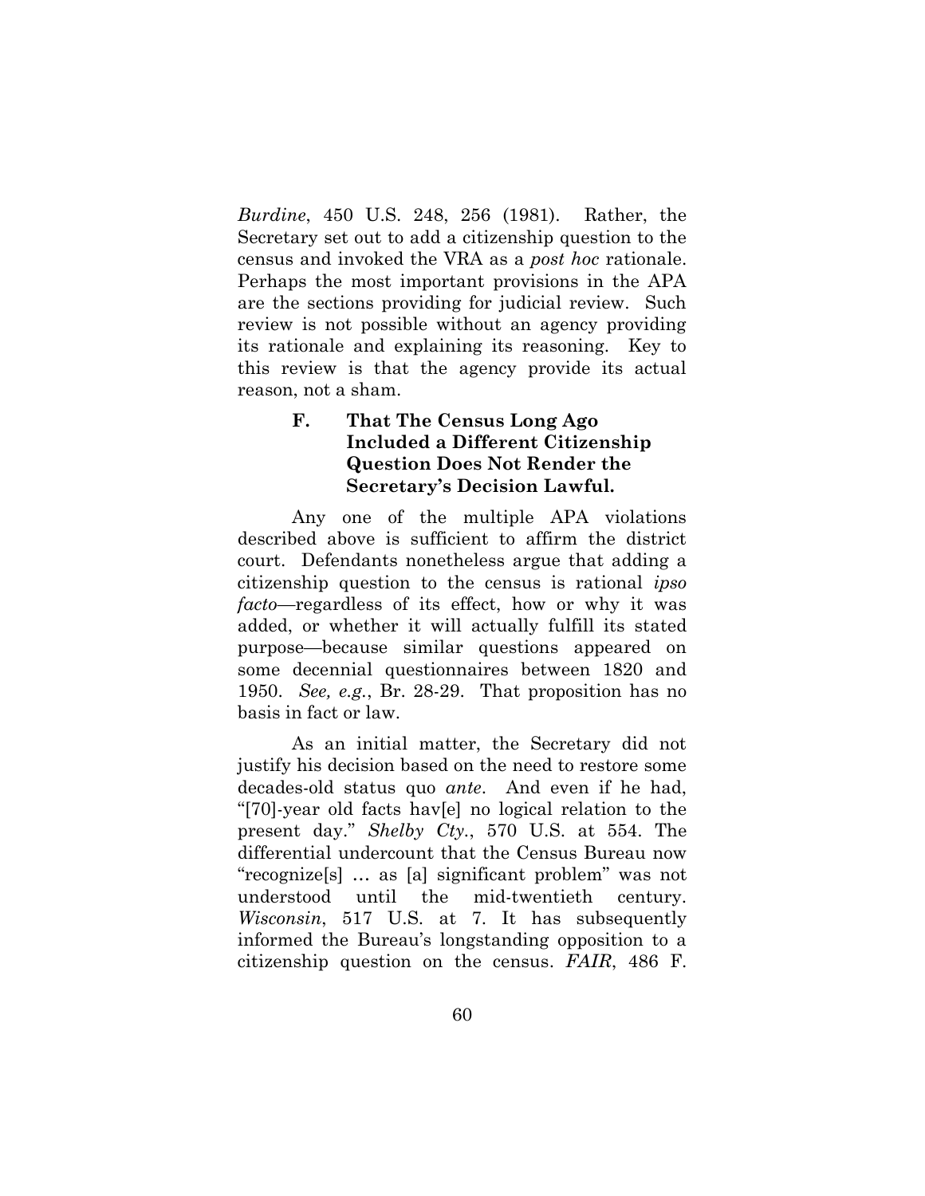*Burdine*, 450 U.S. 248, 256 (1981). Rather, the Secretary set out to add a citizenship question to the census and invoked the VRA as a *post hoc* rationale. Perhaps the most important provisions in the APA are the sections providing for judicial review. Such review is not possible without an agency providing its rationale and explaining its reasoning. Key to this review is that the agency provide its actual reason, not a sham.

### F. That The Census Long Ago Included a Different Citizenship Question Does Not Render the Secretary's Decision Lawful.

Any one of the multiple APA violations described above is sufficient to affirm the district court. Defendants nonetheless argue that adding a citizenship question to the census is rational *ipso facto*—regardless of its effect, how or why it was added, or whether it will actually fulfill its stated purpose—because similar questions appeared on some decennial questionnaires between 1820 and 1950. *See, e.g.*, Br. 28-29. That proposition has no basis in fact or law.

As an initial matter, the Secretary did not justify his decision based on the need to restore some decades-old status quo *ante*. And even if he had, "[70]-year old facts hav[e] no logical relation to the present day." *Shelby Cty.*, 570 U.S. at 554. The differential undercount that the Census Bureau now "recognize[s] … as [a] significant problem" was not understood until the mid-twentieth century. *Wisconsin*, 517 U.S. at 7. It has subsequently informed the Bureau's longstanding opposition to a citizenship question on the census. *FAIR*, 486 F.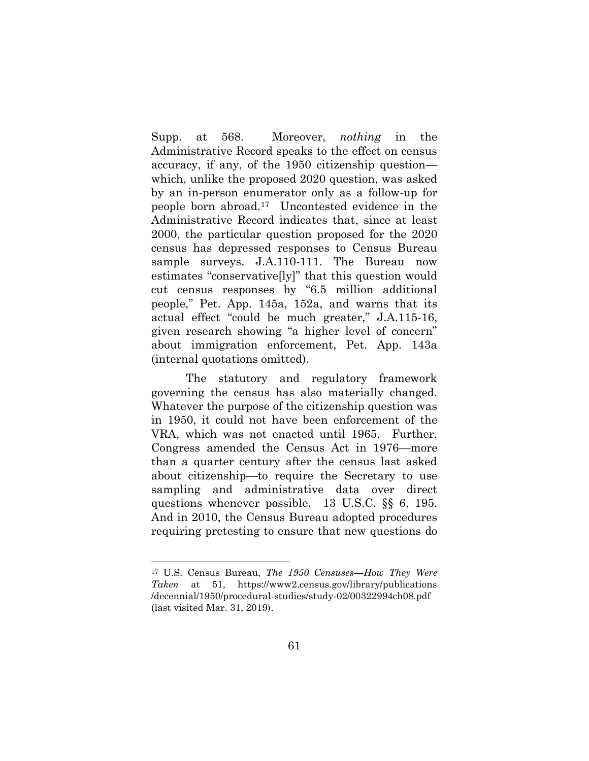Supp. at 568. Moreover, *nothing* in the Administrative Record speaks to the effect on census accuracy, if any, of the 1950 citizenship question—which, unlike the proposed 2020 question, was asked by an in-person enumerator only as a follow-up for people born abroad.[17] Uncontested evidence in the Administrative Record indicates that, since at least 2000, the particular question proposed for the 2020 census has depressed responses to Census Bureau sample surveys. J.A.110-111. The Bureau now estimates "conservative[ly]" that this question would cut census responses by "6.5 million additional people," Pet. App. 145a, 152a, and warns that its actual effect "could be much greater," J.A.115-16, given research showing "a higher level of concern" about immigration enforcement, Pet. App. 143a (internal quotations omitted).

The statutory and regulatory framework governing the census has also materially changed. Whatever the purpose of the citizenship question was in 1950, it could not have been enforcement of the VRA, which was not enacted until 1965. Further, Congress amended the Census Act in 1976—more than a quarter century after the census last asked about citizenship—to require the Secretary to use sampling and administrative data over direct questions whenever possible. 13 U.S.C. §§ 6, 195. And in 2010, the Census Bureau adopted procedures requiring pretesting to ensure that new questions do

---

[17] U.S. Census Bureau, *The 1950 Censuses—How They Were Taken* at 51, https://www2.census.gov/library/publications/decennial/1950/procedural-studies/study-02/00322994ch08.pdf (last visited Mar. 31, 2019).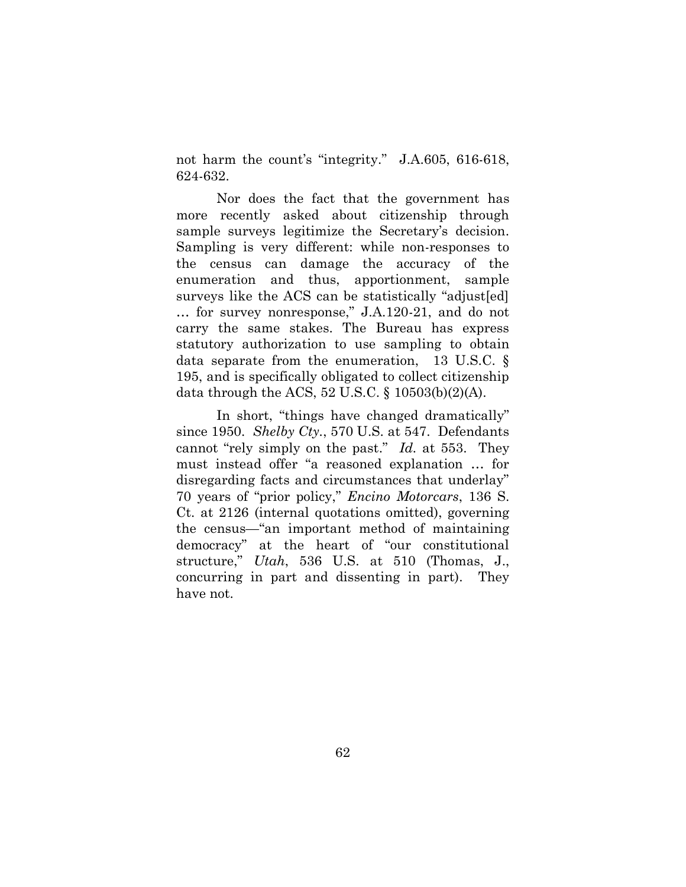not harm the count's "integrity." J.A.605, 616-618, 624-632.

Nor does the fact that the government has more recently asked about citizenship through sample surveys legitimize the Secretary's decision. Sampling is very different: while non-responses to the census can damage the accuracy of the enumeration and thus, apportionment, sample surveys like the ACS can be statistically "adjust[ed] … for survey nonresponse," J.A.120-21, and do not carry the same stakes. The Bureau has express statutory authorization to use sampling to obtain data separate from the enumeration, 13 U.S.C. § 195, and is specifically obligated to collect citizenship data through the ACS, 52 U.S.C. § 10503(b)(2)(A).

In short, "things have changed dramatically" since 1950. *Shelby Cty.*, 570 U.S. at 547. Defendants cannot "rely simply on the past." *Id.* at 553. They must instead offer "a reasoned explanation … for disregarding facts and circumstances that underlay" 70 years of "prior policy," *Encino Motorcars*, 136 S. Ct. at 2126 (internal quotations omitted), governing the census—"an important method of maintaining democracy" at the heart of "our constitutional structure," *Utah*, 536 U.S. at 510 (Thomas, J., concurring in part and dissenting in part). They have not.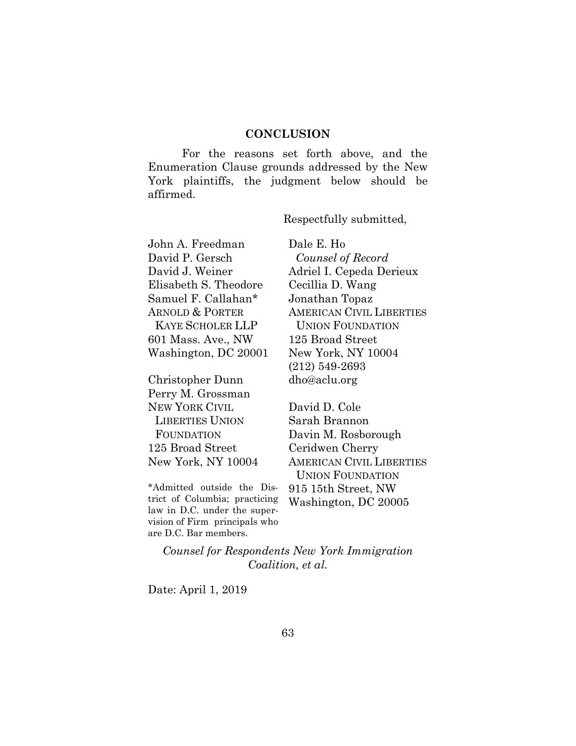## CONCLUSION

For the reasons set forth above, and the Enumeration Clause grounds addressed by the New York plaintiffs, the judgment below should be affirmed.

Respectfully submitted,

John A. Freedman
David P. Gersch
David J. Weiner
Elisabeth S. Theodore
Samuel F. Callahan*
ARNOLD & PORTER KAYE SCHOLER LLP
601 Mass. Ave., NW
Washington, DC 20001

Christopher Dunn
Perry M. Grossman
NEW YORK CIVIL LIBERTIES UNION FOUNDATION
125 Broad Street
New York, NY 10004

*Admitted outside the District of Columbia; practicing law in D.C. under the supervision of Firm principals who are D.C. Bar members.

Dale E. Ho
*Counsel of Record*
Adriel I. Cepeda Derieux
Cecillia D. Wang
Jonathan Topaz
AMERICAN CIVIL LIBERTIES UNION FOUNDATION
125 Broad Street
New York, NY 10004
(212) 549-2693
dho@aclu.org

David D. Cole
Sarah Brannon
Davin M. Rosborough
Ceridwen Cherry
AMERICAN CIVIL LIBERTIES UNION FOUNDATION
915 15th Street, NW
Washington, DC 20005

*Counsel for Respondents New York Immigration Coalition, et al.*

Date: April 1, 2019